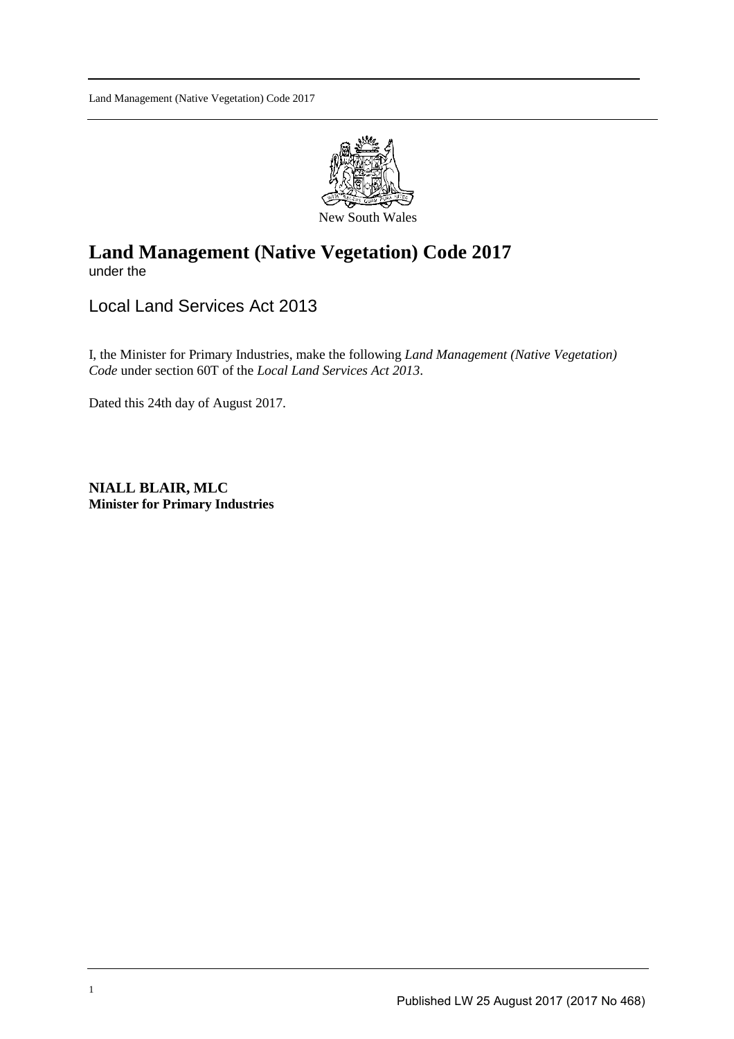New South Wales

# Land Management (Native Vegetation) Code 2017

under the

## Local Land Services Act 2013

I, the Minister for Primary Industries, make the following *Land Management (Native Vegetation) Code* under section 60T of the *Local Land Services Act 2013*.

Dated this 24th day of August 2017.

**NIALL BLAIR, MLC**
**Minister for Primary Industries**

Published LW 25 August 2017 (2017 No 468)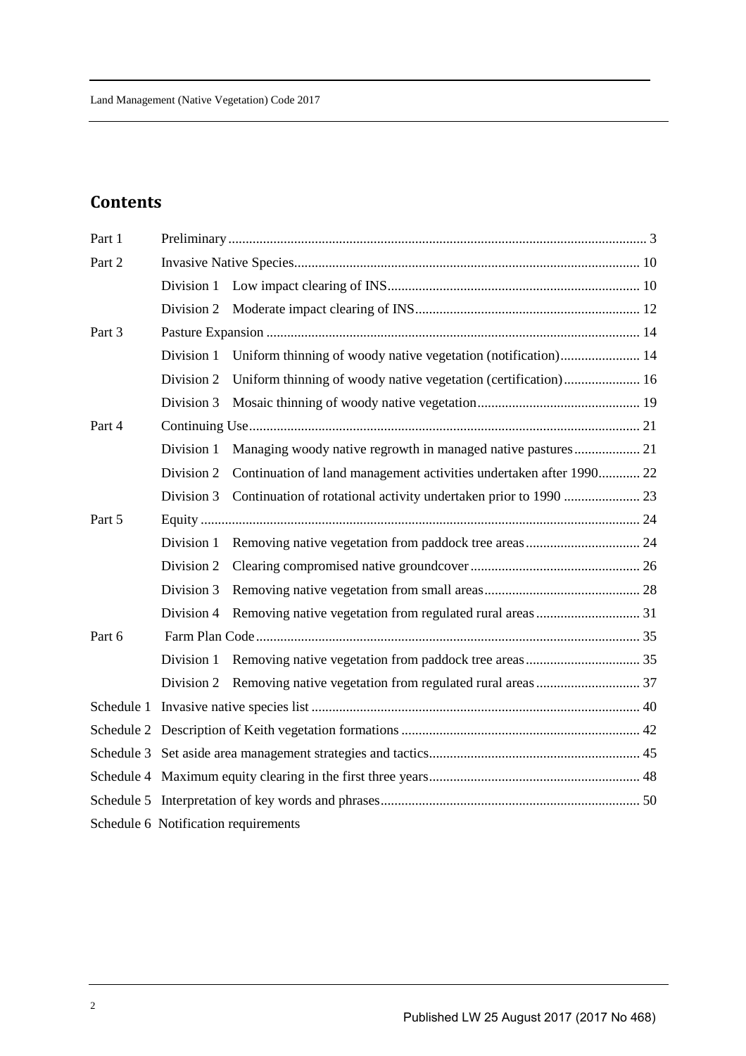## Contents

| | | |
|---|---|---|
| Part 1 | Preliminary | 3 |
| Part 2 | Invasive Native Species | 10 |
| | Division 1 Low impact clearing of INS | 10 |
| | Division 2 Moderate impact clearing of INS | 12 |
| Part 3 | Pasture Expansion | 14 |
| | Division 1 Uniform thinning of woody native vegetation (notification) | 14 |
| | Division 2 Uniform thinning of woody native vegetation (certification) | 16 |
| | Division 3 Mosaic thinning of woody native vegetation | 19 |
| Part 4 | Continuing Use | 21 |
| | Division 1 Managing woody native regrowth in managed native pastures | 21 |
| | Division 2 Continuation of land management activities undertaken after 1990 | 22 |
| | Division 3 Continuation of rotational activity undertaken prior to 1990 | 23 |
| Part 5 | Equity | 24 |
| | Division 1 Removing native vegetation from paddock tree areas | 24 |
| | Division 2 Clearing compromised native groundcover | 26 |
| | Division 3 Removing native vegetation from small areas | 28 |
| | Division 4 Removing native vegetation from regulated rural areas | 31 |
| Part 6 | Farm Plan Code | 35 |
| | Division 1 Removing native vegetation from paddock tree areas | 35 |
| | Division 2 Removing native vegetation from regulated rural areas | 37 |
| Schedule 1 | Invasive native species list | 40 |
| Schedule 2 | Description of Keith vegetation formations | 42 |
| Schedule 3 | Set aside area management strategies and tactics | 45 |
| Schedule 4 | Maximum equity clearing in the first three years | 48 |
| Schedule 5 | Interpretation of key words and phrases | 50 |
| Schedule 6 | Notification requirements | |

Published LW 25 August 2017 (2017 No 468)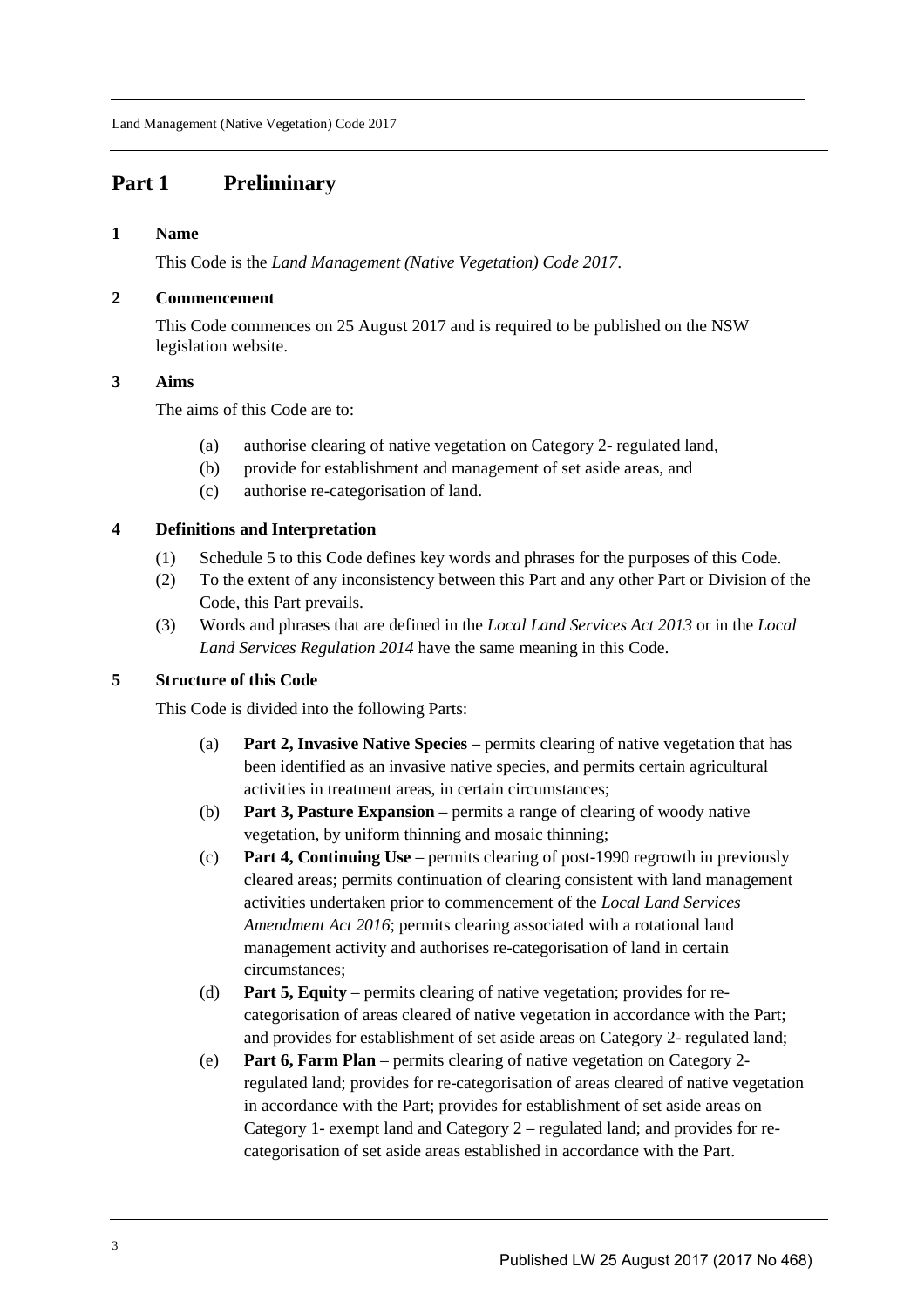# Part 1 Preliminary

## 1 Name

This Code is the *Land Management (Native Vegetation) Code 2017*.

## 2 Commencement

This Code commences on 25 August 2017 and is required to be published on the NSW legislation website.

## 3 Aims

The aims of this Code are to:

- (a) authorise clearing of native vegetation on Category 2- regulated land,
- (b) provide for establishment and management of set aside areas, and
- (c) authorise re-categorisation of land.

## 4 Definitions and Interpretation

- (1) Schedule 5 to this Code defines key words and phrases for the purposes of this Code.
- (2) To the extent of any inconsistency between this Part and any other Part or Division of the Code, this Part prevails.
- (3) Words and phrases that are defined in the *Local Land Services Act 2013* or in the *Local Land Services Regulation 2014* have the same meaning in this Code.

## 5 Structure of this Code

This Code is divided into the following Parts:

- (a) **Part 2, Invasive Native Species** – permits clearing of native vegetation that has been identified as an invasive native species, and permits certain agricultural activities in treatment areas, in certain circumstances;
- (b) **Part 3, Pasture Expansion** – permits a range of clearing of woody native vegetation, by uniform thinning and mosaic thinning;
- (c) **Part 4, Continuing Use** – permits clearing of post-1990 regrowth in previously cleared areas; permits continuation of clearing consistent with land management activities undertaken prior to commencement of the *Local Land Services Amendment Act 2016*; permits clearing associated with a rotational land management activity and authorises re-categorisation of land in certain circumstances;
- (d) **Part 5, Equity** – permits clearing of native vegetation; provides for re-categorisation of areas cleared of native vegetation in accordance with the Part; and provides for establishment of set aside areas on Category 2- regulated land;
- (e) **Part 6, Farm Plan** – permits clearing of native vegetation on Category 2- regulated land; provides for re-categorisation of areas cleared of native vegetation in accordance with the Part; provides for establishment of set aside areas on Category 1- exempt land and Category 2 – regulated land; and provides for re-categorisation of set aside areas established in accordance with the Part.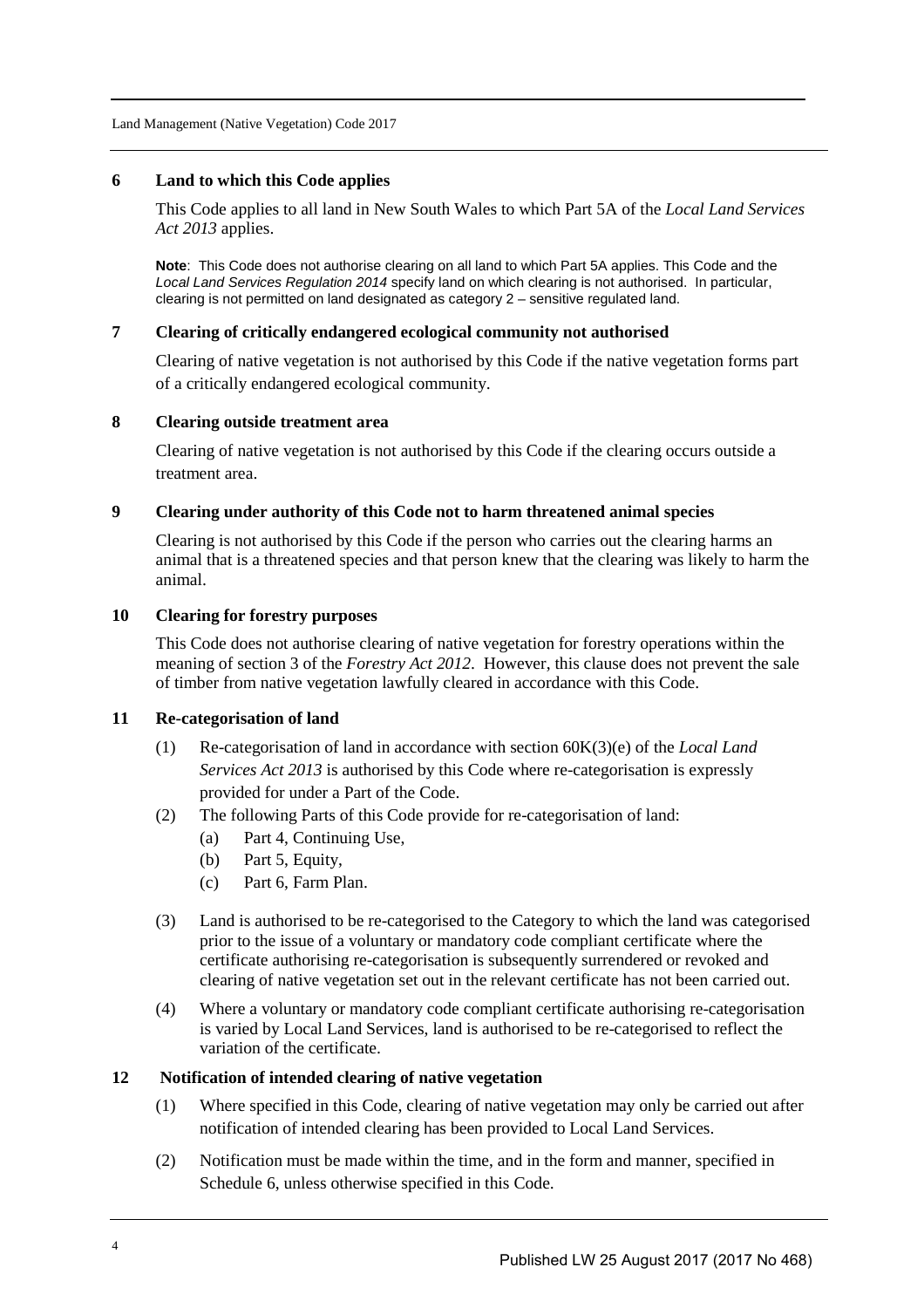## 6 Land to which this Code applies

This Code applies to all land in New South Wales to which Part 5A of the *Local Land Services Act 2013* applies.

**Note**: This Code does not authorise clearing on all land to which Part 5A applies. This Code and the *Local Land Services Regulation 2014* specify land on which clearing is not authorised. In particular, clearing is not permitted on land designated as category 2 – sensitive regulated land.

## 7 Clearing of critically endangered ecological community not authorised

Clearing of native vegetation is not authorised by this Code if the native vegetation forms part of a critically endangered ecological community.

## 8 Clearing outside treatment area

Clearing of native vegetation is not authorised by this Code if the clearing occurs outside a treatment area.

## 9 Clearing under authority of this Code not to harm threatened animal species

Clearing is not authorised by this Code if the person who carries out the clearing harms an animal that is a threatened species and that person knew that the clearing was likely to harm the animal.

## 10 Clearing for forestry purposes

This Code does not authorise clearing of native vegetation for forestry operations within the meaning of section 3 of the *Forestry Act 2012*. However, this clause does not prevent the sale of timber from native vegetation lawfully cleared in accordance with this Code.

## 11 Re-categorisation of land

(1) Re-categorisation of land in accordance with section 60K(3)(e) of the *Local Land Services Act 2013* is authorised by this Code where re-categorisation is expressly provided for under a Part of the Code.

(2) The following Parts of this Code provide for re-categorisation of land:

- (a) Part 4, Continuing Use,
- (b) Part 5, Equity,
- (c) Part 6, Farm Plan.

(3) Land is authorised to be re-categorised to the Category to which the land was categorised prior to the issue of a voluntary or mandatory code compliant certificate where the certificate authorising re-categorisation is subsequently surrendered or revoked and clearing of native vegetation set out in the relevant certificate has not been carried out.

(4) Where a voluntary or mandatory code compliant certificate authorising re-categorisation is varied by Local Land Services, land is authorised to be re-categorised to reflect the variation of the certificate.

## 12 Notification of intended clearing of native vegetation

(1) Where specified in this Code, clearing of native vegetation may only be carried out after notification of intended clearing has been provided to Local Land Services.

(2) Notification must be made within the time, and in the form and manner, specified in Schedule 6, unless otherwise specified in this Code.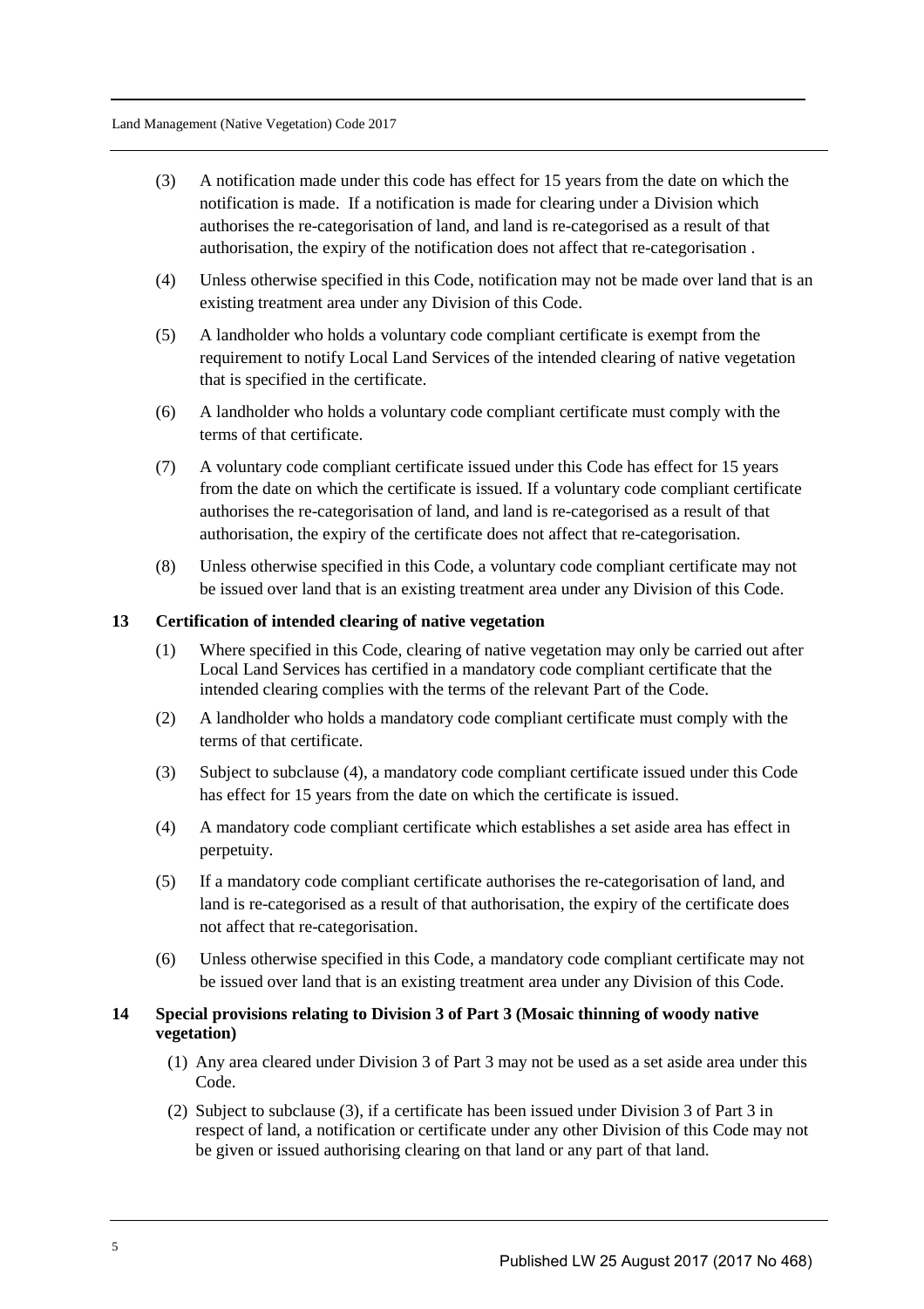(3) A notification made under this code has effect for 15 years from the date on which the notification is made. If a notification is made for clearing under a Division which authorises the re-categorisation of land, and land is re-categorised as a result of that authorisation, the expiry of the notification does not affect that re-categorisation .

(4) Unless otherwise specified in this Code, notification may not be made over land that is an existing treatment area under any Division of this Code.

(5) A landholder who holds a voluntary code compliant certificate is exempt from the requirement to notify Local Land Services of the intended clearing of native vegetation that is specified in the certificate.

(6) A landholder who holds a voluntary code compliant certificate must comply with the terms of that certificate.

(7) A voluntary code compliant certificate issued under this Code has effect for 15 years from the date on which the certificate is issued. If a voluntary code compliant certificate authorises the re-categorisation of land, and land is re-categorised as a result of that authorisation, the expiry of the certificate does not affect that re-categorisation.

(8) Unless otherwise specified in this Code, a voluntary code compliant certificate may not be issued over land that is an existing treatment area under any Division of this Code.

**13 Certification of intended clearing of native vegetation**

(1) Where specified in this Code, clearing of native vegetation may only be carried out after Local Land Services has certified in a mandatory code compliant certificate that the intended clearing complies with the terms of the relevant Part of the Code.

(2) A landholder who holds a mandatory code compliant certificate must comply with the terms of that certificate.

(3) Subject to subclause (4), a mandatory code compliant certificate issued under this Code has effect for 15 years from the date on which the certificate is issued.

(4) A mandatory code compliant certificate which establishes a set aside area has effect in perpetuity.

(5) If a mandatory code compliant certificate authorises the re-categorisation of land, and land is re-categorised as a result of that authorisation, the expiry of the certificate does not affect that re-categorisation.

(6) Unless otherwise specified in this Code, a mandatory code compliant certificate may not be issued over land that is an existing treatment area under any Division of this Code.

**14 Special provisions relating to Division 3 of Part 3 (Mosaic thinning of woody native vegetation)**

(1) Any area cleared under Division 3 of Part 3 may not be used as a set aside area under this Code.

(2) Subject to subclause (3), if a certificate has been issued under Division 3 of Part 3 in respect of land, a notification or certificate under any other Division of this Code may not be given or issued authorising clearing on that land or any part of that land.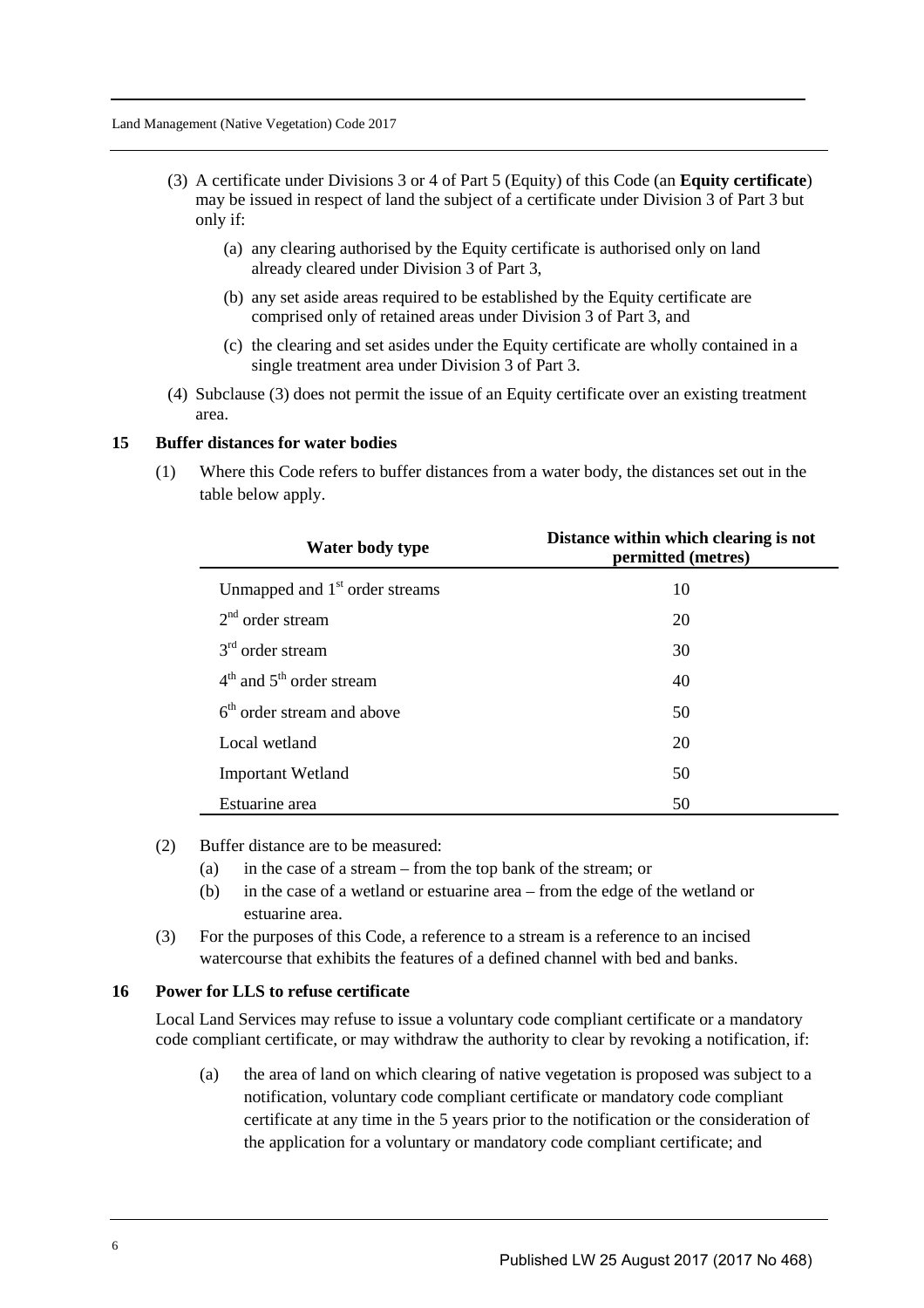(3) A certificate under Divisions 3 or 4 of Part 5 (Equity) of this Code (an **Equity certificate**) may be issued in respect of land the subject of a certificate under Division 3 of Part 3 but only if:

(a) any clearing authorised by the Equity certificate is authorised only on land already cleared under Division 3 of Part 3,

(b) any set aside areas required to be established by the Equity certificate are comprised only of retained areas under Division 3 of Part 3, and

(c) the clearing and set asides under the Equity certificate are wholly contained in a single treatment area under Division 3 of Part 3.

(4) Subclause (3) does not permit the issue of an Equity certificate over an existing treatment area.

## 15 Buffer distances for water bodies

(1) Where this Code refers to buffer distances from a water body, the distances set out in the table below apply.

| Water body type | Distance within which clearing is not permitted (metres) |
| --- | --- |
| Unmapped and 1st order streams | 10 |
| 2nd order stream | 20 |
| 3rd order stream | 30 |
| 4th and 5th order stream | 40 |
| 6th order stream and above | 50 |
| Local wetland | 20 |
| Important Wetland | 50 |
| Estuarine area | 50 |

(2) Buffer distance are to be measured:

(a) in the case of a stream – from the top bank of the stream; or

(b) in the case of a wetland or estuarine area – from the edge of the wetland or estuarine area.

(3) For the purposes of this Code, a reference to a stream is a reference to an incised watercourse that exhibits the features of a defined channel with bed and banks.

## 16 Power for LLS to refuse certificate

Local Land Services may refuse to issue a voluntary code compliant certificate or a mandatory code compliant certificate, or may withdraw the authority to clear by revoking a notification, if:

(a) the area of land on which clearing of native vegetation is proposed was subject to a notification, voluntary code compliant certificate or mandatory code compliant certificate at any time in the 5 years prior to the notification or the consideration of the application for a voluntary or mandatory code compliant certificate; and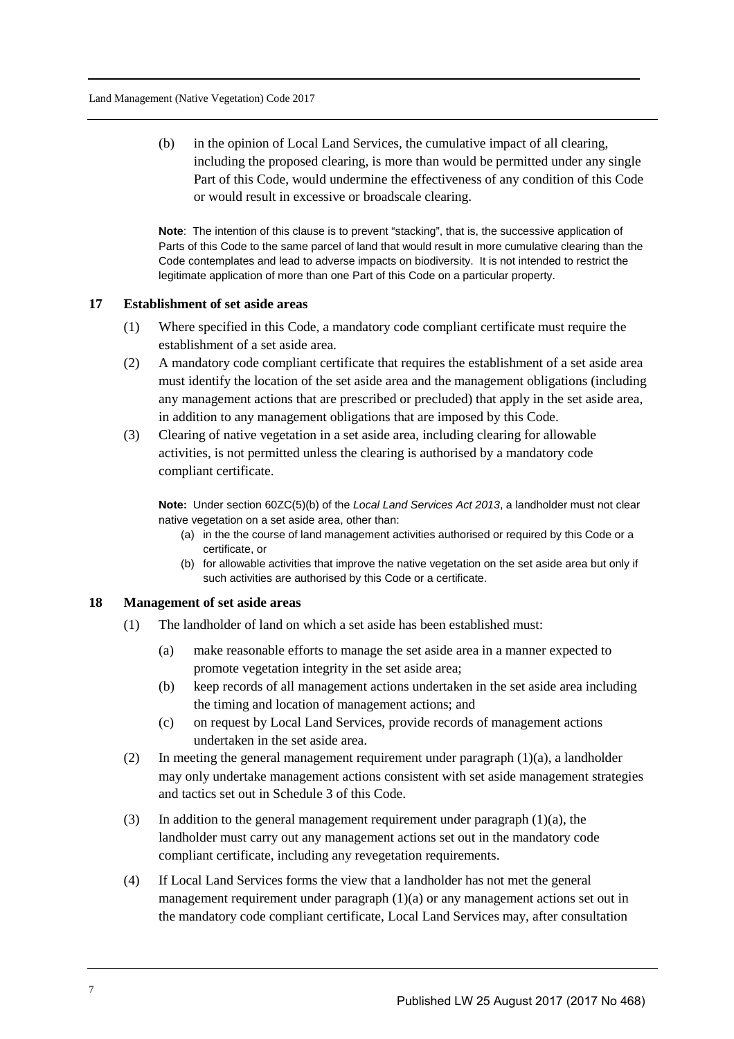(b) in the opinion of Local Land Services, the cumulative impact of all clearing, including the proposed clearing, is more than would be permitted under any single Part of this Code, would undermine the effectiveness of any condition of this Code or would result in excessive or broadscale clearing.

**Note**: The intention of this clause is to prevent "stacking", that is, the successive application of Parts of this Code to the same parcel of land that would result in more cumulative clearing than the Code contemplates and lead to adverse impacts on biodiversity. It is not intended to restrict the legitimate application of more than one Part of this Code on a particular property.

### 17 Establishment of set aside areas

(1) Where specified in this Code, a mandatory code compliant certificate must require the establishment of a set aside area.

(2) A mandatory code compliant certificate that requires the establishment of a set aside area must identify the location of the set aside area and the management obligations (including any management actions that are prescribed or precluded) that apply in the set aside area, in addition to any management obligations that are imposed by this Code.

(3) Clearing of native vegetation in a set aside area, including clearing for allowable activities, is not permitted unless the clearing is authorised by a mandatory code compliant certificate.

**Note:** Under section 60ZC(5)(b) of the *Local Land Services Act 2013*, a landholder must not clear native vegetation on a set aside area, other than:

(a) in the the course of land management activities authorised or required by this Code or a certificate, or

(b) for allowable activities that improve the native vegetation on the set aside area but only if such activities are authorised by this Code or a certificate.

### 18 Management of set aside areas

(1) The landholder of land on which a set aside has been established must:

(a) make reasonable efforts to manage the set aside area in a manner expected to promote vegetation integrity in the set aside area;

(b) keep records of all management actions undertaken in the set aside area including the timing and location of management actions; and

(c) on request by Local Land Services, provide records of management actions undertaken in the set aside area.

(2) In meeting the general management requirement under paragraph (1)(a), a landholder may only undertake management actions consistent with set aside management strategies and tactics set out in Schedule 3 of this Code.

(3) In addition to the general management requirement under paragraph (1)(a), the landholder must carry out any management actions set out in the mandatory code compliant certificate, including any revegetation requirements.

(4) If Local Land Services forms the view that a landholder has not met the general management requirement under paragraph (1)(a) or any management actions set out in the mandatory code compliant certificate, Local Land Services may, after consultation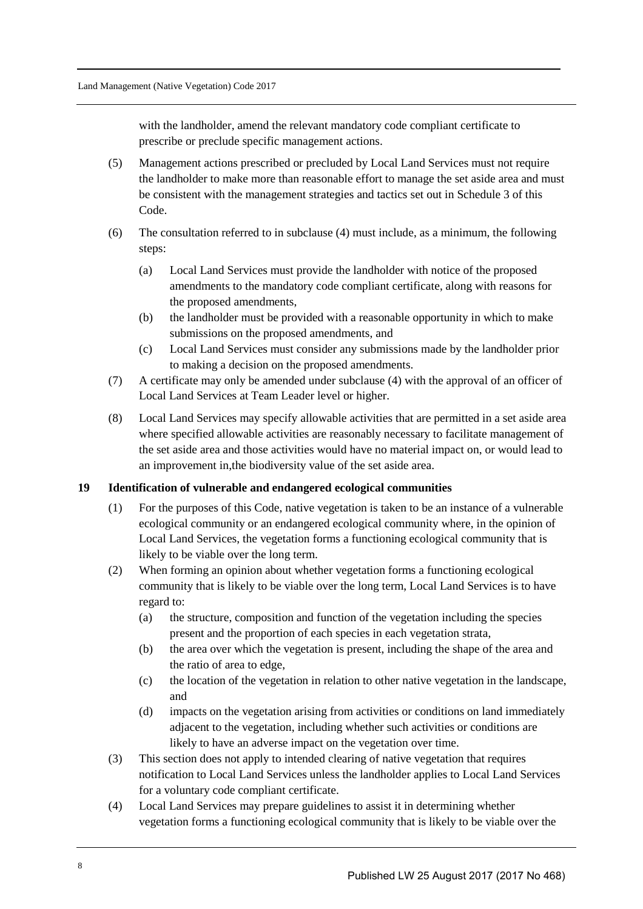with the landholder, amend the relevant mandatory code compliant certificate to prescribe or preclude specific management actions.

(5) Management actions prescribed or precluded by Local Land Services must not require the landholder to make more than reasonable effort to manage the set aside area and must be consistent with the management strategies and tactics set out in Schedule 3 of this Code.

(6) The consultation referred to in subclause (4) must include, as a minimum, the following steps:

(a) Local Land Services must provide the landholder with notice of the proposed amendments to the mandatory code compliant certificate, along with reasons for the proposed amendments,

(b) the landholder must be provided with a reasonable opportunity in which to make submissions on the proposed amendments, and

(c) Local Land Services must consider any submissions made by the landholder prior to making a decision on the proposed amendments.

(7) A certificate may only be amended under subclause (4) with the approval of an officer of Local Land Services at Team Leader level or higher.

(8) Local Land Services may specify allowable activities that are permitted in a set aside area where specified allowable activities are reasonably necessary to facilitate management of the set aside area and those activities would have no material impact on, or would lead to an improvement in,the biodiversity value of the set aside area.

**19 Identification of vulnerable and endangered ecological communities**

(1) For the purposes of this Code, native vegetation is taken to be an instance of a vulnerable ecological community or an endangered ecological community where, in the opinion of Local Land Services, the vegetation forms a functioning ecological community that is likely to be viable over the long term.

(2) When forming an opinion about whether vegetation forms a functioning ecological community that is likely to be viable over the long term, Local Land Services is to have regard to:

(a) the structure, composition and function of the vegetation including the species present and the proportion of each species in each vegetation strata,

(b) the area over which the vegetation is present, including the shape of the area and the ratio of area to edge,

(c) the location of the vegetation in relation to other native vegetation in the landscape, and

(d) impacts on the vegetation arising from activities or conditions on land immediately adjacent to the vegetation, including whether such activities or conditions are likely to have an adverse impact on the vegetation over time.

(3) This section does not apply to intended clearing of native vegetation that requires notification to Local Land Services unless the landholder applies to Local Land Services for a voluntary code compliant certificate.

(4) Local Land Services may prepare guidelines to assist it in determining whether vegetation forms a functioning ecological community that is likely to be viable over the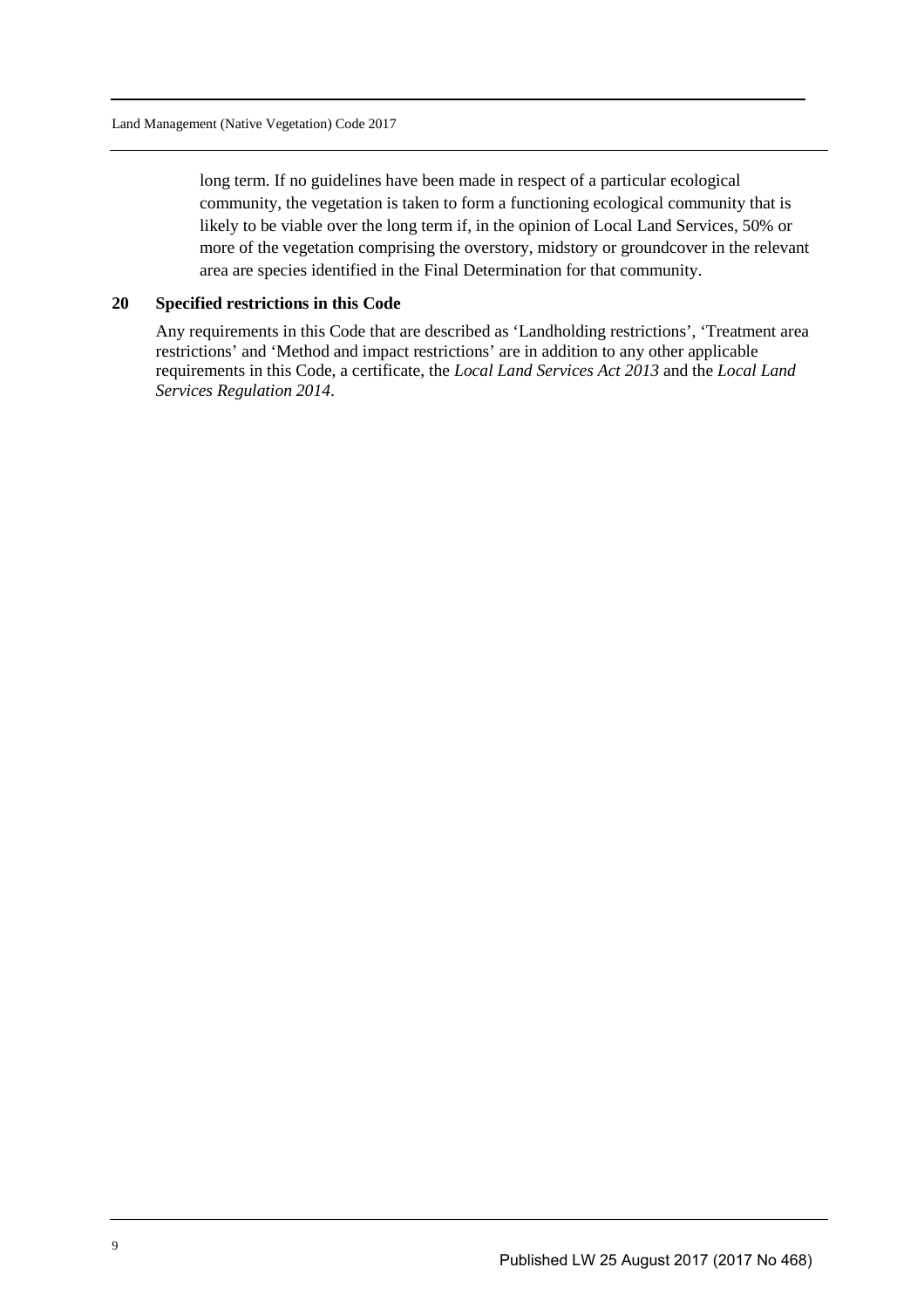long term. If no guidelines have been made in respect of a particular ecological community, the vegetation is taken to form a functioning ecological community that is likely to be viable over the long term if, in the opinion of Local Land Services, 50% or more of the vegetation comprising the overstory, midstory or groundcover in the relevant area are species identified in the Final Determination for that community.

### 20 Specified restrictions in this Code

Any requirements in this Code that are described as 'Landholding restrictions', 'Treatment area restrictions' and 'Method and impact restrictions' are in addition to any other applicable requirements in this Code, a certificate, the *Local Land Services Act 2013* and the *Local Land Services Regulation 2014*.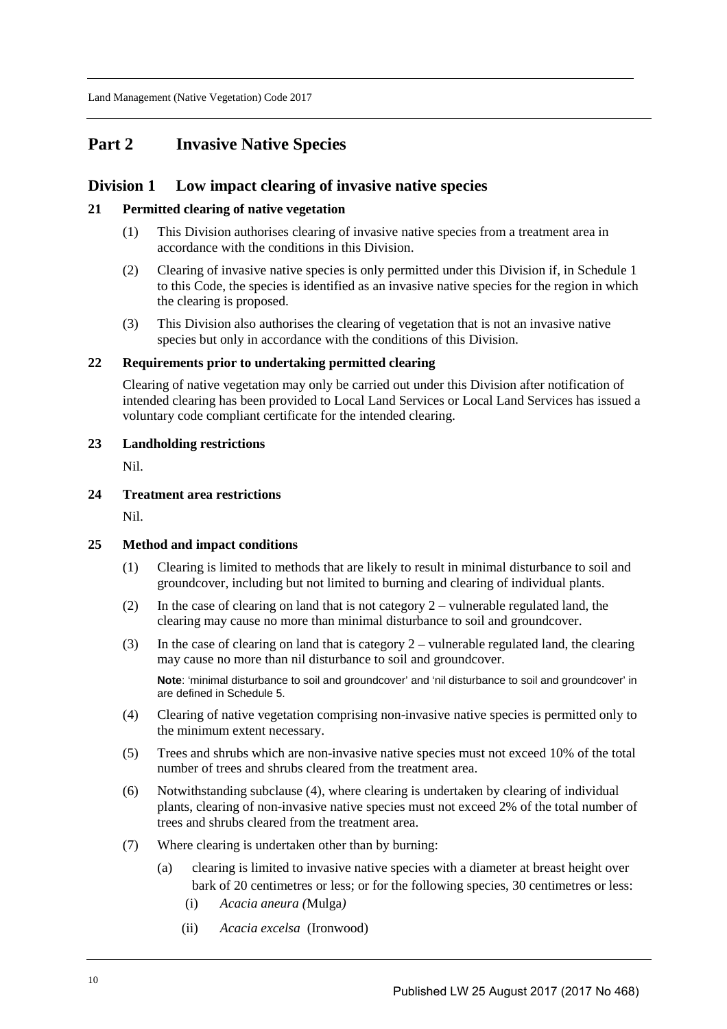# Part 2 Invasive Native Species

## Division 1 Low impact clearing of invasive native species

### 21 Permitted clearing of native vegetation

(1) This Division authorises clearing of invasive native species from a treatment area in accordance with the conditions in this Division.

(2) Clearing of invasive native species is only permitted under this Division if, in Schedule 1 to this Code, the species is identified as an invasive native species for the region in which the clearing is proposed.

(3) This Division also authorises the clearing of vegetation that is not an invasive native species but only in accordance with the conditions of this Division.

### 22 Requirements prior to undertaking permitted clearing

Clearing of native vegetation may only be carried out under this Division after notification of intended clearing has been provided to Local Land Services or Local Land Services has issued a voluntary code compliant certificate for the intended clearing.

### 23 Landholding restrictions

Nil.

### 24 Treatment area restrictions

Nil.

### 25 Method and impact conditions

(1) Clearing is limited to methods that are likely to result in minimal disturbance to soil and groundcover, including but not limited to burning and clearing of individual plants.

(2) In the case of clearing on land that is not category 2 – vulnerable regulated land, the clearing may cause no more than minimal disturbance to soil and groundcover.

(3) In the case of clearing on land that is category 2 – vulnerable regulated land, the clearing may cause no more than nil disturbance to soil and groundcover.

**Note**: 'minimal disturbance to soil and groundcover' and 'nil disturbance to soil and groundcover' in are defined in Schedule 5.

(4) Clearing of native vegetation comprising non-invasive native species is permitted only to the minimum extent necessary.

(5) Trees and shrubs which are non-invasive native species must not exceed 10% of the total number of trees and shrubs cleared from the treatment area.

(6) Notwithstanding subclause (4), where clearing is undertaken by clearing of individual plants, clearing of non-invasive native species must not exceed 2% of the total number of trees and shrubs cleared from the treatment area.

(7) Where clearing is undertaken other than by burning:

(a) clearing is limited to invasive native species with a diameter at breast height over bark of 20 centimetres or less; or for the following species, 30 centimetres or less:

(i) *Acacia aneura (*Mulga*)*

(ii) *Acacia excelsa* (Ironwood)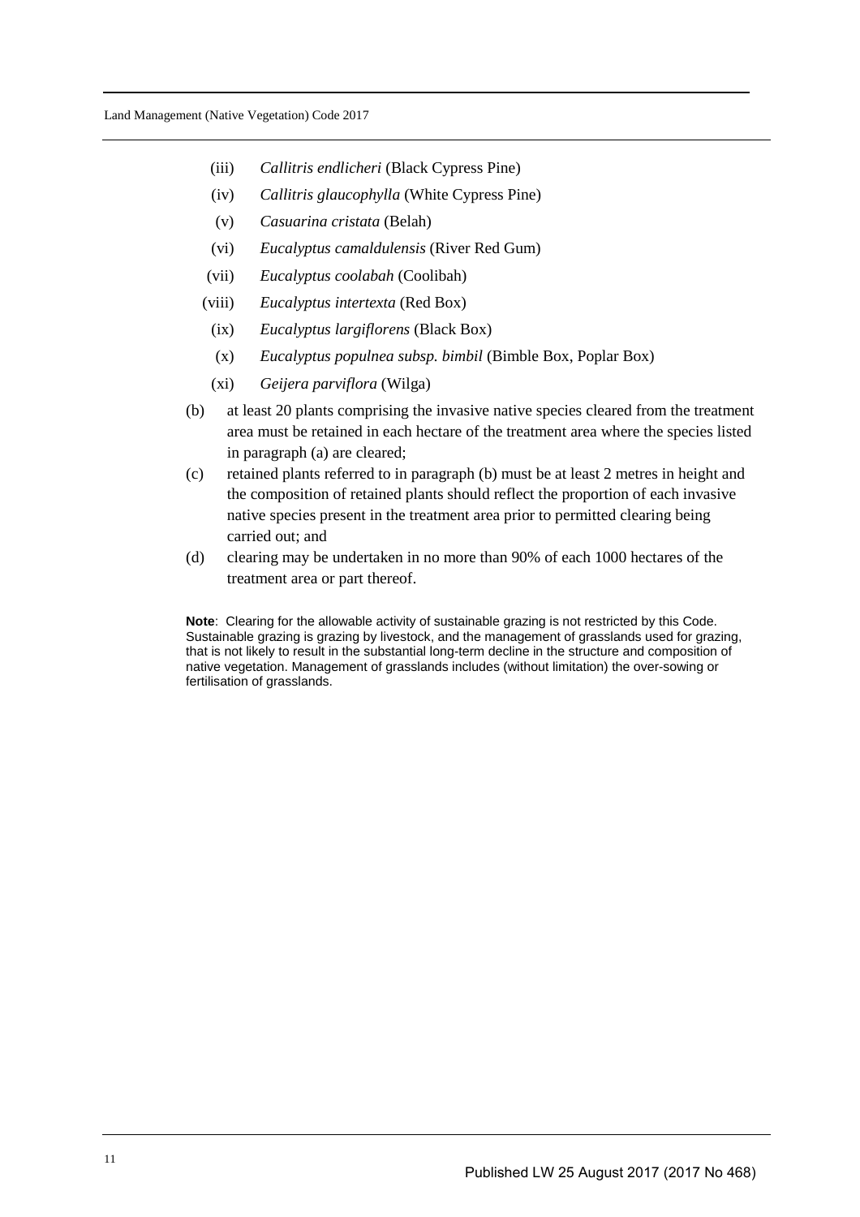(iii) *Callitris endlicheri* (Black Cypress Pine)

(iv) *Callitris glaucophylla* (White Cypress Pine)

(v) *Casuarina cristata* (Belah)

(vi) *Eucalyptus camaldulensis* (River Red Gum)

(vii) *Eucalyptus coolabah* (Coolibah)

(viii) *Eucalyptus intertexta* (Red Box)

(ix) *Eucalyptus largiflorens* (Black Box)

(x) *Eucalyptus populnea subsp. bimbil* (Bimble Box, Poplar Box)

(xi) *Geijera parviflora* (Wilga)

(b) at least 20 plants comprising the invasive native species cleared from the treatment area must be retained in each hectare of the treatment area where the species listed in paragraph (a) are cleared;

(c) retained plants referred to in paragraph (b) must be at least 2 metres in height and the composition of retained plants should reflect the proportion of each invasive native species present in the treatment area prior to permitted clearing being carried out; and

(d) clearing may be undertaken in no more than 90% of each 1000 hectares of the treatment area or part thereof.

**Note**: Clearing for the allowable activity of sustainable grazing is not restricted by this Code. Sustainable grazing is grazing by livestock, and the management of grasslands used for grazing, that is not likely to result in the substantial long-term decline in the structure and composition of native vegetation. Management of grasslands includes (without limitation) the over-sowing or fertilisation of grasslands.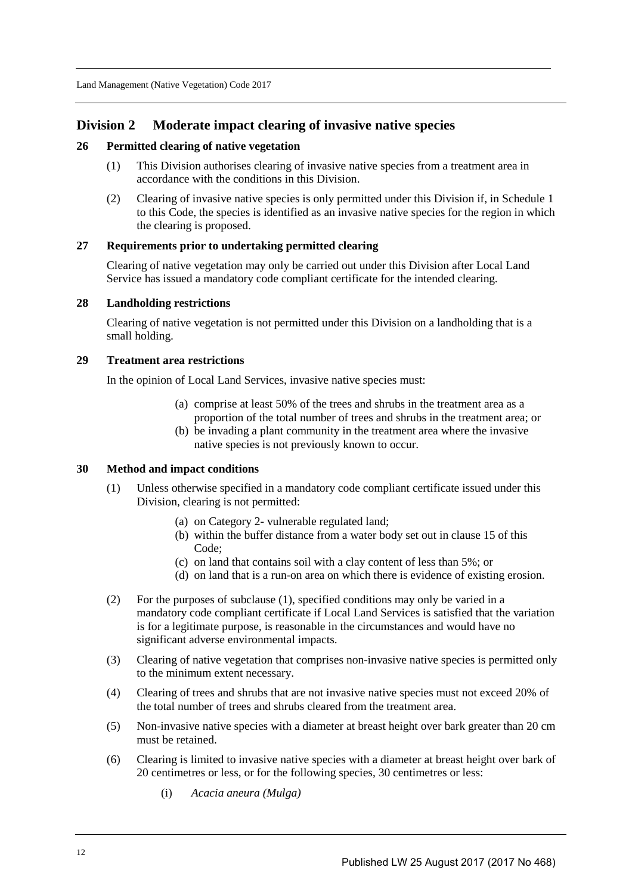## Division 2 Moderate impact clearing of invasive native species

### 26 Permitted clearing of native vegetation

(1) This Division authorises clearing of invasive native species from a treatment area in accordance with the conditions in this Division.

(2) Clearing of invasive native species is only permitted under this Division if, in Schedule 1 to this Code, the species is identified as an invasive native species for the region in which the clearing is proposed.

### 27 Requirements prior to undertaking permitted clearing

Clearing of native vegetation may only be carried out under this Division after Local Land Service has issued a mandatory code compliant certificate for the intended clearing.

### 28 Landholding restrictions

Clearing of native vegetation is not permitted under this Division on a landholding that is a small holding.

### 29 Treatment area restrictions

In the opinion of Local Land Services, invasive native species must:

(a) comprise at least 50% of the trees and shrubs in the treatment area as a proportion of the total number of trees and shrubs in the treatment area; or

(b) be invading a plant community in the treatment area where the invasive native species is not previously known to occur.

### 30 Method and impact conditions

(1) Unless otherwise specified in a mandatory code compliant certificate issued under this Division, clearing is not permitted:

(a) on Category 2- vulnerable regulated land;

(b) within the buffer distance from a water body set out in clause 15 of this Code;

(c) on land that contains soil with a clay content of less than 5%; or

(d) on land that is a run-on area on which there is evidence of existing erosion.

(2) For the purposes of subclause (1), specified conditions may only be varied in a mandatory code compliant certificate if Local Land Services is satisfied that the variation is for a legitimate purpose, is reasonable in the circumstances and would have no significant adverse environmental impacts.

(3) Clearing of native vegetation that comprises non-invasive native species is permitted only to the minimum extent necessary.

(4) Clearing of trees and shrubs that are not invasive native species must not exceed 20% of the total number of trees and shrubs cleared from the treatment area.

(5) Non-invasive native species with a diameter at breast height over bark greater than 20 cm must be retained.

(6) Clearing is limited to invasive native species with a diameter at breast height over bark of 20 centimetres or less, or for the following species, 30 centimetres or less:

(i) *Acacia aneura (Mulga)*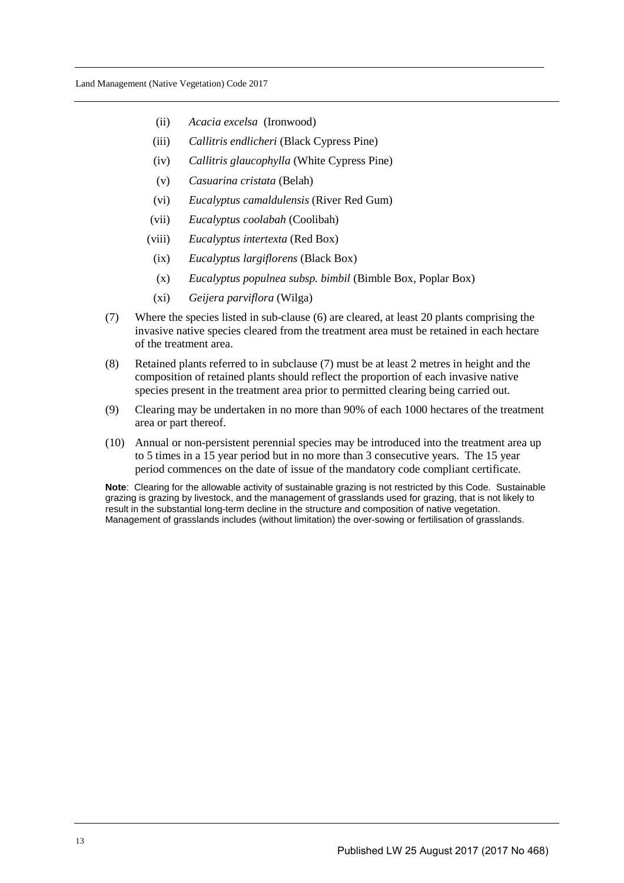(ii) *Acacia excelsa* (Ironwood)

(iii) *Callitris endlicheri* (Black Cypress Pine)

(iv) *Callitris glaucophylla* (White Cypress Pine)

(v) *Casuarina cristata* (Belah)

(vi) *Eucalyptus camaldulensis* (River Red Gum)

(vii) *Eucalyptus coolabah* (Coolibah)

(viii) *Eucalyptus intertexta* (Red Box)

(ix) *Eucalyptus largiflorens* (Black Box)

(x) *Eucalyptus populnea subsp. bimbil* (Bimble Box, Poplar Box)

(xi) *Geijera parviflora* (Wilga)

(7) Where the species listed in sub-clause (6) are cleared, at least 20 plants comprising the invasive native species cleared from the treatment area must be retained in each hectare of the treatment area.

(8) Retained plants referred to in subclause (7) must be at least 2 metres in height and the composition of retained plants should reflect the proportion of each invasive native species present in the treatment area prior to permitted clearing being carried out.

(9) Clearing may be undertaken in no more than 90% of each 1000 hectares of the treatment area or part thereof.

(10) Annual or non-persistent perennial species may be introduced into the treatment area up to 5 times in a 15 year period but in no more than 3 consecutive years. The 15 year period commences on the date of issue of the mandatory code compliant certificate.

**Note**: Clearing for the allowable activity of sustainable grazing is not restricted by this Code. Sustainable grazing is grazing by livestock, and the management of grasslands used for grazing, that is not likely to result in the substantial long-term decline in the structure and composition of native vegetation. Management of grasslands includes (without limitation) the over-sowing or fertilisation of grasslands.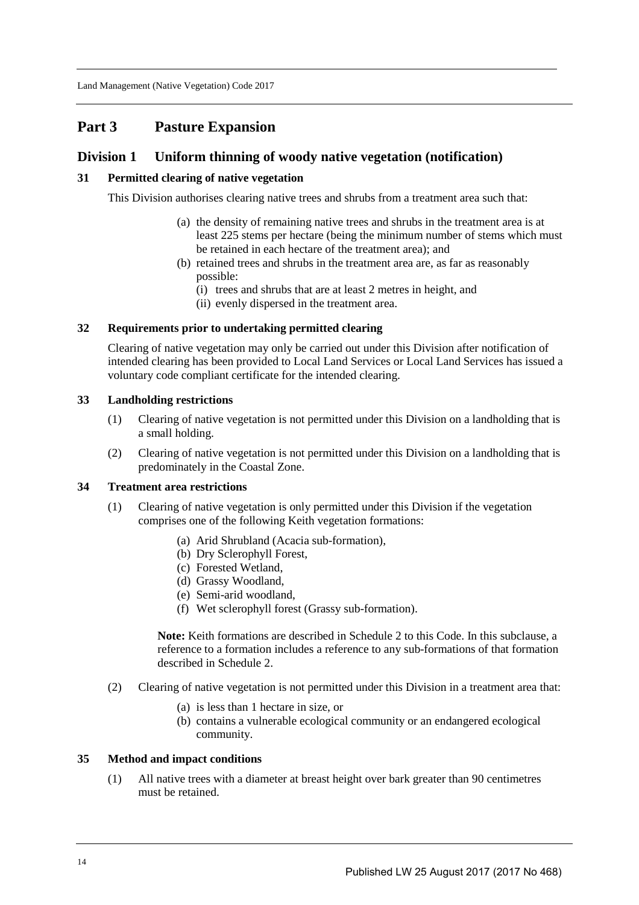# Part 3 Pasture Expansion

## Division 1 Uniform thinning of woody native vegetation (notification)

### 31 Permitted clearing of native vegetation

This Division authorises clearing native trees and shrubs from a treatment area such that:

(a) the density of remaining native trees and shrubs in the treatment area is at least 225 stems per hectare (being the minimum number of stems which must be retained in each hectare of the treatment area); and

(b) retained trees and shrubs in the treatment area are, as far as reasonably possible:

(i) trees and shrubs that are at least 2 metres in height, and

(ii) evenly dispersed in the treatment area.

### 32 Requirements prior to undertaking permitted clearing

Clearing of native vegetation may only be carried out under this Division after notification of intended clearing has been provided to Local Land Services or Local Land Services has issued a voluntary code compliant certificate for the intended clearing.

### 33 Landholding restrictions

(1) Clearing of native vegetation is not permitted under this Division on a landholding that is a small holding.

(2) Clearing of native vegetation is not permitted under this Division on a landholding that is predominately in the Coastal Zone.

### 34 Treatment area restrictions

(1) Clearing of native vegetation is only permitted under this Division if the vegetation comprises one of the following Keith vegetation formations:

(a) Arid Shrubland (Acacia sub-formation),

(b) Dry Sclerophyll Forest,

(c) Forested Wetland,

(d) Grassy Woodland,

(e) Semi-arid woodland,

(f) Wet sclerophyll forest (Grassy sub-formation).

**Note:** Keith formations are described in Schedule 2 to this Code. In this subclause, a reference to a formation includes a reference to any sub-formations of that formation described in Schedule 2.

(2) Clearing of native vegetation is not permitted under this Division in a treatment area that:

(a) is less than 1 hectare in size, or

(b) contains a vulnerable ecological community or an endangered ecological community.

### 35 Method and impact conditions

(1) All native trees with a diameter at breast height over bark greater than 90 centimetres must be retained.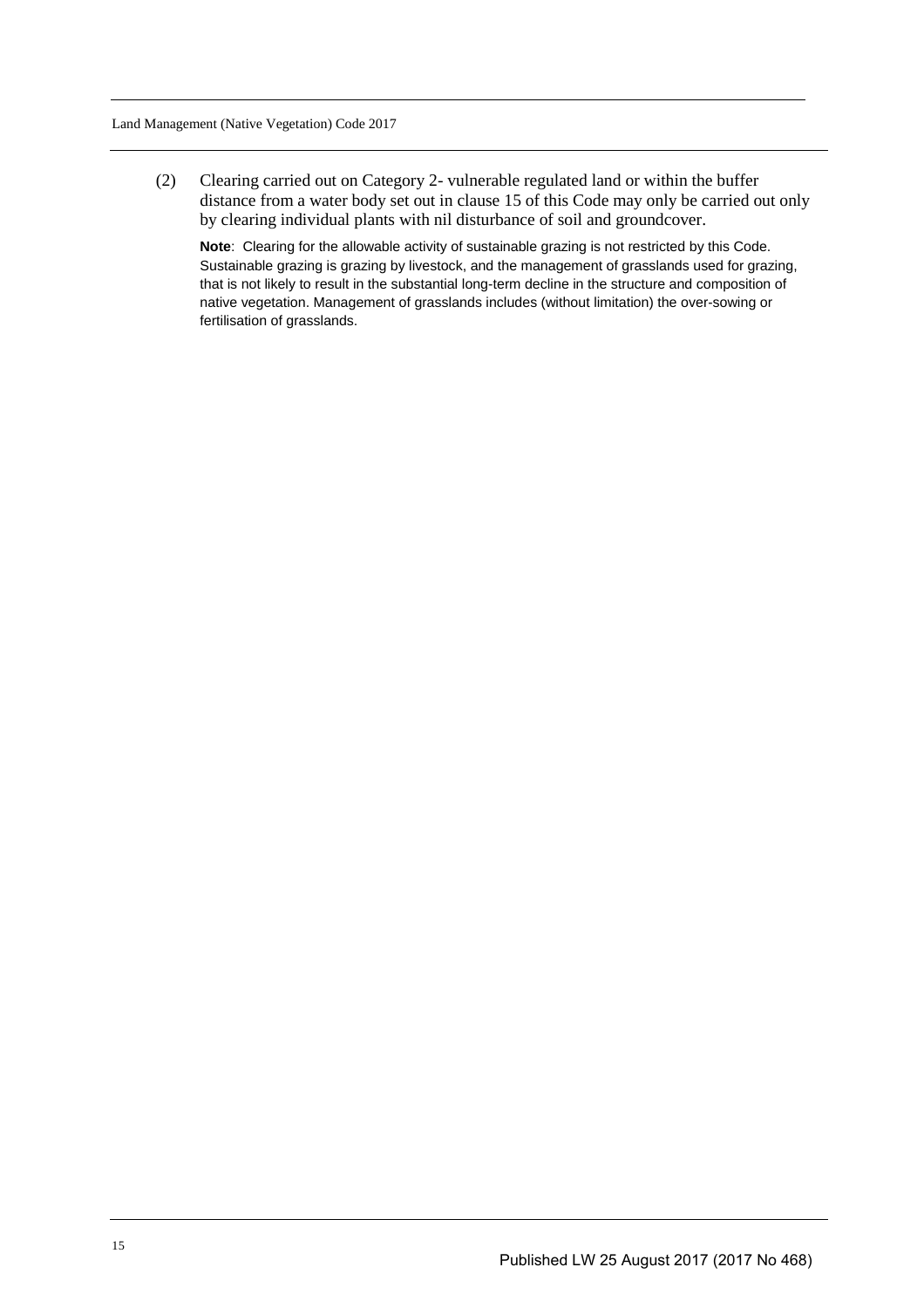(2) Clearing carried out on Category 2- vulnerable regulated land or within the buffer distance from a water body set out in clause 15 of this Code may only be carried out only by clearing individual plants with nil disturbance of soil and groundcover.

**Note**: Clearing for the allowable activity of sustainable grazing is not restricted by this Code. Sustainable grazing is grazing by livestock, and the management of grasslands used for grazing, that is not likely to result in the substantial long-term decline in the structure and composition of native vegetation. Management of grasslands includes (without limitation) the over-sowing or fertilisation of grasslands.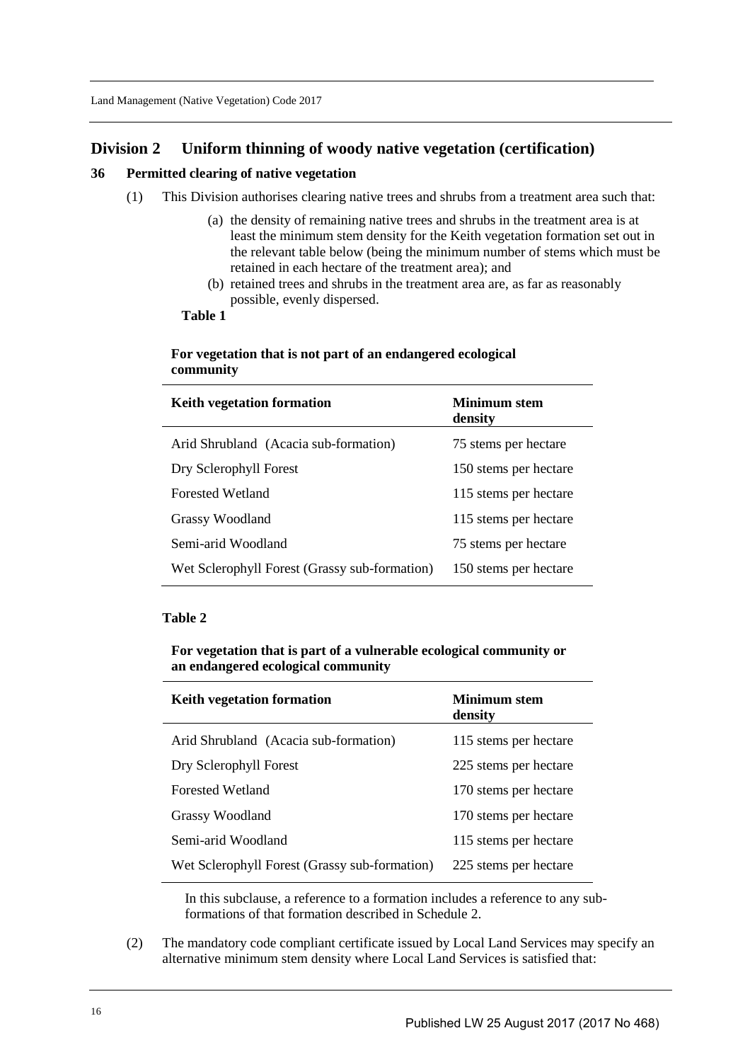## Division 2 Uniform thinning of woody native vegetation (certification)

### 36 Permitted clearing of native vegetation

(1) This Division authorises clearing native trees and shrubs from a treatment area such that:

(a) the density of remaining native trees and shrubs in the treatment area is at least the minimum stem density for the Keith vegetation formation set out in the relevant table below (being the minimum number of stems which must be retained in each hectare of the treatment area); and

(b) retained trees and shrubs in the treatment area are, as far as reasonably possible, evenly dispersed.

**Table 1**

**For vegetation that is not part of an endangered ecological community**

| Keith vegetation formation | Minimum stem density |
| --- | --- |
| Arid Shrubland (Acacia sub-formation) | 75 stems per hectare |
| Dry Sclerophyll Forest | 150 stems per hectare |
| Forested Wetland | 115 stems per hectare |
| Grassy Woodland | 115 stems per hectare |
| Semi-arid Woodland | 75 stems per hectare |
| Wet Sclerophyll Forest (Grassy sub-formation) | 150 stems per hectare |

**Table 2**

**For vegetation that is part of a vulnerable ecological community or an endangered ecological community**

| Keith vegetation formation | Minimum stem density |
| --- | --- |
| Arid Shrubland (Acacia sub-formation) | 115 stems per hectare |
| Dry Sclerophyll Forest | 225 stems per hectare |
| Forested Wetland | 170 stems per hectare |
| Grassy Woodland | 170 stems per hectare |
| Semi-arid Woodland | 115 stems per hectare |
| Wet Sclerophyll Forest (Grassy sub-formation) | 225 stems per hectare |

In this subclause, a reference to a formation includes a reference to any sub-formations of that formation described in Schedule 2.

(2) The mandatory code compliant certificate issued by Local Land Services may specify an alternative minimum stem density where Local Land Services is satisfied that: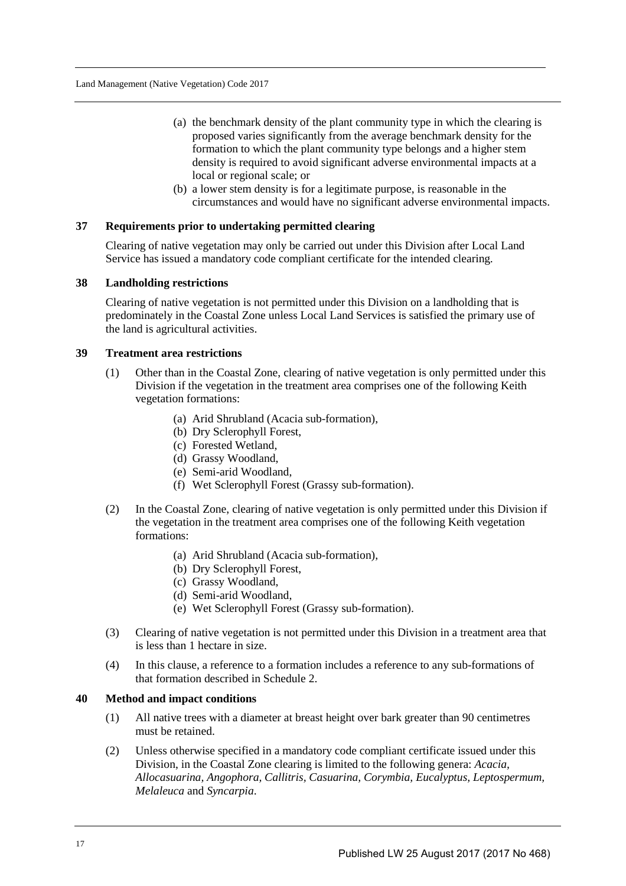(a) the benchmark density of the plant community type in which the clearing is proposed varies significantly from the average benchmark density for the formation to which the plant community type belongs and a higher stem density is required to avoid significant adverse environmental impacts at a local or regional scale; or

(b) a lower stem density is for a legitimate purpose, is reasonable in the circumstances and would have no significant adverse environmental impacts.

### 37 Requirements prior to undertaking permitted clearing

Clearing of native vegetation may only be carried out under this Division after Local Land Service has issued a mandatory code compliant certificate for the intended clearing.

### 38 Landholding restrictions

Clearing of native vegetation is not permitted under this Division on a landholding that is predominately in the Coastal Zone unless Local Land Services is satisfied the primary use of the land is agricultural activities.

### 39 Treatment area restrictions

(1) Other than in the Coastal Zone, clearing of native vegetation is only permitted under this Division if the vegetation in the treatment area comprises one of the following Keith vegetation formations:

(a) Arid Shrubland (Acacia sub-formation),

(b) Dry Sclerophyll Forest,

(c) Forested Wetland,

(d) Grassy Woodland,

(e) Semi-arid Woodland,

(f) Wet Sclerophyll Forest (Grassy sub-formation).

(2) In the Coastal Zone, clearing of native vegetation is only permitted under this Division if the vegetation in the treatment area comprises one of the following Keith vegetation formations:

(a) Arid Shrubland (Acacia sub-formation),

(b) Dry Sclerophyll Forest,

(c) Grassy Woodland,

(d) Semi-arid Woodland,

(e) Wet Sclerophyll Forest (Grassy sub-formation).

(3) Clearing of native vegetation is not permitted under this Division in a treatment area that is less than 1 hectare in size.

(4) In this clause, a reference to a formation includes a reference to any sub-formations of that formation described in Schedule 2.

### 40 Method and impact conditions

(1) All native trees with a diameter at breast height over bark greater than 90 centimetres must be retained.

(2) Unless otherwise specified in a mandatory code compliant certificate issued under this Division, in the Coastal Zone clearing is limited to the following genera: *Acacia, Allocasuarina, Angophora, Callitris, Casuarina, Corymbia, Eucalyptus, Leptospermum, Melaleuca* and *Syncarpia*.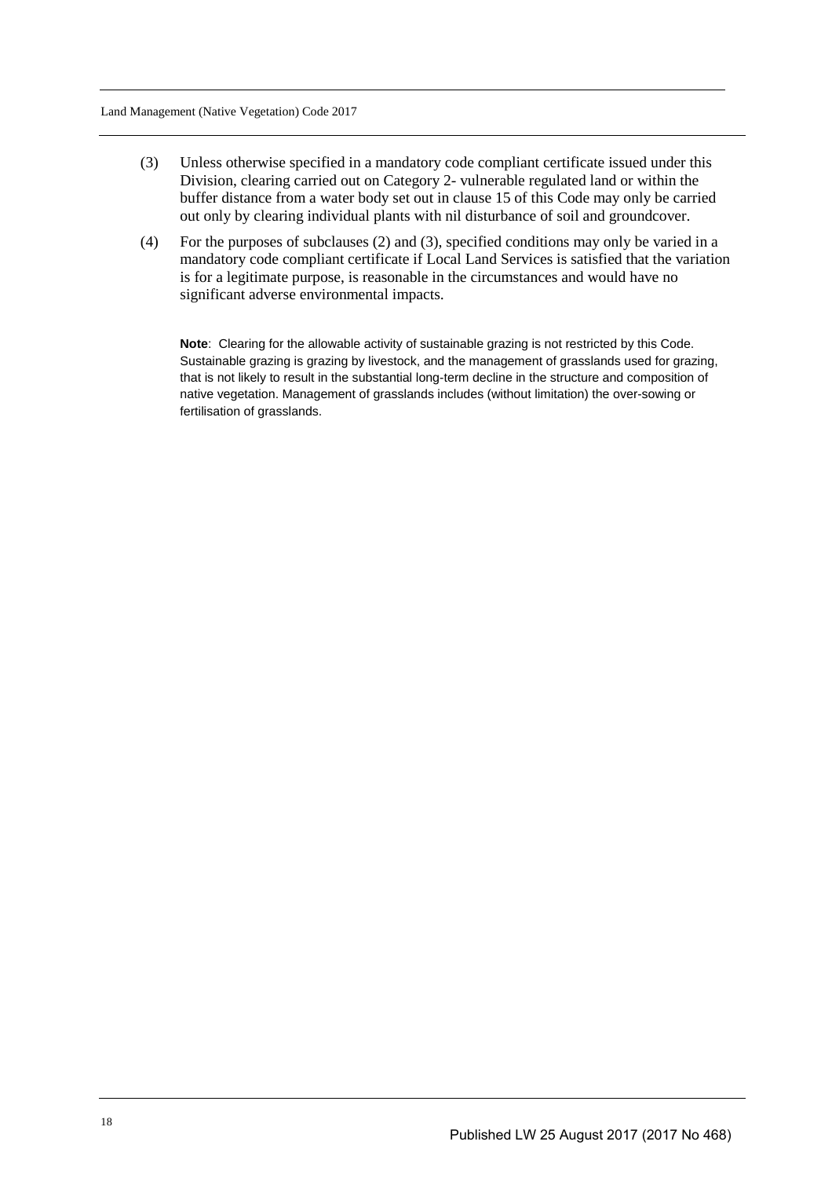(3) Unless otherwise specified in a mandatory code compliant certificate issued under this Division, clearing carried out on Category 2- vulnerable regulated land or within the buffer distance from a water body set out in clause 15 of this Code may only be carried out only by clearing individual plants with nil disturbance of soil and groundcover.

(4) For the purposes of subclauses (2) and (3), specified conditions may only be varied in a mandatory code compliant certificate if Local Land Services is satisfied that the variation is for a legitimate purpose, is reasonable in the circumstances and would have no significant adverse environmental impacts.

**Note**: Clearing for the allowable activity of sustainable grazing is not restricted by this Code. Sustainable grazing is grazing by livestock, and the management of grasslands used for grazing, that is not likely to result in the substantial long-term decline in the structure and composition of native vegetation. Management of grasslands includes (without limitation) the over-sowing or fertilisation of grasslands.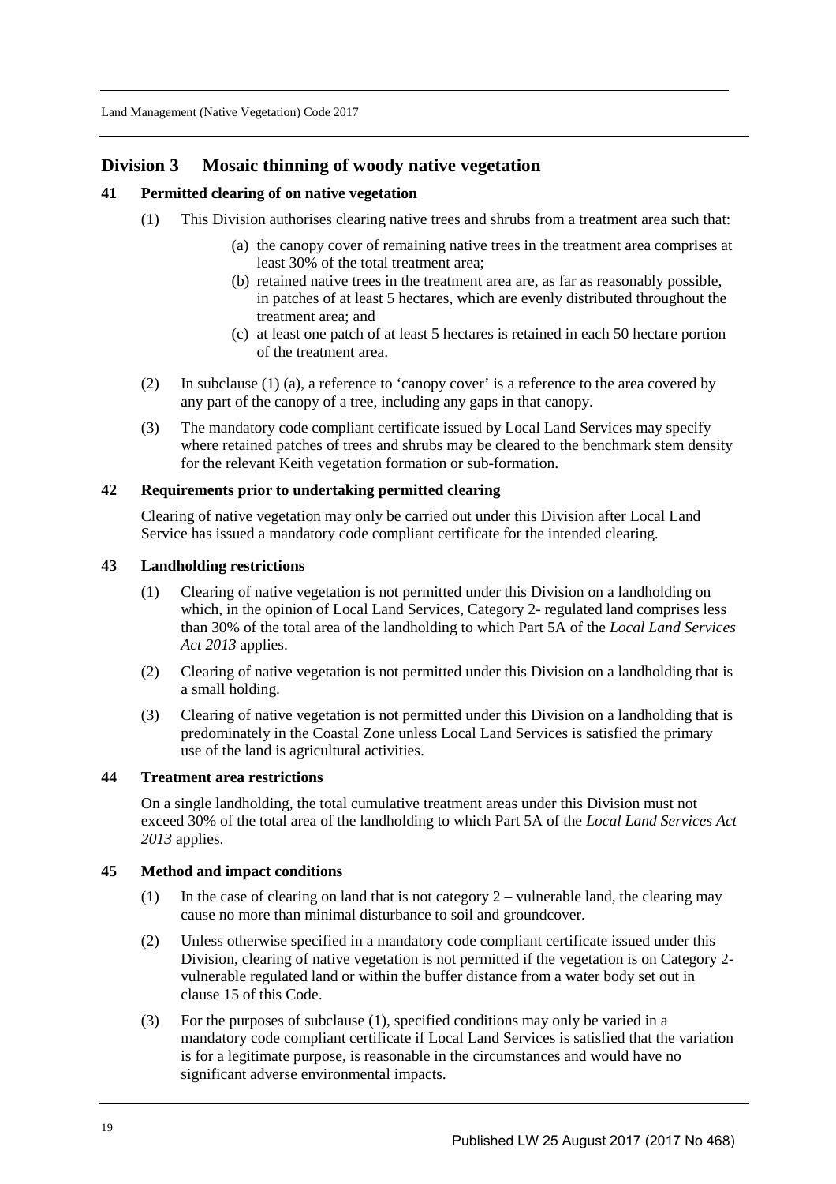## Division 3 Mosaic thinning of woody native vegetation

### 41 Permitted clearing of on native vegetation

(1) This Division authorises clearing native trees and shrubs from a treatment area such that:

(a) the canopy cover of remaining native trees in the treatment area comprises at least 30% of the total treatment area;

(b) retained native trees in the treatment area are, as far as reasonably possible, in patches of at least 5 hectares, which are evenly distributed throughout the treatment area; and

(c) at least one patch of at least 5 hectares is retained in each 50 hectare portion of the treatment area.

(2) In subclause (1) (a), a reference to 'canopy cover' is a reference to the area covered by any part of the canopy of a tree, including any gaps in that canopy.

(3) The mandatory code compliant certificate issued by Local Land Services may specify where retained patches of trees and shrubs may be cleared to the benchmark stem density for the relevant Keith vegetation formation or sub-formation.

### 42 Requirements prior to undertaking permitted clearing

Clearing of native vegetation may only be carried out under this Division after Local Land Service has issued a mandatory code compliant certificate for the intended clearing.

### 43 Landholding restrictions

(1) Clearing of native vegetation is not permitted under this Division on a landholding on which, in the opinion of Local Land Services, Category 2- regulated land comprises less than 30% of the total area of the landholding to which Part 5A of the *Local Land Services Act 2013* applies.

(2) Clearing of native vegetation is not permitted under this Division on a landholding that is a small holding.

(3) Clearing of native vegetation is not permitted under this Division on a landholding that is predominately in the Coastal Zone unless Local Land Services is satisfied the primary use of the land is agricultural activities.

### 44 Treatment area restrictions

On a single landholding, the total cumulative treatment areas under this Division must not exceed 30% of the total area of the landholding to which Part 5A of the *Local Land Services Act 2013* applies.

### 45 Method and impact conditions

(1) In the case of clearing on land that is not category 2 – vulnerable land, the clearing may cause no more than minimal disturbance to soil and groundcover.

(2) Unless otherwise specified in a mandatory code compliant certificate issued under this Division, clearing of native vegetation is not permitted if the vegetation is on Category 2- vulnerable regulated land or within the buffer distance from a water body set out in clause 15 of this Code.

(3) For the purposes of subclause (1), specified conditions may only be varied in a mandatory code compliant certificate if Local Land Services is satisfied that the variation is for a legitimate purpose, is reasonable in the circumstances and would have no significant adverse environmental impacts.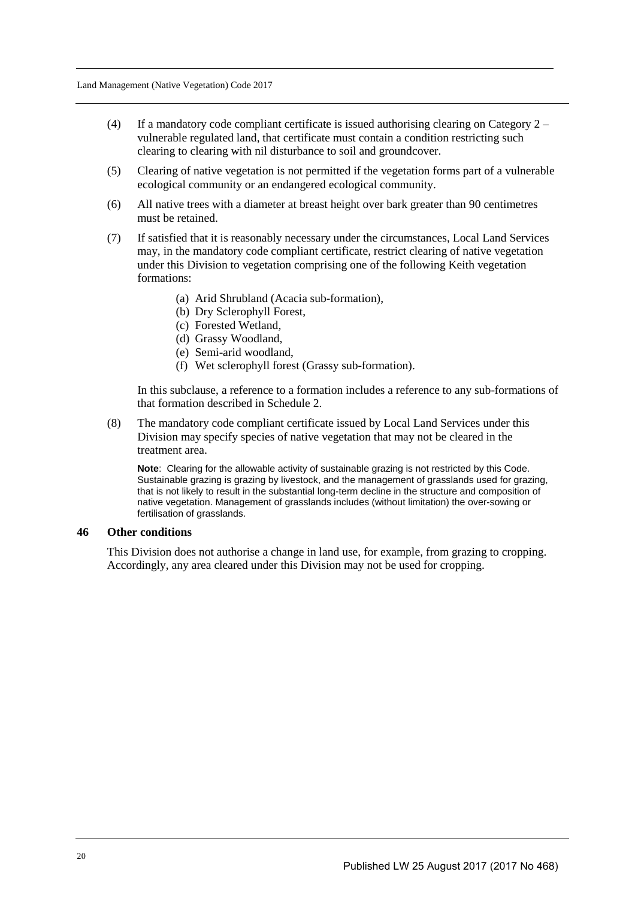(4) If a mandatory code compliant certificate is issued authorising clearing on Category 2 – vulnerable regulated land, that certificate must contain a condition restricting such clearing to clearing with nil disturbance to soil and groundcover.

(5) Clearing of native vegetation is not permitted if the vegetation forms part of a vulnerable ecological community or an endangered ecological community.

(6) All native trees with a diameter at breast height over bark greater than 90 centimetres must be retained.

(7) If satisfied that it is reasonably necessary under the circumstances, Local Land Services may, in the mandatory code compliant certificate, restrict clearing of native vegetation under this Division to vegetation comprising one of the following Keith vegetation formations:

- (a) Arid Shrubland (Acacia sub-formation),
- (b) Dry Sclerophyll Forest,
- (c) Forested Wetland,
- (d) Grassy Woodland,
- (e) Semi-arid woodland,
- (f) Wet sclerophyll forest (Grassy sub-formation).

In this subclause, a reference to a formation includes a reference to any sub-formations of that formation described in Schedule 2.

(8) The mandatory code compliant certificate issued by Local Land Services under this Division may specify species of native vegetation that may not be cleared in the treatment area.

**Note**: Clearing for the allowable activity of sustainable grazing is not restricted by this Code. Sustainable grazing is grazing by livestock, and the management of grasslands used for grazing, that is not likely to result in the substantial long-term decline in the structure and composition of native vegetation. Management of grasslands includes (without limitation) the over-sowing or fertilisation of grasslands.

### 46 Other conditions

This Division does not authorise a change in land use, for example, from grazing to cropping. Accordingly, any area cleared under this Division may not be used for cropping.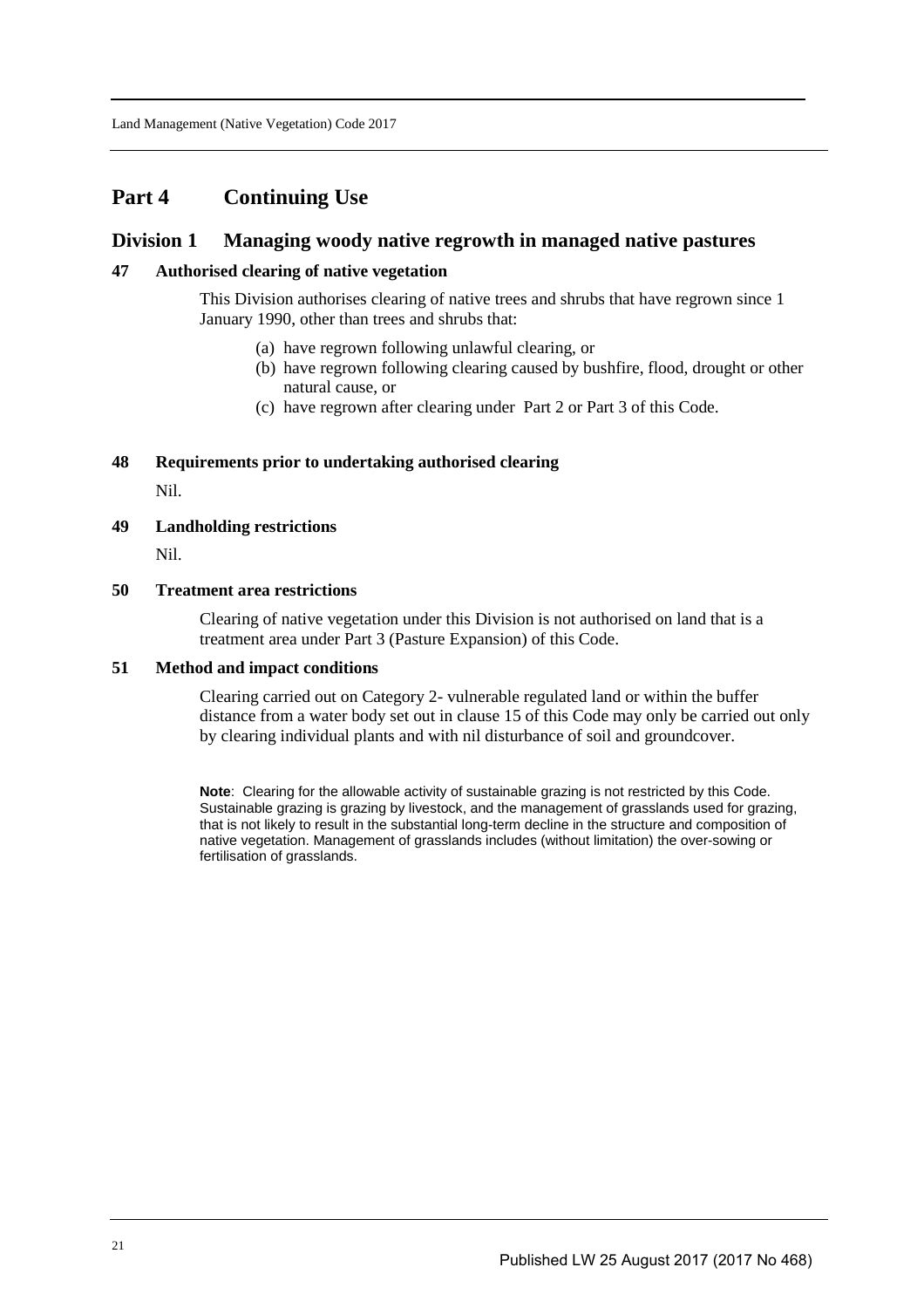# Part 4 Continuing Use

## Division 1 Managing woody native regrowth in managed native pastures

### 47 Authorised clearing of native vegetation

This Division authorises clearing of native trees and shrubs that have regrown since 1 January 1990, other than trees and shrubs that:

(a) have regrown following unlawful clearing, or
(b) have regrown following clearing caused by bushfire, flood, drought or other natural cause, or
(c) have regrown after clearing under Part 2 or Part 3 of this Code.

### 48 Requirements prior to undertaking authorised clearing

Nil.

### 49 Landholding restrictions

Nil.

### 50 Treatment area restrictions

Clearing of native vegetation under this Division is not authorised on land that is a treatment area under Part 3 (Pasture Expansion) of this Code.

### 51 Method and impact conditions

Clearing carried out on Category 2- vulnerable regulated land or within the buffer distance from a water body set out in clause 15 of this Code may only be carried out only by clearing individual plants and with nil disturbance of soil and groundcover.

**Note**: Clearing for the allowable activity of sustainable grazing is not restricted by this Code. Sustainable grazing is grazing by livestock, and the management of grasslands used for grazing, that is not likely to result in the substantial long-term decline in the structure and composition of native vegetation. Management of grasslands includes (without limitation) the over-sowing or fertilisation of grasslands.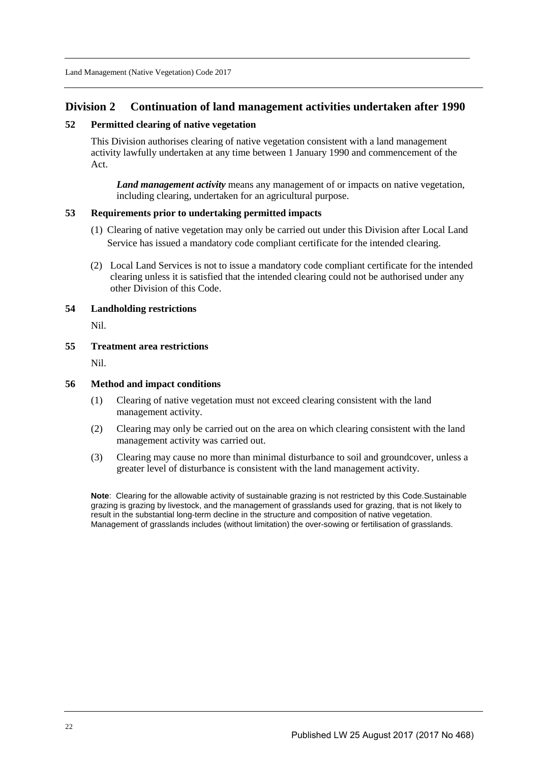## Division 2 Continuation of land management activities undertaken after 1990

### 52 Permitted clearing of native vegetation

This Division authorises clearing of native vegetation consistent with a land management activity lawfully undertaken at any time between 1 January 1990 and commencement of the Act.

> ***Land management activity*** means any management of or impacts on native vegetation, including clearing, undertaken for an agricultural purpose.

### 53 Requirements prior to undertaking permitted impacts

(1) Clearing of native vegetation may only be carried out under this Division after Local Land Service has issued a mandatory code compliant certificate for the intended clearing.

(2) Local Land Services is not to issue a mandatory code compliant certificate for the intended clearing unless it is satisfied that the intended clearing could not be authorised under any other Division of this Code.

### 54 Landholding restrictions

Nil.

### 55 Treatment area restrictions

Nil.

### 56 Method and impact conditions

(1) Clearing of native vegetation must not exceed clearing consistent with the land management activity.

(2) Clearing may only be carried out on the area on which clearing consistent with the land management activity was carried out.

(3) Clearing may cause no more than minimal disturbance to soil and groundcover, unless a greater level of disturbance is consistent with the land management activity.

**Note**: Clearing for the allowable activity of sustainable grazing is not restricted by this Code.Sustainable grazing is grazing by livestock, and the management of grasslands used for grazing, that is not likely to result in the substantial long-term decline in the structure and composition of native vegetation. Management of grasslands includes (without limitation) the over-sowing or fertilisation of grasslands.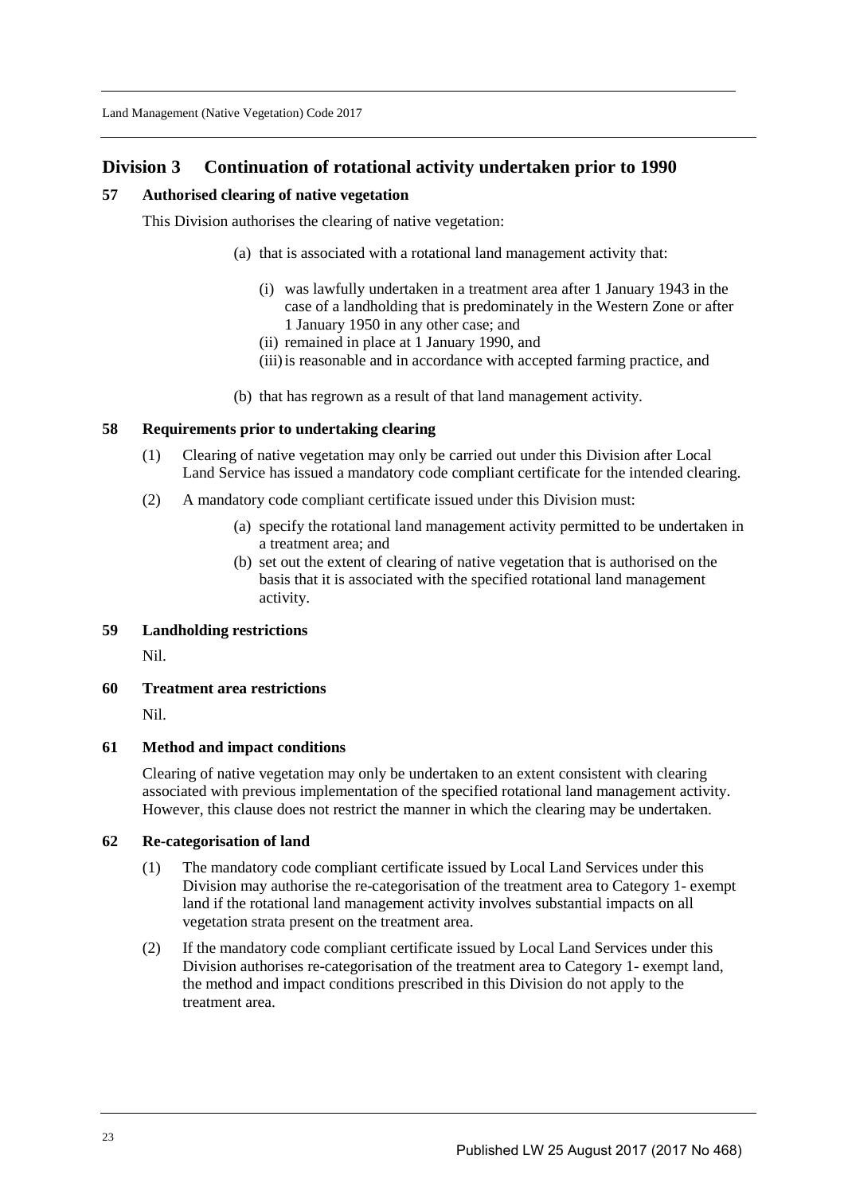## Division 3 Continuation of rotational activity undertaken prior to 1990

### 57 Authorised clearing of native vegetation

This Division authorises the clearing of native vegetation:

(a) that is associated with a rotational land management activity that:

(i) was lawfully undertaken in a treatment area after 1 January 1943 in the case of a landholding that is predominately in the Western Zone or after 1 January 1950 in any other case; and

(ii) remained in place at 1 January 1990, and

(iii) is reasonable and in accordance with accepted farming practice, and

(b) that has regrown as a result of that land management activity.

### 58 Requirements prior to undertaking clearing

(1) Clearing of native vegetation may only be carried out under this Division after Local Land Service has issued a mandatory code compliant certificate for the intended clearing.

(2) A mandatory code compliant certificate issued under this Division must:

(a) specify the rotational land management activity permitted to be undertaken in a treatment area; and

(b) set out the extent of clearing of native vegetation that is authorised on the basis that it is associated with the specified rotational land management activity.

### 59 Landholding restrictions

Nil.

### 60 Treatment area restrictions

Nil.

### 61 Method and impact conditions

Clearing of native vegetation may only be undertaken to an extent consistent with clearing associated with previous implementation of the specified rotational land management activity. However, this clause does not restrict the manner in which the clearing may be undertaken.

### 62 Re-categorisation of land

(1) The mandatory code compliant certificate issued by Local Land Services under this Division may authorise the re-categorisation of the treatment area to Category 1- exempt land if the rotational land management activity involves substantial impacts on all vegetation strata present on the treatment area.

(2) If the mandatory code compliant certificate issued by Local Land Services under this Division authorises re-categorisation of the treatment area to Category 1- exempt land, the method and impact conditions prescribed in this Division do not apply to the treatment area.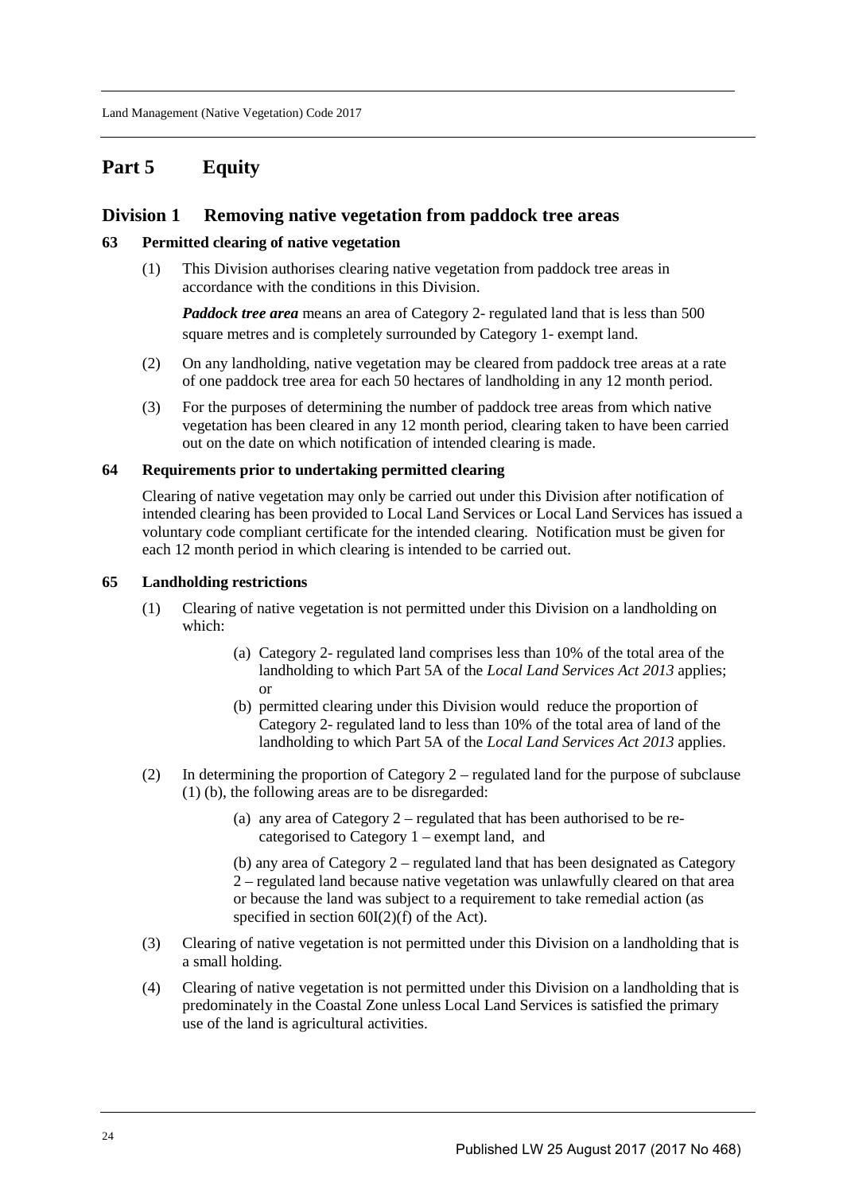# Part 5 Equity

## Division 1 Removing native vegetation from paddock tree areas

### 63 Permitted clearing of native vegetation

(1) This Division authorises clearing native vegetation from paddock tree areas in accordance with the conditions in this Division.

***Paddock tree area*** means an area of Category 2- regulated land that is less than 500 square metres and is completely surrounded by Category 1- exempt land.

(2) On any landholding, native vegetation may be cleared from paddock tree areas at a rate of one paddock tree area for each 50 hectares of landholding in any 12 month period.

(3) For the purposes of determining the number of paddock tree areas from which native vegetation has been cleared in any 12 month period, clearing taken to have been carried out on the date on which notification of intended clearing is made.

### 64 Requirements prior to undertaking permitted clearing

Clearing of native vegetation may only be carried out under this Division after notification of intended clearing has been provided to Local Land Services or Local Land Services has issued a voluntary code compliant certificate for the intended clearing. Notification must be given for each 12 month period in which clearing is intended to be carried out.

### 65 Landholding restrictions

(1) Clearing of native vegetation is not permitted under this Division on a landholding on which:

(a) Category 2- regulated land comprises less than 10% of the total area of the landholding to which Part 5A of the *Local Land Services Act 2013* applies; or

(b) permitted clearing under this Division would reduce the proportion of Category 2- regulated land to less than 10% of the total area of land of the landholding to which Part 5A of the *Local Land Services Act 2013* applies.

(2) In determining the proportion of Category 2 – regulated land for the purpose of subclause (1) (b), the following areas are to be disregarded:

(a) any area of Category 2 – regulated that has been authorised to be re-categorised to Category 1 – exempt land, and

(b) any area of Category 2 – regulated land that has been designated as Category 2 – regulated land because native vegetation was unlawfully cleared on that area or because the land was subject to a requirement to take remedial action (as specified in section 60I(2)(f) of the Act).

(3) Clearing of native vegetation is not permitted under this Division on a landholding that is a small holding.

(4) Clearing of native vegetation is not permitted under this Division on a landholding that is predominately in the Coastal Zone unless Local Land Services is satisfied the primary use of the land is agricultural activities.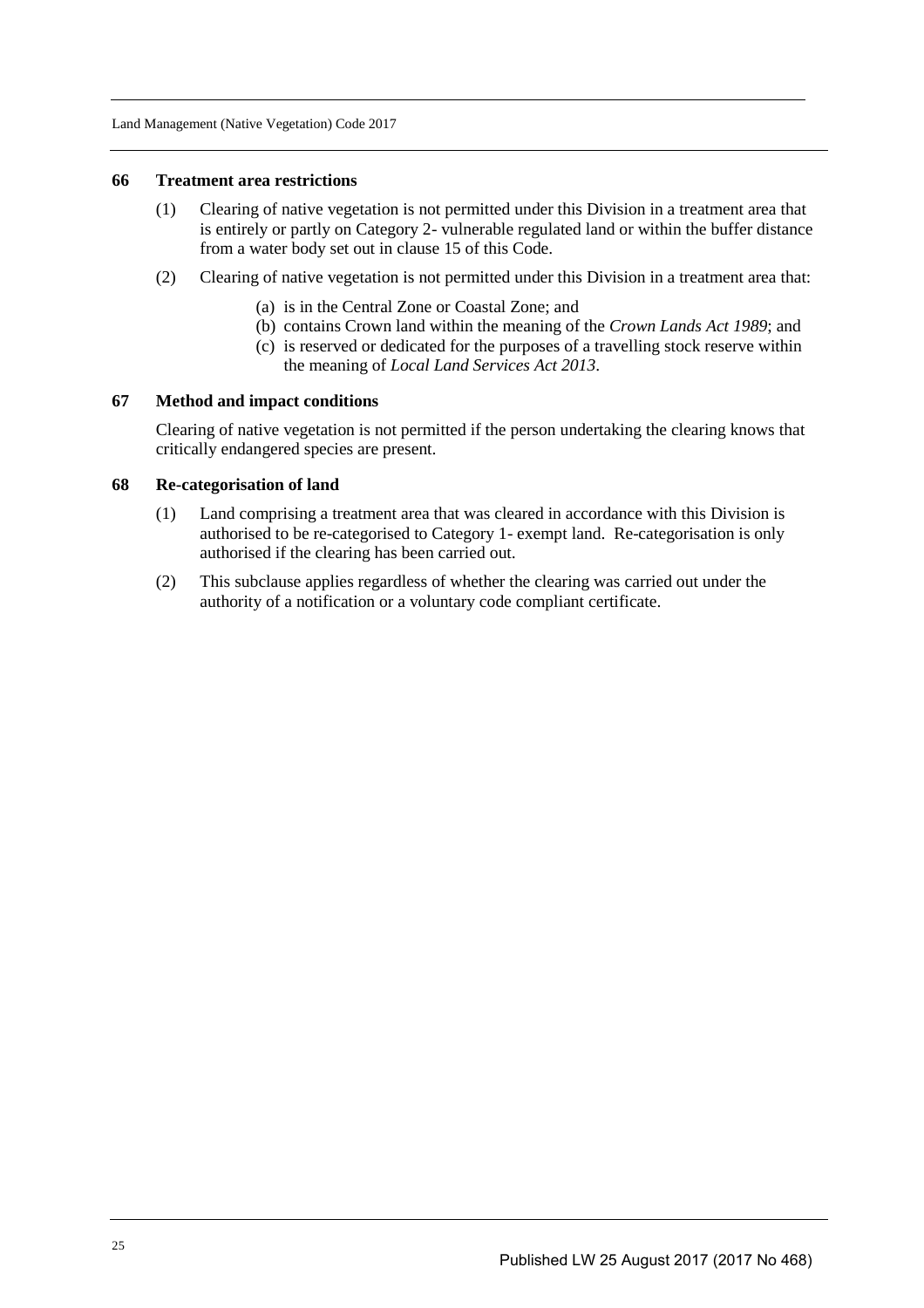## 66 Treatment area restrictions

(1) Clearing of native vegetation is not permitted under this Division in a treatment area that is entirely or partly on Category 2- vulnerable regulated land or within the buffer distance from a water body set out in clause 15 of this Code.

(2) Clearing of native vegetation is not permitted under this Division in a treatment area that:

(a) is in the Central Zone or Coastal Zone; and
(b) contains Crown land within the meaning of the *Crown Lands Act 1989*; and
(c) is reserved or dedicated for the purposes of a travelling stock reserve within the meaning of *Local Land Services Act 2013*.

## 67 Method and impact conditions

Clearing of native vegetation is not permitted if the person undertaking the clearing knows that critically endangered species are present.

## 68 Re-categorisation of land

(1) Land comprising a treatment area that was cleared in accordance with this Division is authorised to be re-categorised to Category 1- exempt land. Re-categorisation is only authorised if the clearing has been carried out.

(2) This subclause applies regardless of whether the clearing was carried out under the authority of a notification or a voluntary code compliant certificate.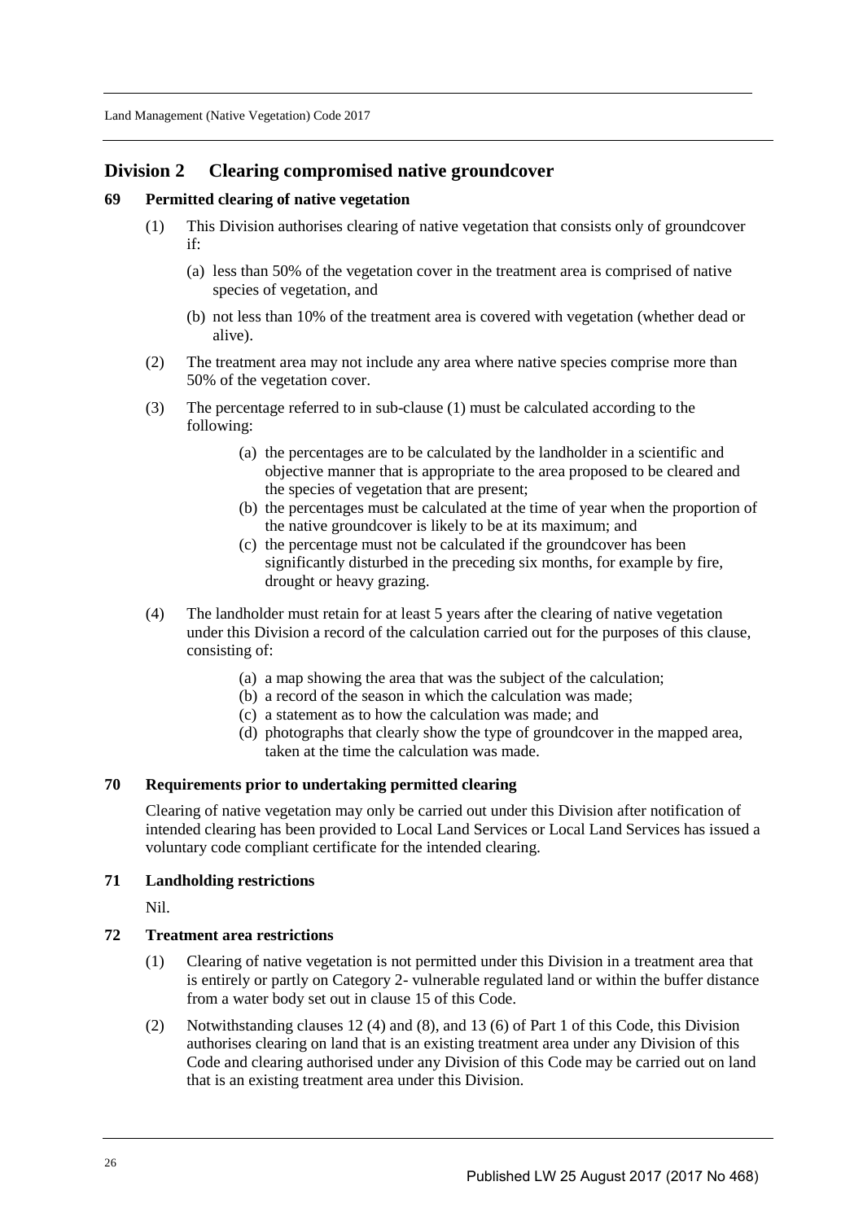## Division 2 Clearing compromised native groundcover

### 69 Permitted clearing of native vegetation

(1) This Division authorises clearing of native vegetation that consists only of groundcover if:

(a) less than 50% of the vegetation cover in the treatment area is comprised of native species of vegetation, and

(b) not less than 10% of the treatment area is covered with vegetation (whether dead or alive).

(2) The treatment area may not include any area where native species comprise more than 50% of the vegetation cover.

(3) The percentage referred to in sub-clause (1) must be calculated according to the following:

(a) the percentages are to be calculated by the landholder in a scientific and objective manner that is appropriate to the area proposed to be cleared and the species of vegetation that are present;

(b) the percentages must be calculated at the time of year when the proportion of the native groundcover is likely to be at its maximum; and

(c) the percentage must not be calculated if the groundcover has been significantly disturbed in the preceding six months, for example by fire, drought or heavy grazing.

(4) The landholder must retain for at least 5 years after the clearing of native vegetation under this Division a record of the calculation carried out for the purposes of this clause, consisting of:

(a) a map showing the area that was the subject of the calculation;

(b) a record of the season in which the calculation was made;

(c) a statement as to how the calculation was made; and

(d) photographs that clearly show the type of groundcover in the mapped area, taken at the time the calculation was made.

### 70 Requirements prior to undertaking permitted clearing

Clearing of native vegetation may only be carried out under this Division after notification of intended clearing has been provided to Local Land Services or Local Land Services has issued a voluntary code compliant certificate for the intended clearing.

### 71 Landholding restrictions

Nil.

### 72 Treatment area restrictions

(1) Clearing of native vegetation is not permitted under this Division in a treatment area that is entirely or partly on Category 2- vulnerable regulated land or within the buffer distance from a water body set out in clause 15 of this Code.

(2) Notwithstanding clauses 12 (4) and (8), and 13 (6) of Part 1 of this Code, this Division authorises clearing on land that is an existing treatment area under any Division of this Code and clearing authorised under any Division of this Code may be carried out on land that is an existing treatment area under this Division.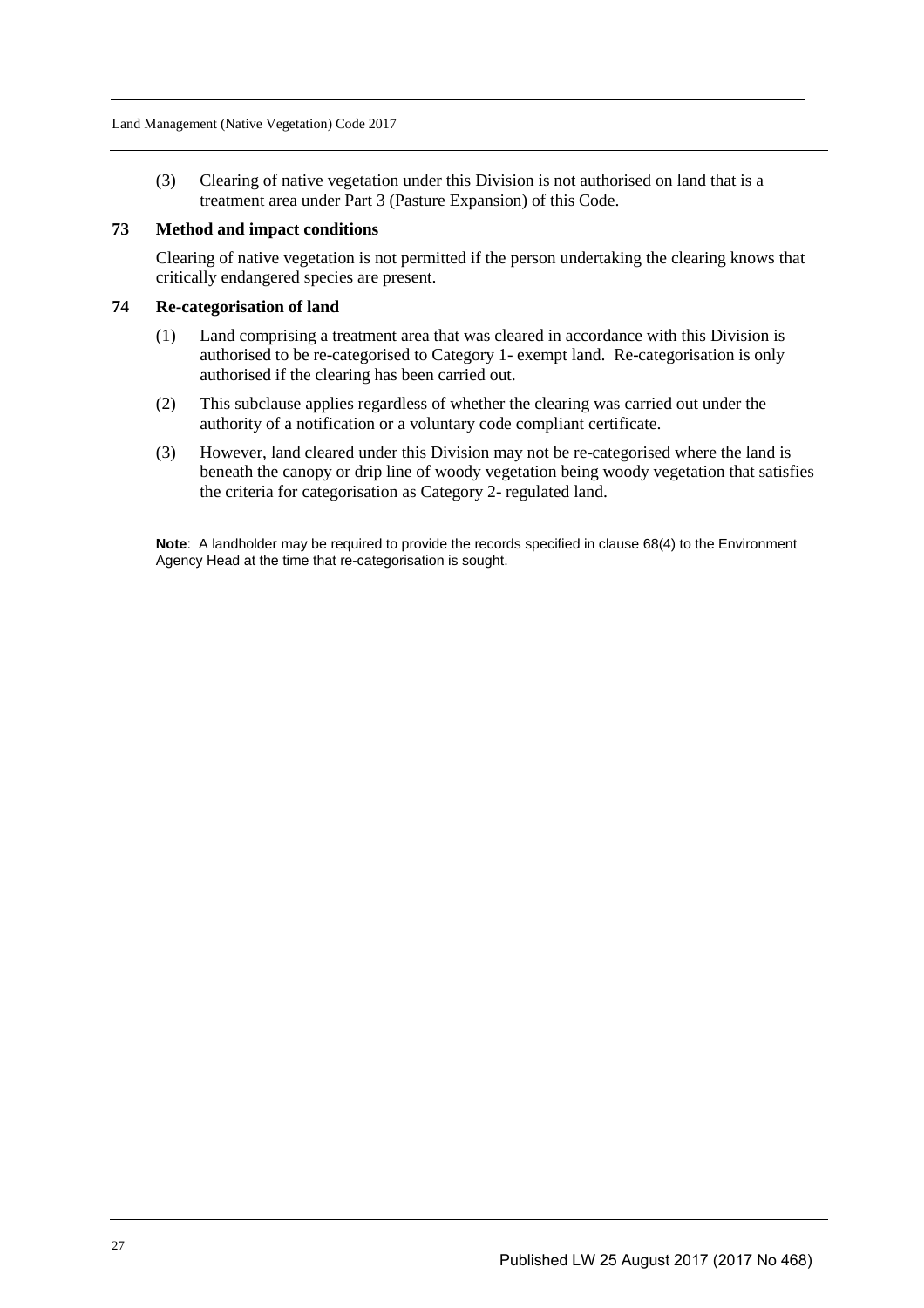(3) Clearing of native vegetation under this Division is not authorised on land that is a treatment area under Part 3 (Pasture Expansion) of this Code.

### 73 Method and impact conditions

Clearing of native vegetation is not permitted if the person undertaking the clearing knows that critically endangered species are present.

### 74 Re-categorisation of land

(1) Land comprising a treatment area that was cleared in accordance with this Division is authorised to be re-categorised to Category 1- exempt land. Re-categorisation is only authorised if the clearing has been carried out.

(2) This subclause applies regardless of whether the clearing was carried out under the authority of a notification or a voluntary code compliant certificate.

(3) However, land cleared under this Division may not be re-categorised where the land is beneath the canopy or drip line of woody vegetation being woody vegetation that satisfies the criteria for categorisation as Category 2- regulated land.

**Note**: A landholder may be required to provide the records specified in clause 68(4) to the Environment Agency Head at the time that re-categorisation is sought.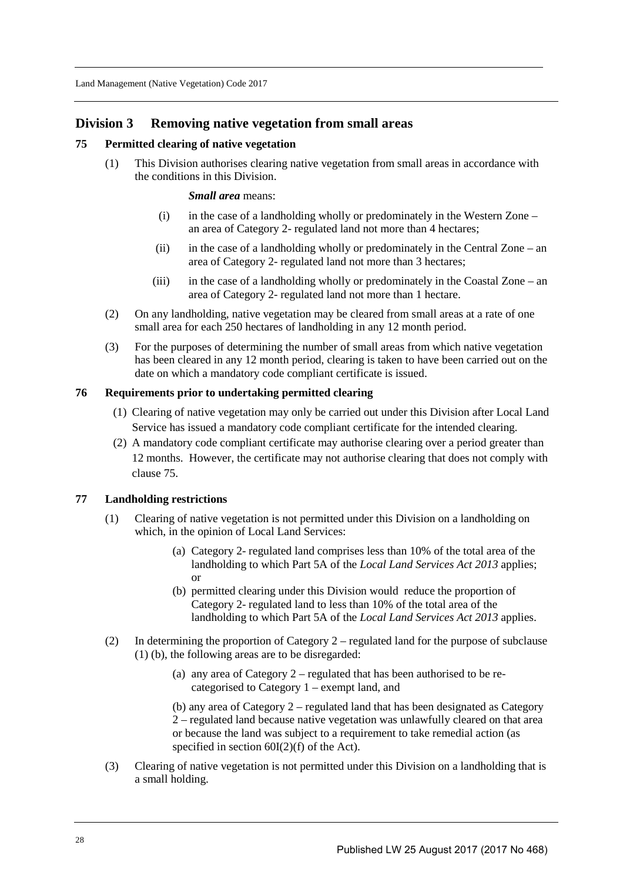## Division 3 Removing native vegetation from small areas

### 75 Permitted clearing of native vegetation

(1) This Division authorises clearing native vegetation from small areas in accordance with the conditions in this Division.

***Small area*** means:

(i) in the case of a landholding wholly or predominately in the Western Zone – an area of Category 2- regulated land not more than 4 hectares;

(ii) in the case of a landholding wholly or predominately in the Central Zone – an area of Category 2- regulated land not more than 3 hectares;

(iii) in the case of a landholding wholly or predominately in the Coastal Zone – an area of Category 2- regulated land not more than 1 hectare.

(2) On any landholding, native vegetation may be cleared from small areas at a rate of one small area for each 250 hectares of landholding in any 12 month period.

(3) For the purposes of determining the number of small areas from which native vegetation has been cleared in any 12 month period, clearing is taken to have been carried out on the date on which a mandatory code compliant certificate is issued.

### 76 Requirements prior to undertaking permitted clearing

(1) Clearing of native vegetation may only be carried out under this Division after Local Land Service has issued a mandatory code compliant certificate for the intended clearing.

(2) A mandatory code compliant certificate may authorise clearing over a period greater than 12 months. However, the certificate may not authorise clearing that does not comply with clause 75.

### 77 Landholding restrictions

(1) Clearing of native vegetation is not permitted under this Division on a landholding on which, in the opinion of Local Land Services:

(a) Category 2- regulated land comprises less than 10% of the total area of the landholding to which Part 5A of the *Local Land Services Act 2013* applies; or

(b) permitted clearing under this Division would reduce the proportion of Category 2- regulated land to less than 10% of the total area of the landholding to which Part 5A of the *Local Land Services Act 2013* applies.

(2) In determining the proportion of Category 2 – regulated land for the purpose of subclause (1) (b), the following areas are to be disregarded:

(a) any area of Category 2 – regulated that has been authorised to be re-categorised to Category 1 – exempt land, and

(b) any area of Category 2 – regulated land that has been designated as Category 2 – regulated land because native vegetation was unlawfully cleared on that area or because the land was subject to a requirement to take remedial action (as specified in section 60I(2)(f) of the Act).

(3) Clearing of native vegetation is not permitted under this Division on a landholding that is a small holding.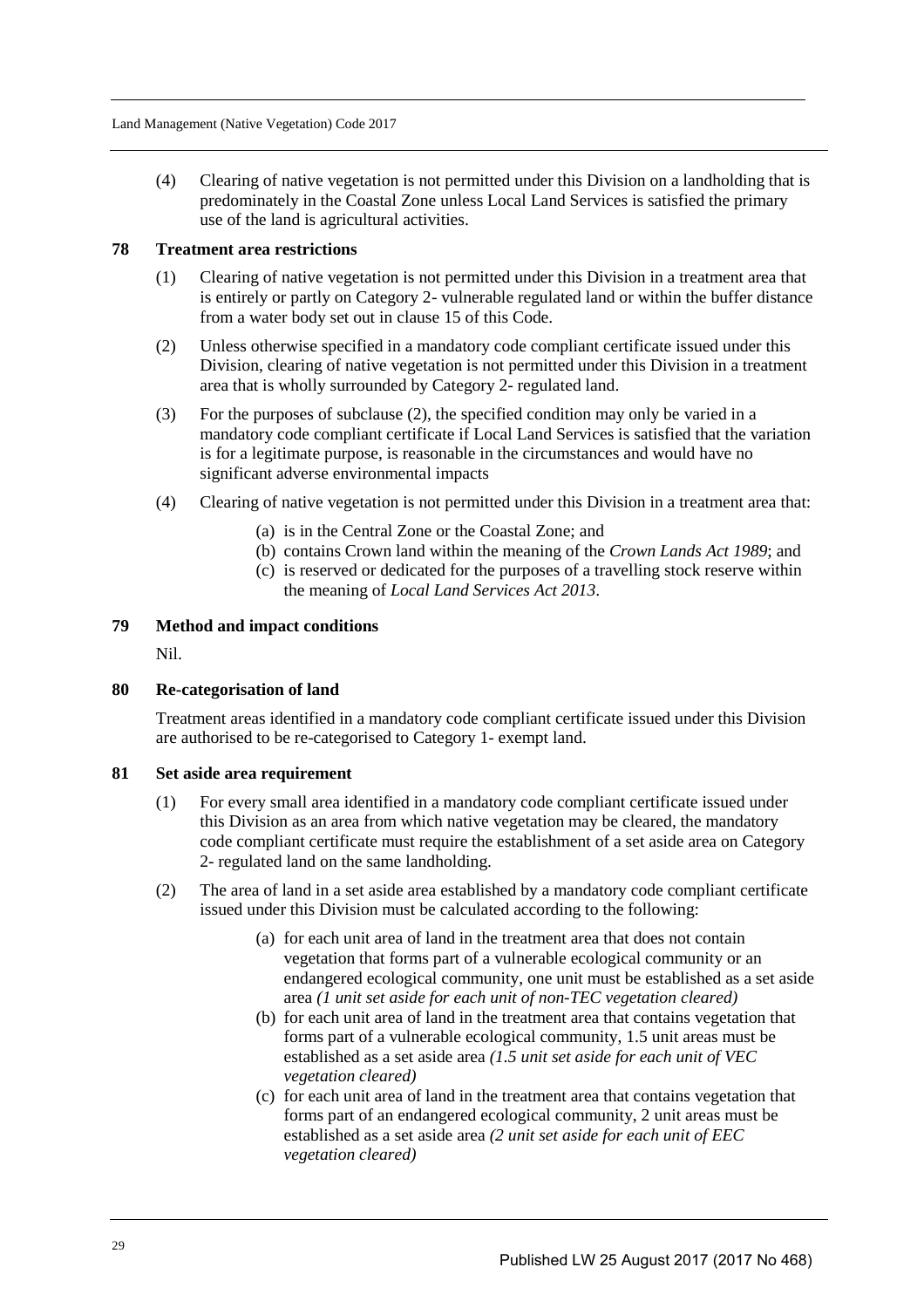(4) Clearing of native vegetation is not permitted under this Division on a landholding that is predominately in the Coastal Zone unless Local Land Services is satisfied the primary use of the land is agricultural activities.

### 78 Treatment area restrictions

(1) Clearing of native vegetation is not permitted under this Division in a treatment area that is entirely or partly on Category 2- vulnerable regulated land or within the buffer distance from a water body set out in clause 15 of this Code.

(2) Unless otherwise specified in a mandatory code compliant certificate issued under this Division, clearing of native vegetation is not permitted under this Division in a treatment area that is wholly surrounded by Category 2- regulated land.

(3) For the purposes of subclause (2), the specified condition may only be varied in a mandatory code compliant certificate if Local Land Services is satisfied that the variation is for a legitimate purpose, is reasonable in the circumstances and would have no significant adverse environmental impacts

(4) Clearing of native vegetation is not permitted under this Division in a treatment area that:

- (a) is in the Central Zone or the Coastal Zone; and
- (b) contains Crown land within the meaning of the *Crown Lands Act 1989*; and
- (c) is reserved or dedicated for the purposes of a travelling stock reserve within the meaning of *Local Land Services Act 2013*.

### 79 Method and impact conditions

Nil.

### 80 Re-categorisation of land

Treatment areas identified in a mandatory code compliant certificate issued under this Division are authorised to be re-categorised to Category 1- exempt land.

### 81 Set aside area requirement

(1) For every small area identified in a mandatory code compliant certificate issued under this Division as an area from which native vegetation may be cleared, the mandatory code compliant certificate must require the establishment of a set aside area on Category 2- regulated land on the same landholding.

(2) The area of land in a set aside area established by a mandatory code compliant certificate issued under this Division must be calculated according to the following:

- (a) for each unit area of land in the treatment area that does not contain vegetation that forms part of a vulnerable ecological community or an endangered ecological community, one unit must be established as a set aside area *(1 unit set aside for each unit of non-TEC vegetation cleared)*
- (b) for each unit area of land in the treatment area that contains vegetation that forms part of a vulnerable ecological community, 1.5 unit areas must be established as a set aside area *(1.5 unit set aside for each unit of VEC vegetation cleared)*
- (c) for each unit area of land in the treatment area that contains vegetation that forms part of an endangered ecological community, 2 unit areas must be established as a set aside area *(2 unit set aside for each unit of EEC vegetation cleared)*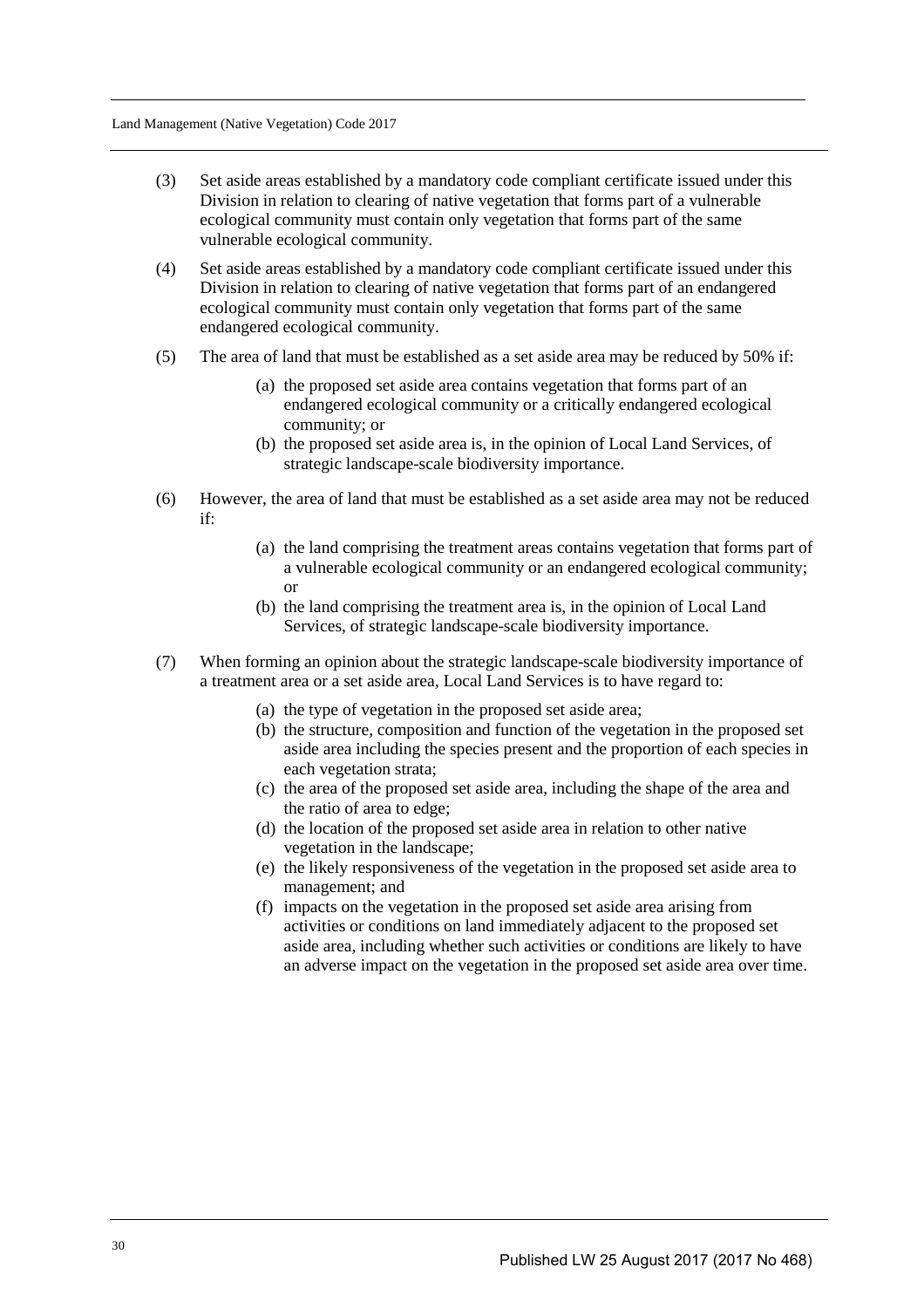(3) Set aside areas established by a mandatory code compliant certificate issued under this Division in relation to clearing of native vegetation that forms part of a vulnerable ecological community must contain only vegetation that forms part of the same vulnerable ecological community.

(4) Set aside areas established by a mandatory code compliant certificate issued under this Division in relation to clearing of native vegetation that forms part of an endangered ecological community must contain only vegetation that forms part of the same endangered ecological community.

(5) The area of land that must be established as a set aside area may be reduced by 50% if:

- (a) the proposed set aside area contains vegetation that forms part of an endangered ecological community or a critically endangered ecological community; or
- (b) the proposed set aside area is, in the opinion of Local Land Services, of strategic landscape-scale biodiversity importance.

(6) However, the area of land that must be established as a set aside area may not be reduced if:

- (a) the land comprising the treatment areas contains vegetation that forms part of a vulnerable ecological community or an endangered ecological community; or
- (b) the land comprising the treatment area is, in the opinion of Local Land Services, of strategic landscape-scale biodiversity importance.

(7) When forming an opinion about the strategic landscape-scale biodiversity importance of a treatment area or a set aside area, Local Land Services is to have regard to:

- (a) the type of vegetation in the proposed set aside area;
- (b) the structure, composition and function of the vegetation in the proposed set aside area including the species present and the proportion of each species in each vegetation strata;
- (c) the area of the proposed set aside area, including the shape of the area and the ratio of area to edge;
- (d) the location of the proposed set aside area in relation to other native vegetation in the landscape;
- (e) the likely responsiveness of the vegetation in the proposed set aside area to management; and
- (f) impacts on the vegetation in the proposed set aside area arising from activities or conditions on land immediately adjacent to the proposed set aside area, including whether such activities or conditions are likely to have an adverse impact on the vegetation in the proposed set aside area over time.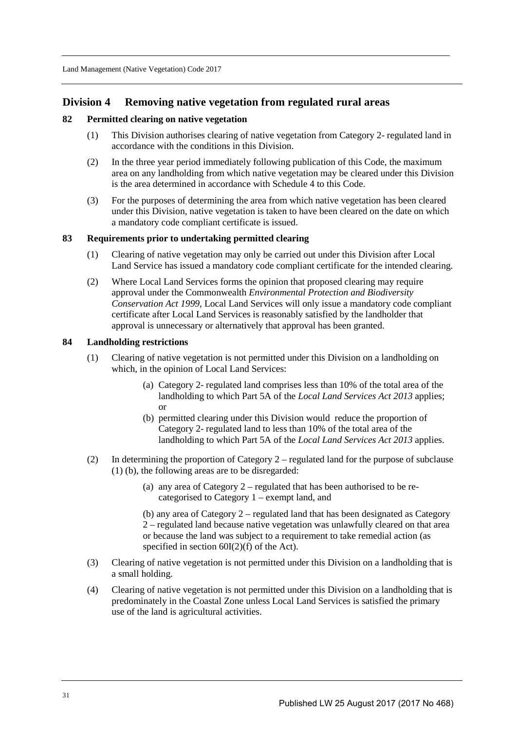## Division 4 Removing native vegetation from regulated rural areas

### 82 Permitted clearing on native vegetation

(1) This Division authorises clearing of native vegetation from Category 2- regulated land in accordance with the conditions in this Division.

(2) In the three year period immediately following publication of this Code, the maximum area on any landholding from which native vegetation may be cleared under this Division is the area determined in accordance with Schedule 4 to this Code.

(3) For the purposes of determining the area from which native vegetation has been cleared under this Division, native vegetation is taken to have been cleared on the date on which a mandatory code compliant certificate is issued.

### 83 Requirements prior to undertaking permitted clearing

(1) Clearing of native vegetation may only be carried out under this Division after Local Land Service has issued a mandatory code compliant certificate for the intended clearing.

(2) Where Local Land Services forms the opinion that proposed clearing may require approval under the Commonwealth *Environmental Protection and Biodiversity Conservation Act 1999*, Local Land Services will only issue a mandatory code compliant certificate after Local Land Services is reasonably satisfied by the landholder that approval is unnecessary or alternatively that approval has been granted.

### 84 Landholding restrictions

(1) Clearing of native vegetation is not permitted under this Division on a landholding on which, in the opinion of Local Land Services:

- (a) Category 2- regulated land comprises less than 10% of the total area of the landholding to which Part 5A of the *Local Land Services Act 2013* applies; or
- (b) permitted clearing under this Division would reduce the proportion of Category 2- regulated land to less than 10% of the total area of the landholding to which Part 5A of the *Local Land Services Act 2013* applies.

(2) In determining the proportion of Category 2 – regulated land for the purpose of subclause (1) (b), the following areas are to be disregarded:

- (a) any area of Category 2 – regulated that has been authorised to be re-categorised to Category 1 – exempt land, and
- (b) any area of Category 2 – regulated land that has been designated as Category 2 – regulated land because native vegetation was unlawfully cleared on that area or because the land was subject to a requirement to take remedial action (as specified in section 60I(2)(f) of the Act).

(3) Clearing of native vegetation is not permitted under this Division on a landholding that is a small holding.

(4) Clearing of native vegetation is not permitted under this Division on a landholding that is predominately in the Coastal Zone unless Local Land Services is satisfied the primary use of the land is agricultural activities.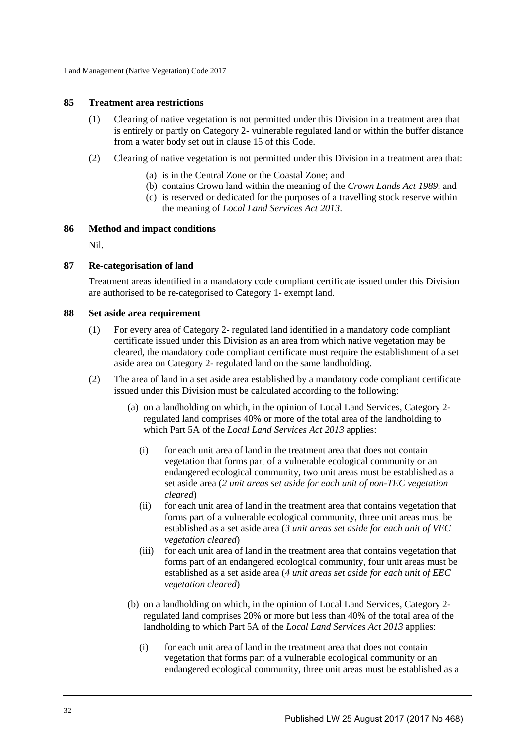## 85 Treatment area restrictions

(1) Clearing of native vegetation is not permitted under this Division in a treatment area that is entirely or partly on Category 2- vulnerable regulated land or within the buffer distance from a water body set out in clause 15 of this Code.

(2) Clearing of native vegetation is not permitted under this Division in a treatment area that:

- (a) is in the Central Zone or the Coastal Zone; and
- (b) contains Crown land within the meaning of the *Crown Lands Act 1989*; and
- (c) is reserved or dedicated for the purposes of a travelling stock reserve within the meaning of *Local Land Services Act 2013*.

## 86 Method and impact conditions

Nil.

## 87 Re-categorisation of land

Treatment areas identified in a mandatory code compliant certificate issued under this Division are authorised to be re-categorised to Category 1- exempt land.

## 88 Set aside area requirement

(1) For every area of Category 2- regulated land identified in a mandatory code compliant certificate issued under this Division as an area from which native vegetation may be cleared, the mandatory code compliant certificate must require the establishment of a set aside area on Category 2- regulated land on the same landholding.

(2) The area of land in a set aside area established by a mandatory code compliant certificate issued under this Division must be calculated according to the following:

- (a) on a landholding on which, in the opinion of Local Land Services, Category 2- regulated land comprises 40% or more of the total area of the landholding to which Part 5A of the *Local Land Services Act 2013* applies:
  - (i) for each unit area of land in the treatment area that does not contain vegetation that forms part of a vulnerable ecological community or an endangered ecological community, two unit areas must be established as a set aside area (*2 unit areas set aside for each unit of non-TEC vegetation cleared*)
  - (ii) for each unit area of land in the treatment area that contains vegetation that forms part of a vulnerable ecological community, three unit areas must be established as a set aside area (*3 unit areas set aside for each unit of VEC vegetation cleared*)
  - (iii) for each unit area of land in the treatment area that contains vegetation that forms part of an endangered ecological community, four unit areas must be established as a set aside area (*4 unit areas set aside for each unit of EEC vegetation cleared*)
- (b) on a landholding on which, in the opinion of Local Land Services, Category 2- regulated land comprises 20% or more but less than 40% of the total area of the landholding to which Part 5A of the *Local Land Services Act 2013* applies:
  - (i) for each unit area of land in the treatment area that does not contain vegetation that forms part of a vulnerable ecological community or an endangered ecological community, three unit areas must be established as a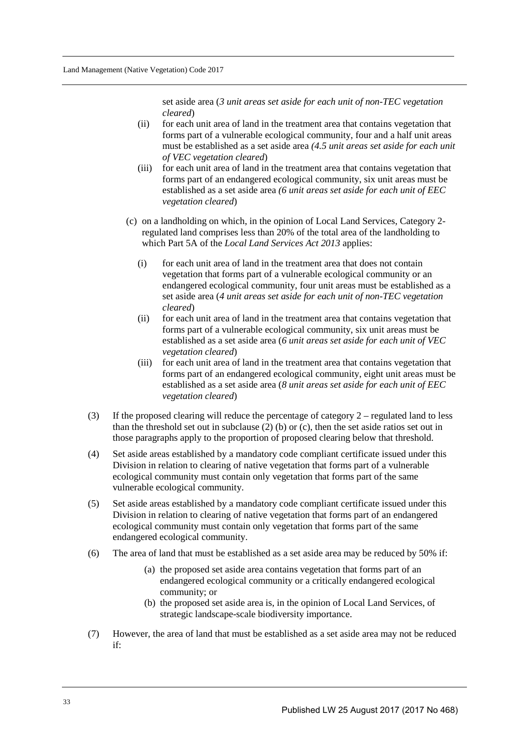set aside area (*3 unit areas set aside for each unit of non-TEC vegetation cleared*)

(ii) for each unit area of land in the treatment area that contains vegetation that forms part of a vulnerable ecological community, four and a half unit areas must be established as a set aside area *(4.5 unit areas set aside for each unit of VEC vegetation cleared*)

(iii) for each unit area of land in the treatment area that contains vegetation that forms part of an endangered ecological community, six unit areas must be established as a set aside area *(6 unit areas set aside for each unit of EEC vegetation cleared*)

(c) on a landholding on which, in the opinion of Local Land Services, Category 2-regulated land comprises less than 20% of the total area of the landholding to which Part 5A of the *Local Land Services Act 2013* applies:

(i) for each unit area of land in the treatment area that does not contain vegetation that forms part of a vulnerable ecological community or an endangered ecological community, four unit areas must be established as a set aside area (*4 unit areas set aside for each unit of non-TEC vegetation cleared*)

(ii) for each unit area of land in the treatment area that contains vegetation that forms part of a vulnerable ecological community, six unit areas must be established as a set aside area (*6 unit areas set aside for each unit of VEC vegetation cleared*)

(iii) for each unit area of land in the treatment area that contains vegetation that forms part of an endangered ecological community, eight unit areas must be established as a set aside area (*8 unit areas set aside for each unit of EEC vegetation cleared*)

(3) If the proposed clearing will reduce the percentage of category 2 – regulated land to less than the threshold set out in subclause (2) (b) or (c), then the set aside ratios set out in those paragraphs apply to the proportion of proposed clearing below that threshold.

(4) Set aside areas established by a mandatory code compliant certificate issued under this Division in relation to clearing of native vegetation that forms part of a vulnerable ecological community must contain only vegetation that forms part of the same vulnerable ecological community.

(5) Set aside areas established by a mandatory code compliant certificate issued under this Division in relation to clearing of native vegetation that forms part of an endangered ecological community must contain only vegetation that forms part of the same endangered ecological community.

(6) The area of land that must be established as a set aside area may be reduced by 50% if:

(a) the proposed set aside area contains vegetation that forms part of an endangered ecological community or a critically endangered ecological community; or

(b) the proposed set aside area is, in the opinion of Local Land Services, of strategic landscape-scale biodiversity importance.

(7) However, the area of land that must be established as a set aside area may not be reduced if: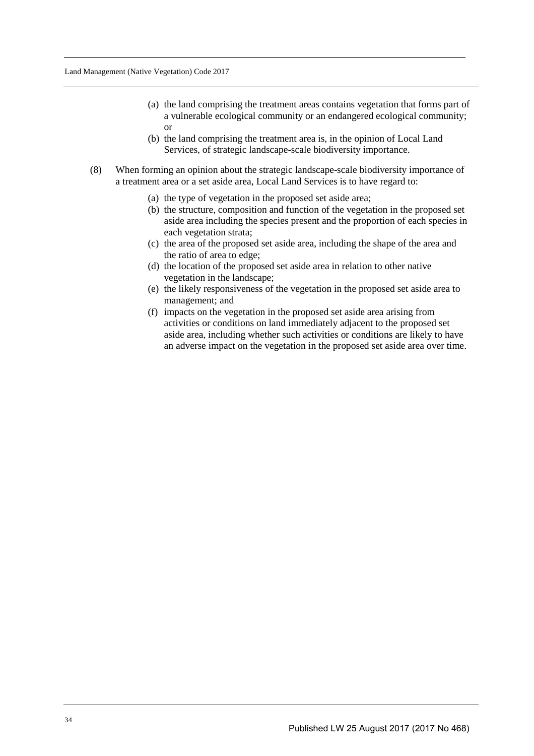(a) the land comprising the treatment areas contains vegetation that forms part of a vulnerable ecological community or an endangered ecological community; or

(b) the land comprising the treatment area is, in the opinion of Local Land Services, of strategic landscape-scale biodiversity importance.

(8) When forming an opinion about the strategic landscape-scale biodiversity importance of a treatment area or a set aside area, Local Land Services is to have regard to:

(a) the type of vegetation in the proposed set aside area;

(b) the structure, composition and function of the vegetation in the proposed set aside area including the species present and the proportion of each species in each vegetation strata;

(c) the area of the proposed set aside area, including the shape of the area and the ratio of area to edge;

(d) the location of the proposed set aside area in relation to other native vegetation in the landscape;

(e) the likely responsiveness of the vegetation in the proposed set aside area to management; and

(f) impacts on the vegetation in the proposed set aside area arising from activities or conditions on land immediately adjacent to the proposed set aside area, including whether such activities or conditions are likely to have an adverse impact on the vegetation in the proposed set aside area over time.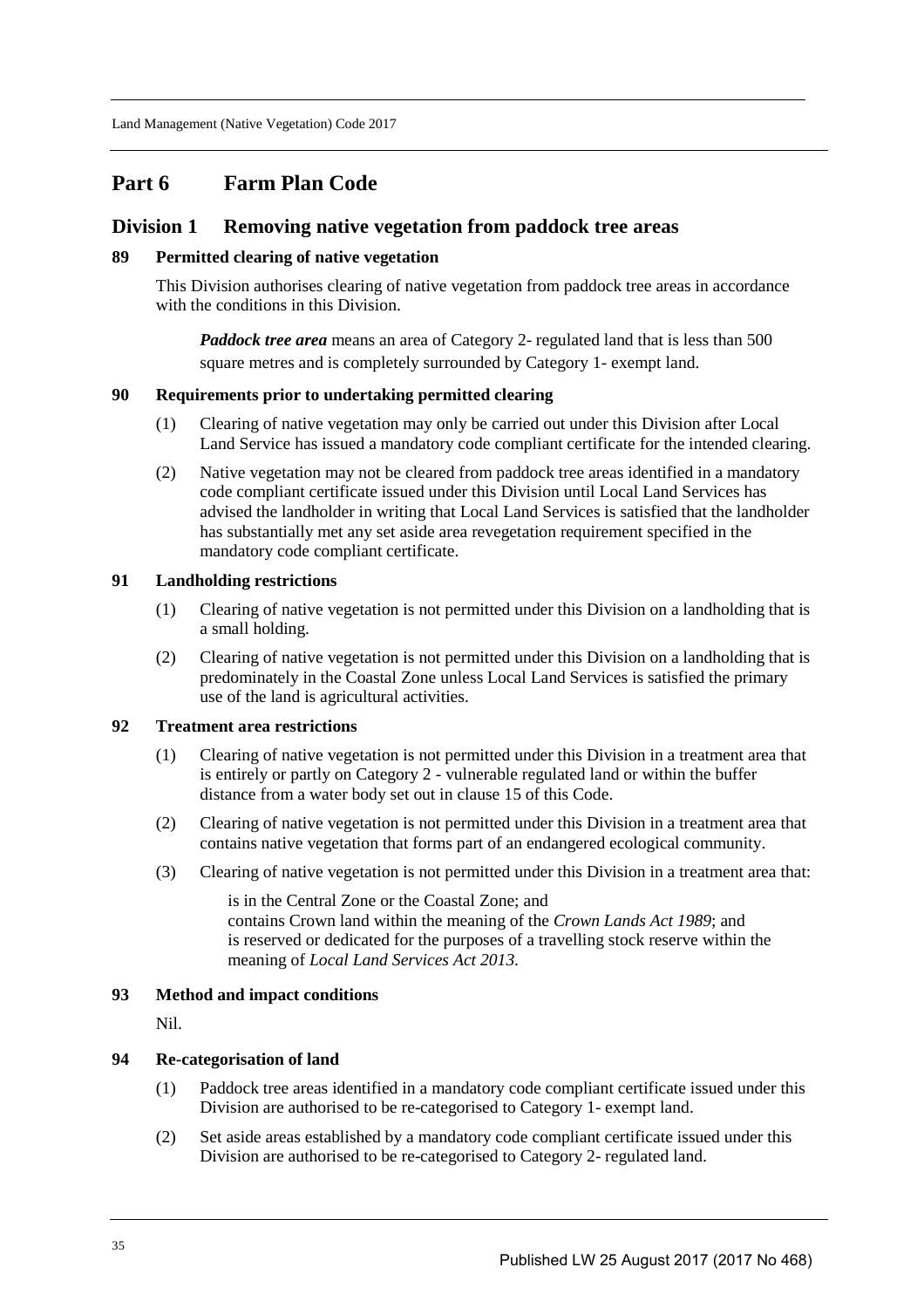# Part 6 Farm Plan Code

## Division 1 Removing native vegetation from paddock tree areas

### 89 Permitted clearing of native vegetation

This Division authorises clearing of native vegetation from paddock tree areas in accordance with the conditions in this Division.

> ***Paddock tree area*** means an area of Category 2- regulated land that is less than 500 square metres and is completely surrounded by Category 1- exempt land.

### 90 Requirements prior to undertaking permitted clearing

(1) Clearing of native vegetation may only be carried out under this Division after Local Land Service has issued a mandatory code compliant certificate for the intended clearing.

(2) Native vegetation may not be cleared from paddock tree areas identified in a mandatory code compliant certificate issued under this Division until Local Land Services has advised the landholder in writing that Local Land Services is satisfied that the landholder has substantially met any set aside area revegetation requirement specified in the mandatory code compliant certificate.

### 91 Landholding restrictions

(1) Clearing of native vegetation is not permitted under this Division on a landholding that is a small holding.

(2) Clearing of native vegetation is not permitted under this Division on a landholding that is predominately in the Coastal Zone unless Local Land Services is satisfied the primary use of the land is agricultural activities.

### 92 Treatment area restrictions

(1) Clearing of native vegetation is not permitted under this Division in a treatment area that is entirely or partly on Category 2 - vulnerable regulated land or within the buffer distance from a water body set out in clause 15 of this Code.

(2) Clearing of native vegetation is not permitted under this Division in a treatment area that contains native vegetation that forms part of an endangered ecological community.

(3) Clearing of native vegetation is not permitted under this Division in a treatment area that:

> is in the Central Zone or the Coastal Zone; and
> contains Crown land within the meaning of the *Crown Lands Act 1989*; and
> is reserved or dedicated for the purposes of a travelling stock reserve within the meaning of *Local Land Services Act 2013*.

### 93 Method and impact conditions

Nil.

### 94 Re-categorisation of land

(1) Paddock tree areas identified in a mandatory code compliant certificate issued under this Division are authorised to be re-categorised to Category 1- exempt land.

(2) Set aside areas established by a mandatory code compliant certificate issued under this Division are authorised to be re-categorised to Category 2- regulated land.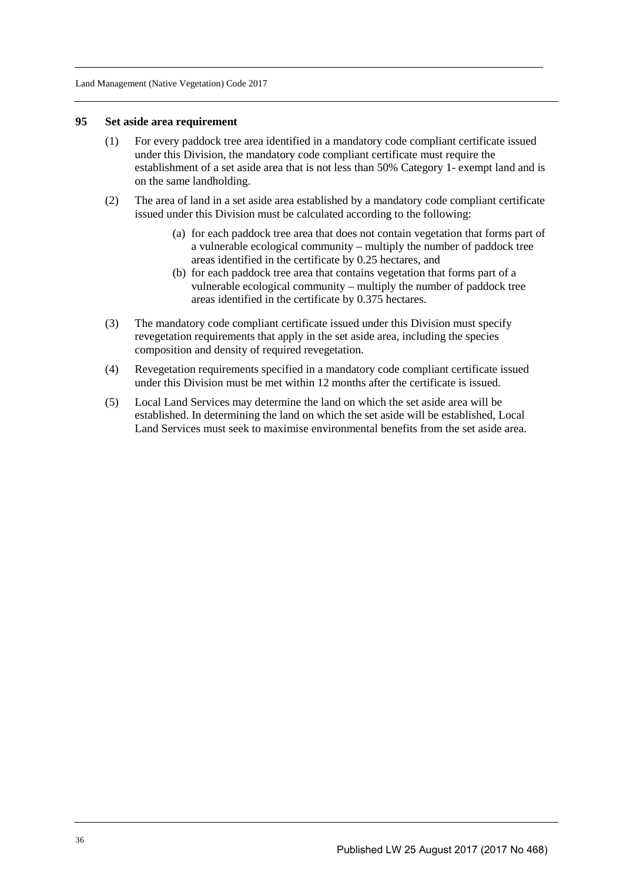### 95 Set aside area requirement

(1) For every paddock tree area identified in a mandatory code compliant certificate issued under this Division, the mandatory code compliant certificate must require the establishment of a set aside area that is not less than 50% Category 1- exempt land and is on the same landholding.

(2) The area of land in a set aside area established by a mandatory code compliant certificate issued under this Division must be calculated according to the following:

- (a) for each paddock tree area that does not contain vegetation that forms part of a vulnerable ecological community – multiply the number of paddock tree areas identified in the certificate by 0.25 hectares, and
- (b) for each paddock tree area that contains vegetation that forms part of a vulnerable ecological community – multiply the number of paddock tree areas identified in the certificate by 0.375 hectares.

(3) The mandatory code compliant certificate issued under this Division must specify revegetation requirements that apply in the set aside area, including the species composition and density of required revegetation.

(4) Revegetation requirements specified in a mandatory code compliant certificate issued under this Division must be met within 12 months after the certificate is issued.

(5) Local Land Services may determine the land on which the set aside area will be established. In determining the land on which the set aside will be established, Local Land Services must seek to maximise environmental benefits from the set aside area.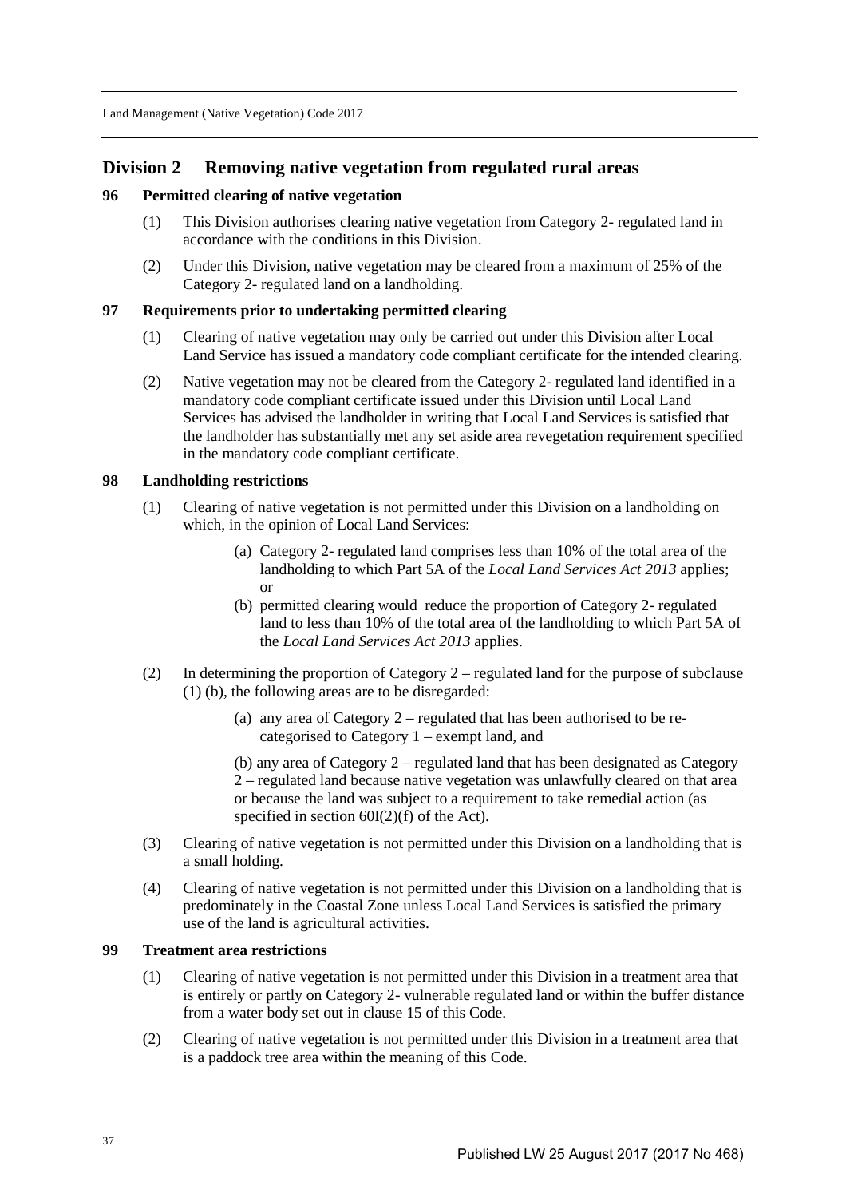## Division 2 Removing native vegetation from regulated rural areas

### 96 Permitted clearing of native vegetation

(1) This Division authorises clearing native vegetation from Category 2- regulated land in accordance with the conditions in this Division.

(2) Under this Division, native vegetation may be cleared from a maximum of 25% of the Category 2- regulated land on a landholding.

### 97 Requirements prior to undertaking permitted clearing

(1) Clearing of native vegetation may only be carried out under this Division after Local Land Service has issued a mandatory code compliant certificate for the intended clearing.

(2) Native vegetation may not be cleared from the Category 2- regulated land identified in a mandatory code compliant certificate issued under this Division until Local Land Services has advised the landholder in writing that Local Land Services is satisfied that the landholder has substantially met any set aside area revegetation requirement specified in the mandatory code compliant certificate.

### 98 Landholding restrictions

(1) Clearing of native vegetation is not permitted under this Division on a landholding on which, in the opinion of Local Land Services:

(a) Category 2- regulated land comprises less than 10% of the total area of the landholding to which Part 5A of the *Local Land Services Act 2013* applies; or

(b) permitted clearing would reduce the proportion of Category 2- regulated land to less than 10% of the total area of the landholding to which Part 5A of the *Local Land Services Act 2013* applies.

(2) In determining the proportion of Category 2 – regulated land for the purpose of subclause (1) (b), the following areas are to be disregarded:

(a) any area of Category 2 – regulated that has been authorised to be re-categorised to Category 1 – exempt land, and

(b) any area of Category 2 – regulated land that has been designated as Category 2 – regulated land because native vegetation was unlawfully cleared on that area or because the land was subject to a requirement to take remedial action (as specified in section 60I(2)(f) of the Act).

(3) Clearing of native vegetation is not permitted under this Division on a landholding that is a small holding.

(4) Clearing of native vegetation is not permitted under this Division on a landholding that is predominately in the Coastal Zone unless Local Land Services is satisfied the primary use of the land is agricultural activities.

### 99 Treatment area restrictions

(1) Clearing of native vegetation is not permitted under this Division in a treatment area that is entirely or partly on Category 2- vulnerable regulated land or within the buffer distance from a water body set out in clause 15 of this Code.

(2) Clearing of native vegetation is not permitted under this Division in a treatment area that is a paddock tree area within the meaning of this Code.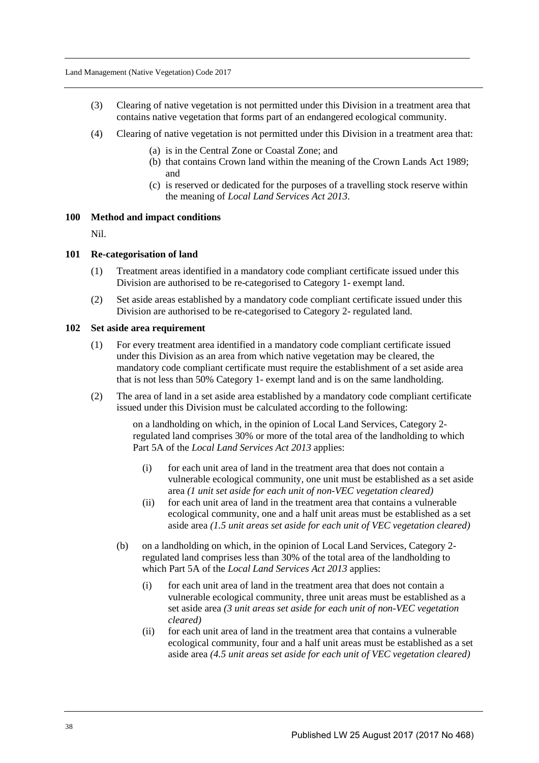(3) Clearing of native vegetation is not permitted under this Division in a treatment area that contains native vegetation that forms part of an endangered ecological community.

(4) Clearing of native vegetation is not permitted under this Division in a treatment area that:

(a) is in the Central Zone or Coastal Zone; and

(b) that contains Crown land within the meaning of the Crown Lands Act 1989; and

(c) is reserved or dedicated for the purposes of a travelling stock reserve within the meaning of *Local Land Services Act 2013*.

**100 Method and impact conditions**

Nil.

**101 Re-categorisation of land**

(1) Treatment areas identified in a mandatory code compliant certificate issued under this Division are authorised to be re-categorised to Category 1- exempt land.

(2) Set aside areas established by a mandatory code compliant certificate issued under this Division are authorised to be re-categorised to Category 2- regulated land.

**102 Set aside area requirement**

(1) For every treatment area identified in a mandatory code compliant certificate issued under this Division as an area from which native vegetation may be cleared, the mandatory code compliant certificate must require the establishment of a set aside area that is not less than 50% Category 1- exempt land and is on the same landholding.

(2) The area of land in a set aside area established by a mandatory code compliant certificate issued under this Division must be calculated according to the following:

on a landholding on which, in the opinion of Local Land Services, Category 2- regulated land comprises 30% or more of the total area of the landholding to which Part 5A of the *Local Land Services Act 2013* applies:

(i) for each unit area of land in the treatment area that does not contain a vulnerable ecological community, one unit must be established as a set aside area *(1 unit set aside for each unit of non-VEC vegetation cleared)*

(ii) for each unit area of land in the treatment area that contains a vulnerable ecological community, one and a half unit areas must be established as a set aside area *(1.5 unit areas set aside for each unit of VEC vegetation cleared)*

(b) on a landholding on which, in the opinion of Local Land Services, Category 2- regulated land comprises less than 30% of the total area of the landholding to which Part 5A of the *Local Land Services Act 2013* applies:

(i) for each unit area of land in the treatment area that does not contain a vulnerable ecological community, three unit areas must be established as a set aside area *(3 unit areas set aside for each unit of non-VEC vegetation cleared)*

(ii) for each unit area of land in the treatment area that contains a vulnerable ecological community, four and a half unit areas must be established as a set aside area *(4.5 unit areas set aside for each unit of VEC vegetation cleared)*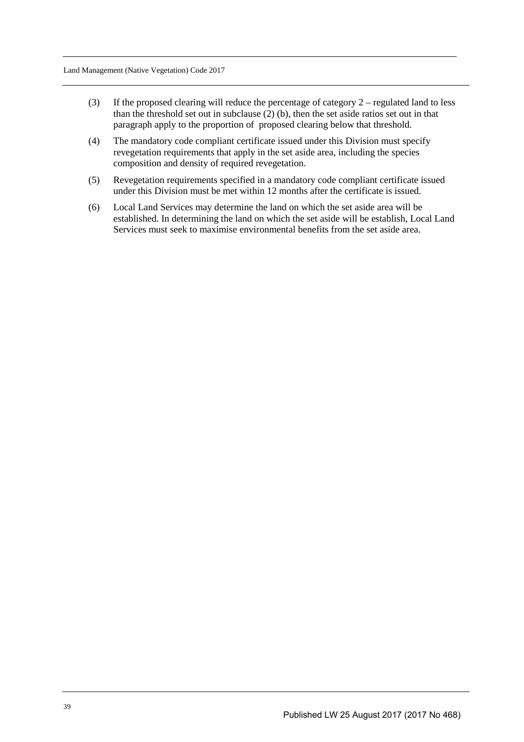(3) If the proposed clearing will reduce the percentage of category 2 – regulated land to less than the threshold set out in subclause (2) (b), then the set aside ratios set out in that paragraph apply to the proportion of proposed clearing below that threshold.

(4) The mandatory code compliant certificate issued under this Division must specify revegetation requirements that apply in the set aside area, including the species composition and density of required revegetation.

(5) Revegetation requirements specified in a mandatory code compliant certificate issued under this Division must be met within 12 months after the certificate is issued.

(6) Local Land Services may determine the land on which the set aside area will be established. In determining the land on which the set aside will be establish, Local Land Services must seek to maximise environmental benefits from the set aside area.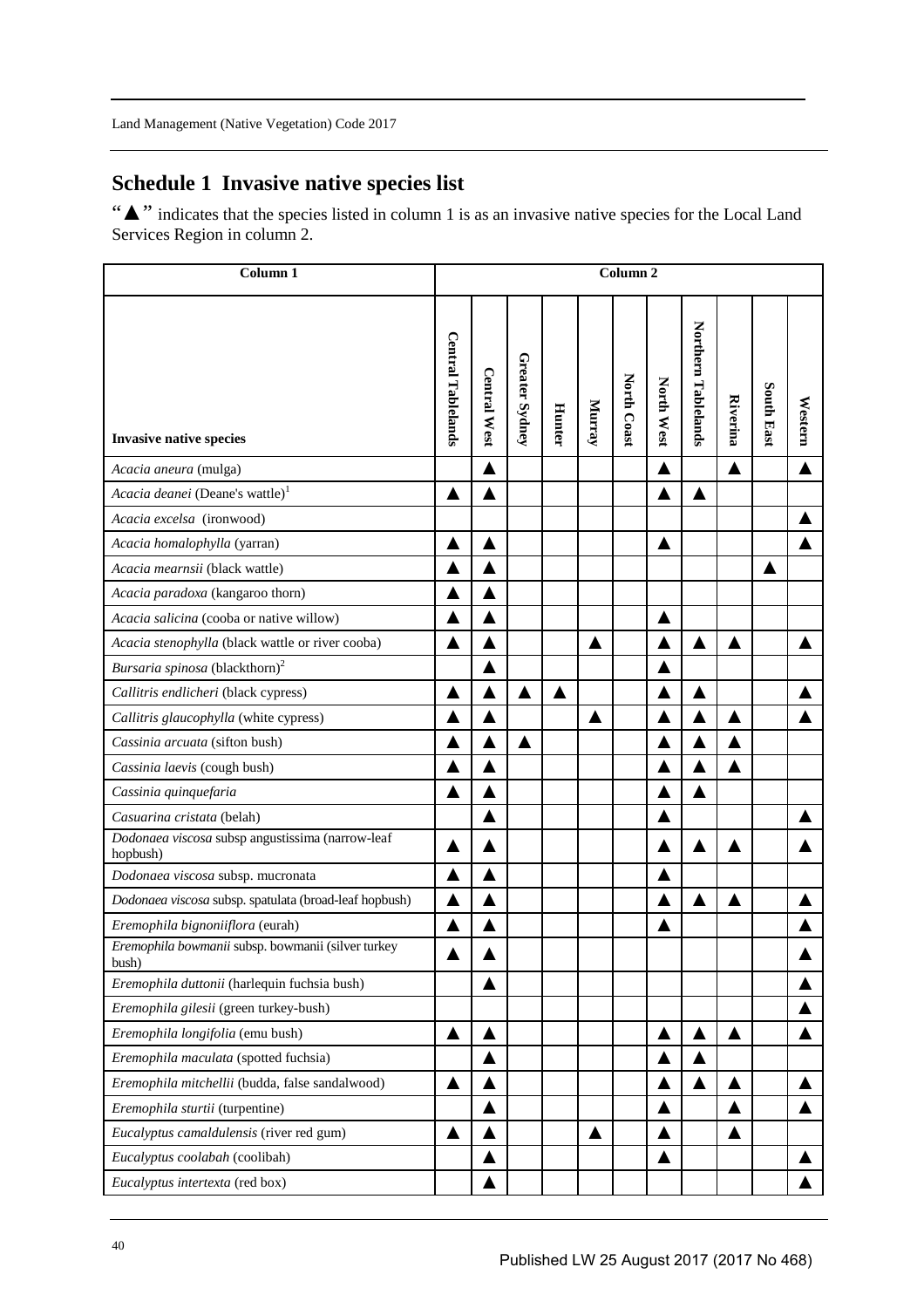# Schedule 1 Invasive native species list

"▲" indicates that the species listed in column 1 is as an invasive native species for the Local Land Services Region in column 2.

| Column 1 | Column 2 | | | | | | | | | | |
|---|---|---|---|---|---|---|---|---|---|---|---|
| **Invasive native species** | **Central Tablelands** | **Central West** | **Greater Sydney** | **Hunter** | **Murray** | **North Coast** | **North West** | **Northern Tablelands** | **Riverina** | **South East** | **Western** |
| *Acacia aneura* (mulga) | | ▲ | | | | | ▲ | | ▲ | | ▲ |
| *Acacia deanei* (Deane's wattle)[1] | ▲ | ▲ | | | | | ▲ | ▲ | | | |
| *Acacia excelsa* (ironwood) | | | | | | | | | | | ▲ |
| *Acacia homalophylla* (yarran) | ▲ | ▲ | | | | | ▲ | | | | ▲ |
| *Acacia mearnsii* (black wattle) | ▲ | ▲ | | | | | | | | ▲ | |
| *Acacia paradoxa* (kangaroo thorn) | ▲ | ▲ | | | | | | | | | |
| *Acacia salicina* (cooba or native willow) | ▲ | ▲ | | | | | ▲ | | | | |
| *Acacia stenophylla* (black wattle or river cooba) | ▲ | ▲ | | | ▲ | | ▲ | ▲ | ▲ | | ▲ |
| *Bursaria spinosa* (blackthorn)[2] | | ▲ | | | | | ▲ | | | | |
| *Callitris endlicheri* (black cypress) | ▲ | ▲ | ▲ | ▲ | | | ▲ | ▲ | | | ▲ |
| *Callitris glaucophylla* (white cypress) | ▲ | ▲ | | | ▲ | | ▲ | ▲ | ▲ | | ▲ |
| *Cassinia arcuata* (sifton bush) | ▲ | ▲ | ▲ | | | | ▲ | ▲ | ▲ | | |
| *Cassinia laevis* (cough bush) | ▲ | ▲ | | | | | ▲ | ▲ | ▲ | | |
| *Cassinia quinquefaria* | ▲ | ▲ | | | | | ▲ | ▲ | | | |
| *Casuarina cristata* (belah) | | ▲ | | | | | ▲ | | | | ▲ |
| *Dodonaea viscosa* subsp angustissima (narrow-leaf hopbush) | ▲ | ▲ | | | | | ▲ | ▲ | ▲ | | ▲ |
| *Dodonaea viscosa* subsp. mucronata | ▲ | ▲ | | | | | ▲ | | | | |
| *Dodonaea viscosa* subsp. spatulata (broad-leaf hopbush) | ▲ | ▲ | | | | | ▲ | ▲ | ▲ | | ▲ |
| *Eremophila bignoniiflora* (eurah) | ▲ | ▲ | | | | | ▲ | | | | ▲ |
| *Eremophila bowmanii* subsp. bowmanii (silver turkey bush) | ▲ | ▲ | | | | | | | | | ▲ |
| *Eremophila duttonii* (harlequin fuchsia bush) | | ▲ | | | | | | | | | ▲ |
| *Eremophila gilesii* (green turkey-bush) | | | | | | | | | | | ▲ |
| *Eremophila longifolia* (emu bush) | ▲ | ▲ | | | | | ▲ | ▲ | ▲ | | ▲ |
| *Eremophila maculata* (spotted fuchsia) | | ▲ | | | | | ▲ | ▲ | | | |
| *Eremophila mitchellii* (budda, false sandalwood) | ▲ | ▲ | | | | | ▲ | ▲ | ▲ | | ▲ |
| *Eremophila sturtii* (turpentine) | | ▲ | | | | | ▲ | | ▲ | | ▲ |
| *Eucalyptus camaldulensis* (river red gum) | ▲ | ▲ | | | ▲ | | ▲ | | ▲ | | |
| *Eucalyptus coolabah* (coolibah) | | ▲ | | | | | ▲ | | | | ▲ |
| *Eucalyptus intertexta* (red box) | | ▲ | | | | | | | | | ▲ |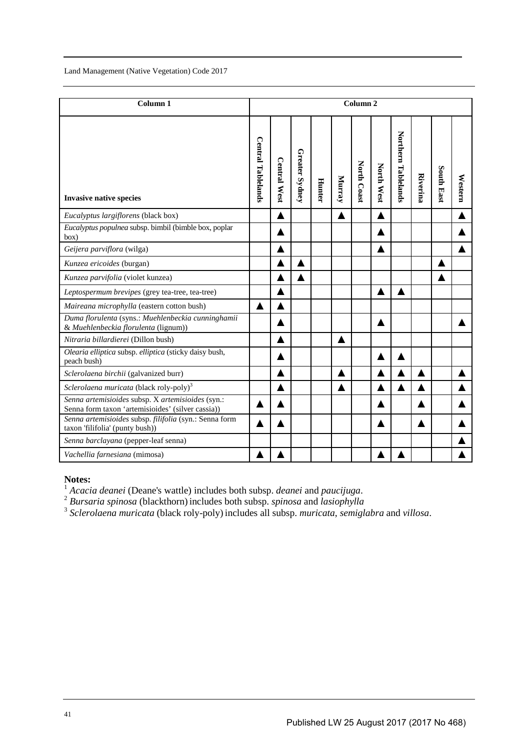| Column 1 | Column 2 | | | | | | | | | | |
|---|---|---|---|---|---|---|---|---|---|---|---|
| **Invasive native species** | **Central Tablelands** | **Central West** | **Greater Sydney** | **Hunter** | **Murray** | **North Coast** | **North West** | **Northern Tablelands** | **Riverina** | **South East** | **Western** |
| *Eucalyptus largiflorens* (black box) | | ▲ | | | ▲ | | ▲ | | | | ▲ |
| *Eucalyptus populnea* subsp. *bimbil* (bimble box, poplar box) | | ▲ | | | | | ▲ | | | | ▲ |
| *Geijera parviflora* (wilga) | | ▲ | | | | | ▲ | | | | ▲ |
| *Kunzea ericoides* (burgan) | | ▲ | ▲ | | | | | | | ▲ | |
| *Kunzea parvifolia* (violet kunzea) | | ▲ | ▲ | | | | | | | ▲ | |
| *Leptospermum brevipes* (grey tea-tree, tea-tree) | | ▲ | | | | | ▲ | ▲ | | | |
| *Maireana microphylla* (eastern cotton bush) | ▲ | ▲ | | | | | | | | | |
| *Duma florulenta* (syns.: *Muehlenbeckia cunninghamii* & *Muehlenbeckia florulenta* (lignum)) | | ▲ | | | | | ▲ | | | | ▲ |
| *Nitraria billardierei* (Dillon bush) | | ▲ | | | ▲ | | | | | | |
| *Olearia elliptica* subsp. *elliptica* (sticky daisy bush, peach bush) | | ▲ | | | | | ▲ | ▲ | | | |
| *Sclerolaena birchii* (galvanized burr) | | ▲ | | | ▲ | | ▲ | ▲ | ▲ | | ▲ |
| *Sclerolaena muricata* (black roly-poly)[3] | | ▲ | | | ▲ | | ▲ | ▲ | ▲ | | ▲ |
| *Senna artemisioides* subsp. X *artemisioides* (syn.: Senna form taxon 'artemisioides' (silver cassia)) | ▲ | ▲ | | | | | ▲ | | ▲ | | ▲ |
| *Senna artemisioides* subsp. *filifolia* (syn.: Senna form taxon 'filifolia' (punty bush)) | ▲ | ▲ | | | | | ▲ | | ▲ | | ▲ |
| *Senna barclayana* (pepper-leaf senna) | | | | | | | | | | | ▲ |
| *Vachellia farnesiana* (mimosa) | ▲ | ▲ | | | | | ▲ | ▲ | | | ▲ |

**Notes:**

[1] *Acacia deanei* (Deane's wattle) includes both subsp. *deanei* and *paucijuga*.

[2] *Bursaria spinosa* (blackthorn) includes both subsp. *spinosa* and *lasiophylla*

[3] *Sclerolaena muricata* (black roly-poly) includes all subsp. *muricata*, *semiglabra* and *villosa*.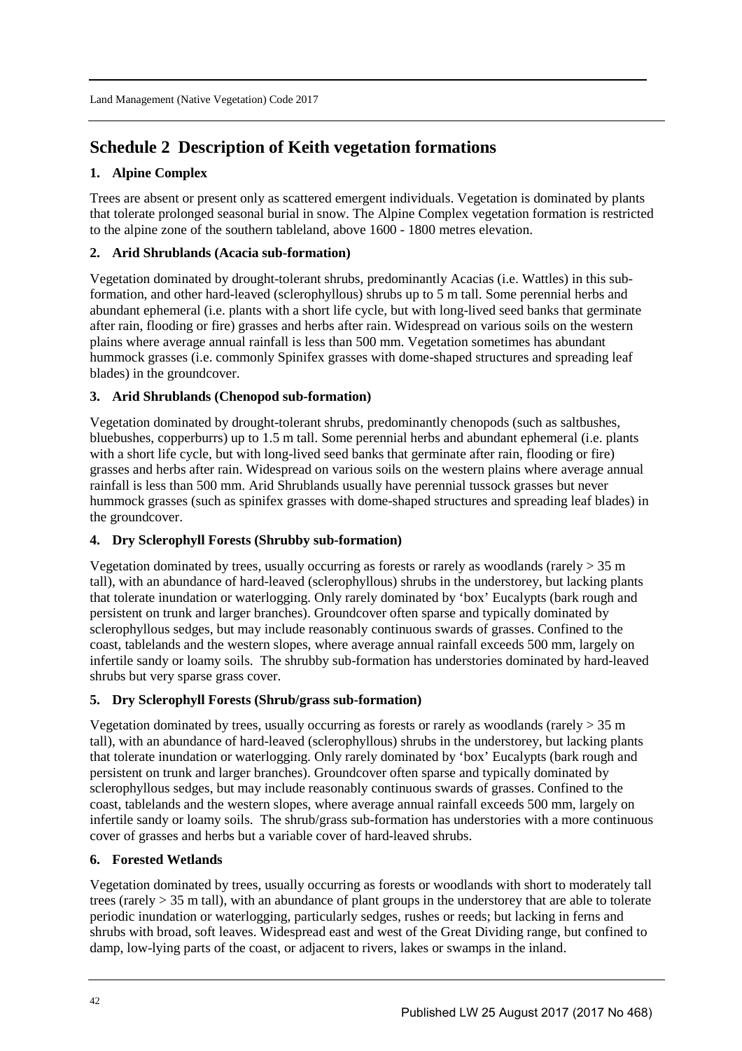## Schedule 2 Description of Keith vegetation formations

### 1. Alpine Complex

Trees are absent or present only as scattered emergent individuals. Vegetation is dominated by plants that tolerate prolonged seasonal burial in snow. The Alpine Complex vegetation formation is restricted to the alpine zone of the southern tableland, above 1600 - 1800 metres elevation.

### 2. Arid Shrublands (Acacia sub-formation)

Vegetation dominated by drought-tolerant shrubs, predominantly Acacias (i.e. Wattles) in this sub-formation, and other hard-leaved (sclerophyllous) shrubs up to 5 m tall. Some perennial herbs and abundant ephemeral (i.e. plants with a short life cycle, but with long-lived seed banks that germinate after rain, flooding or fire) grasses and herbs after rain. Widespread on various soils on the western plains where average annual rainfall is less than 500 mm. Vegetation sometimes has abundant hummock grasses (i.e. commonly Spinifex grasses with dome-shaped structures and spreading leaf blades) in the groundcover.

### 3. Arid Shrublands (Chenopod sub-formation)

Vegetation dominated by drought-tolerant shrubs, predominantly chenopods (such as saltbushes, bluebushes, copperburrs) up to 1.5 m tall. Some perennial herbs and abundant ephemeral (i.e. plants with a short life cycle, but with long-lived seed banks that germinate after rain, flooding or fire) grasses and herbs after rain. Widespread on various soils on the western plains where average annual rainfall is less than 500 mm. Arid Shrublands usually have perennial tussock grasses but never hummock grasses (such as spinifex grasses with dome-shaped structures and spreading leaf blades) in the groundcover.

### 4. Dry Sclerophyll Forests (Shrubby sub-formation)

Vegetation dominated by trees, usually occurring as forests or rarely as woodlands (rarely > 35 m tall), with an abundance of hard-leaved (sclerophyllous) shrubs in the understorey, but lacking plants that tolerate inundation or waterlogging. Only rarely dominated by 'box' Eucalypts (bark rough and persistent on trunk and larger branches). Groundcover often sparse and typically dominated by sclerophyllous sedges, but may include reasonably continuous swards of grasses. Confined to the coast, tablelands and the western slopes, where average annual rainfall exceeds 500 mm, largely on infertile sandy or loamy soils. The shrubby sub-formation has understories dominated by hard-leaved shrubs but very sparse grass cover.

### 5. Dry Sclerophyll Forests (Shrub/grass sub-formation)

Vegetation dominated by trees, usually occurring as forests or rarely as woodlands (rarely > 35 m tall), with an abundance of hard-leaved (sclerophyllous) shrubs in the understorey, but lacking plants that tolerate inundation or waterlogging. Only rarely dominated by 'box' Eucalypts (bark rough and persistent on trunk and larger branches). Groundcover often sparse and typically dominated by sclerophyllous sedges, but may include reasonably continuous swards of grasses. Confined to the coast, tablelands and the western slopes, where average annual rainfall exceeds 500 mm, largely on infertile sandy or loamy soils. The shrub/grass sub-formation has understories with a more continuous cover of grasses and herbs but a variable cover of hard-leaved shrubs.

### 6. Forested Wetlands

Vegetation dominated by trees, usually occurring as forests or woodlands with short to moderately tall trees (rarely > 35 m tall), with an abundance of plant groups in the understorey that are able to tolerate periodic inundation or waterlogging, particularly sedges, rushes or reeds; but lacking in ferns and shrubs with broad, soft leaves. Widespread east and west of the Great Dividing range, but confined to damp, low-lying parts of the coast, or adjacent to rivers, lakes or swamps in the inland.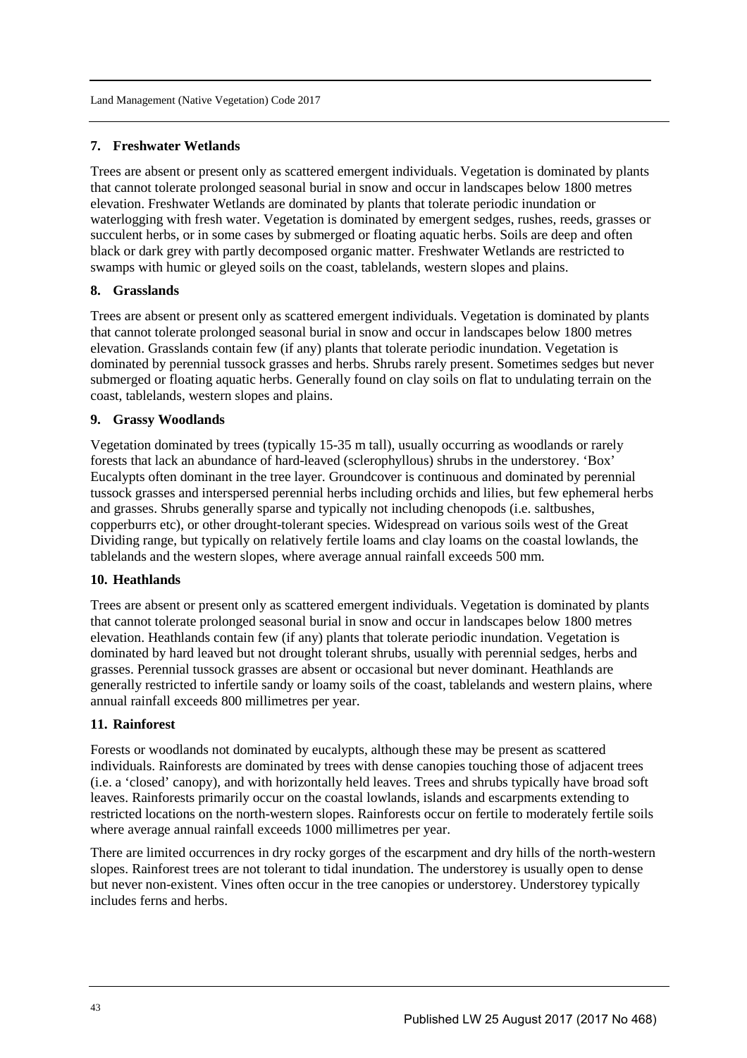### 7. Freshwater Wetlands

Trees are absent or present only as scattered emergent individuals. Vegetation is dominated by plants that cannot tolerate prolonged seasonal burial in snow and occur in landscapes below 1800 metres elevation. Freshwater Wetlands are dominated by plants that tolerate periodic inundation or waterlogging with fresh water. Vegetation is dominated by emergent sedges, rushes, reeds, grasses or succulent herbs, or in some cases by submerged or floating aquatic herbs. Soils are deep and often black or dark grey with partly decomposed organic matter. Freshwater Wetlands are restricted to swamps with humic or gleyed soils on the coast, tablelands, western slopes and plains.

### 8. Grasslands

Trees are absent or present only as scattered emergent individuals. Vegetation is dominated by plants that cannot tolerate prolonged seasonal burial in snow and occur in landscapes below 1800 metres elevation. Grasslands contain few (if any) plants that tolerate periodic inundation. Vegetation is dominated by perennial tussock grasses and herbs. Shrubs rarely present. Sometimes sedges but never submerged or floating aquatic herbs. Generally found on clay soils on flat to undulating terrain on the coast, tablelands, western slopes and plains.

### 9. Grassy Woodlands

Vegetation dominated by trees (typically 15-35 m tall), usually occurring as woodlands or rarely forests that lack an abundance of hard-leaved (sclerophyllous) shrubs in the understorey. 'Box' Eucalypts often dominant in the tree layer. Groundcover is continuous and dominated by perennial tussock grasses and interspersed perennial herbs including orchids and lilies, but few ephemeral herbs and grasses. Shrubs generally sparse and typically not including chenopods (i.e. saltbushes, copperburrs etc), or other drought-tolerant species. Widespread on various soils west of the Great Dividing range, but typically on relatively fertile loams and clay loams on the coastal lowlands, the tablelands and the western slopes, where average annual rainfall exceeds 500 mm.

### 10. Heathlands

Trees are absent or present only as scattered emergent individuals. Vegetation is dominated by plants that cannot tolerate prolonged seasonal burial in snow and occur in landscapes below 1800 metres elevation. Heathlands contain few (if any) plants that tolerate periodic inundation. Vegetation is dominated by hard leaved but not drought tolerant shrubs, usually with perennial sedges, herbs and grasses. Perennial tussock grasses are absent or occasional but never dominant. Heathlands are generally restricted to infertile sandy or loamy soils of the coast, tablelands and western plains, where annual rainfall exceeds 800 millimetres per year.

### 11. Rainforest

Forests or woodlands not dominated by eucalypts, although these may be present as scattered individuals. Rainforests are dominated by trees with dense canopies touching those of adjacent trees (i.e. a 'closed' canopy), and with horizontally held leaves. Trees and shrubs typically have broad soft leaves. Rainforests primarily occur on the coastal lowlands, islands and escarpments extending to restricted locations on the north-western slopes. Rainforests occur on fertile to moderately fertile soils where average annual rainfall exceeds 1000 millimetres per year.

There are limited occurrences in dry rocky gorges of the escarpment and dry hills of the north-western slopes. Rainforest trees are not tolerant to tidal inundation. The understorey is usually open to dense but never non-existent. Vines often occur in the tree canopies or understorey. Understorey typically includes ferns and herbs.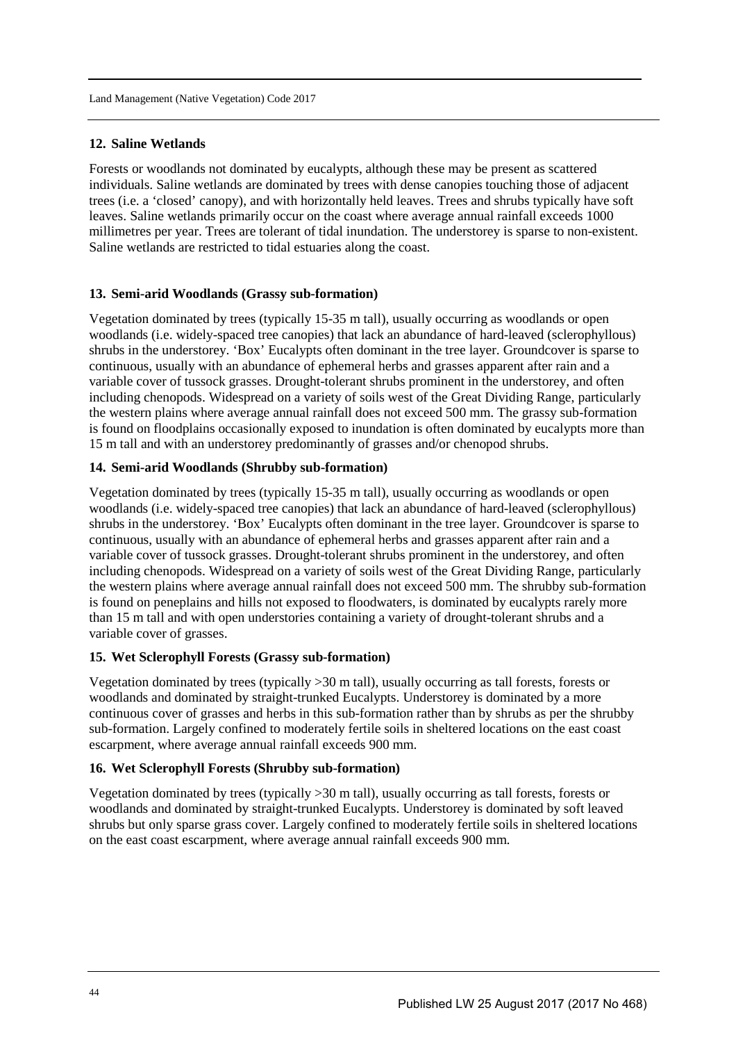### 12. Saline Wetlands

Forests or woodlands not dominated by eucalypts, although these may be present as scattered individuals. Saline wetlands are dominated by trees with dense canopies touching those of adjacent trees (i.e. a 'closed' canopy), and with horizontally held leaves. Trees and shrubs typically have soft leaves. Saline wetlands primarily occur on the coast where average annual rainfall exceeds 1000 millimetres per year. Trees are tolerant of tidal inundation. The understorey is sparse to non-existent. Saline wetlands are restricted to tidal estuaries along the coast.

### 13. Semi-arid Woodlands (Grassy sub-formation)

Vegetation dominated by trees (typically 15-35 m tall), usually occurring as woodlands or open woodlands (i.e. widely-spaced tree canopies) that lack an abundance of hard-leaved (sclerophyllous) shrubs in the understorey. 'Box' Eucalypts often dominant in the tree layer. Groundcover is sparse to continuous, usually with an abundance of ephemeral herbs and grasses apparent after rain and a variable cover of tussock grasses. Drought-tolerant shrubs prominent in the understorey, and often including chenopods. Widespread on a variety of soils west of the Great Dividing Range, particularly the western plains where average annual rainfall does not exceed 500 mm. The grassy sub-formation is found on floodplains occasionally exposed to inundation is often dominated by eucalypts more than 15 m tall and with an understorey predominantly of grasses and/or chenopod shrubs.

### 14. Semi-arid Woodlands (Shrubby sub-formation)

Vegetation dominated by trees (typically 15-35 m tall), usually occurring as woodlands or open woodlands (i.e. widely-spaced tree canopies) that lack an abundance of hard-leaved (sclerophyllous) shrubs in the understorey. 'Box' Eucalypts often dominant in the tree layer. Groundcover is sparse to continuous, usually with an abundance of ephemeral herbs and grasses apparent after rain and a variable cover of tussock grasses. Drought-tolerant shrubs prominent in the understorey, and often including chenopods. Widespread on a variety of soils west of the Great Dividing Range, particularly the western plains where average annual rainfall does not exceed 500 mm. The shrubby sub-formation is found on peneplains and hills not exposed to floodwaters, is dominated by eucalypts rarely more than 15 m tall and with open understories containing a variety of drought-tolerant shrubs and a variable cover of grasses.

### 15. Wet Sclerophyll Forests (Grassy sub-formation)

Vegetation dominated by trees (typically >30 m tall), usually occurring as tall forests, forests or woodlands and dominated by straight-trunked Eucalypts. Understorey is dominated by a more continuous cover of grasses and herbs in this sub-formation rather than by shrubs as per the shrubby sub-formation. Largely confined to moderately fertile soils in sheltered locations on the east coast escarpment, where average annual rainfall exceeds 900 mm.

### 16. Wet Sclerophyll Forests (Shrubby sub-formation)

Vegetation dominated by trees (typically >30 m tall), usually occurring as tall forests, forests or woodlands and dominated by straight-trunked Eucalypts. Understorey is dominated by soft leaved shrubs but only sparse grass cover. Largely confined to moderately fertile soils in sheltered locations on the east coast escarpment, where average annual rainfall exceeds 900 mm.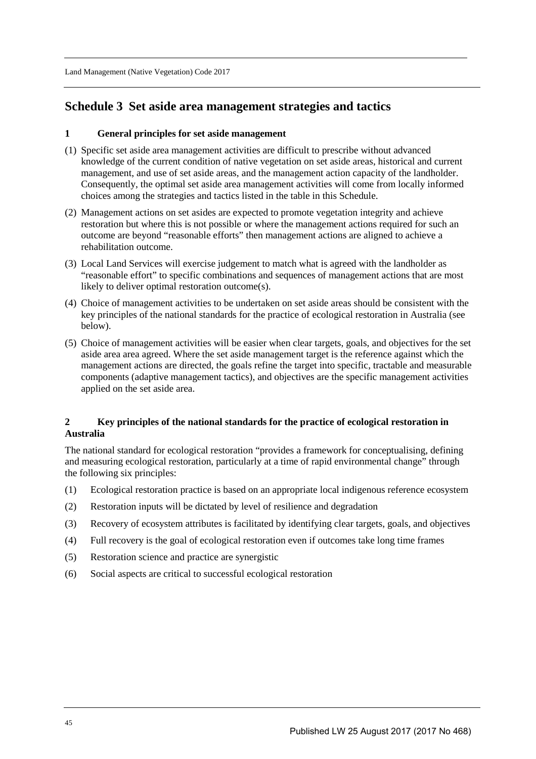# Schedule 3 Set aside area management strategies and tactics

## 1 General principles for set aside management

(1) Specific set aside area management activities are difficult to prescribe without advanced knowledge of the current condition of native vegetation on set aside areas, historical and current management, and use of set aside areas, and the management action capacity of the landholder. Consequently, the optimal set aside area management activities will come from locally informed choices among the strategies and tactics listed in the table in this Schedule.

(2) Management actions on set asides are expected to promote vegetation integrity and achieve restoration but where this is not possible or where the management actions required for such an outcome are beyond "reasonable efforts" then management actions are aligned to achieve a rehabilitation outcome.

(3) Local Land Services will exercise judgement to match what is agreed with the landholder as "reasonable effort" to specific combinations and sequences of management actions that are most likely to deliver optimal restoration outcome(s).

(4) Choice of management activities to be undertaken on set aside areas should be consistent with the key principles of the national standards for the practice of ecological restoration in Australia (see below).

(5) Choice of management activities will be easier when clear targets, goals, and objectives for the set aside area area agreed. Where the set aside management target is the reference against which the management actions are directed, the goals refine the target into specific, tractable and measurable components (adaptive management tactics), and objectives are the specific management activities applied on the set aside area.

## 2 Key principles of the national standards for the practice of ecological restoration in Australia

The national standard for ecological restoration "provides a framework for conceptualising, defining and measuring ecological restoration, particularly at a time of rapid environmental change" through the following six principles:

(1) Ecological restoration practice is based on an appropriate local indigenous reference ecosystem

(2) Restoration inputs will be dictated by level of resilience and degradation

(3) Recovery of ecosystem attributes is facilitated by identifying clear targets, goals, and objectives

(4) Full recovery is the goal of ecological restoration even if outcomes take long time frames

(5) Restoration science and practice are synergistic

(6) Social aspects are critical to successful ecological restoration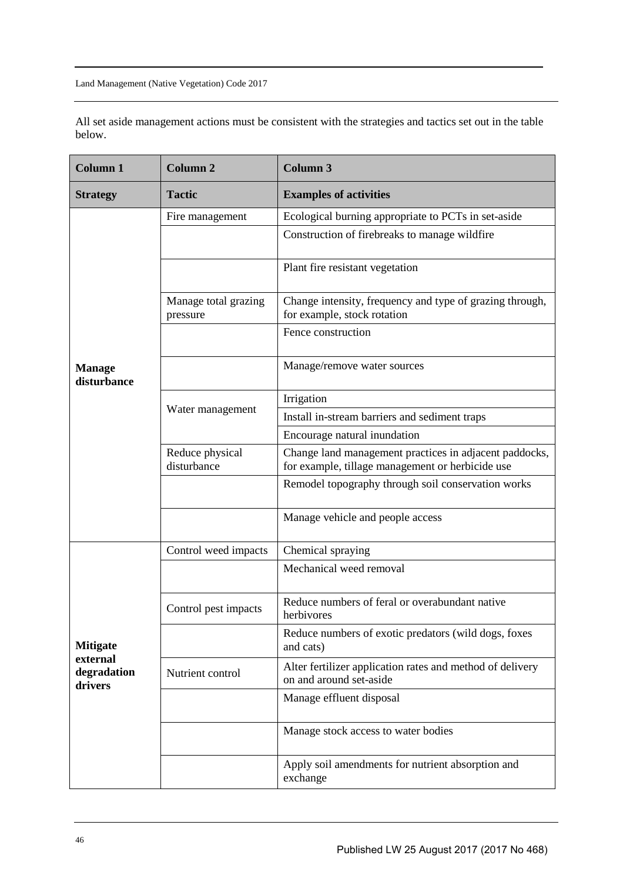All set aside management actions must be consistent with the strategies and tactics set out in the table below.

| Column 1 | Column 2 | Column 3 |
|---|---|---|
| **Strategy** | **Tactic** | **Examples of activities** |
| **Manage disturbance** | Fire management | Ecological burning appropriate to PCTs in set-aside |
| | | Construction of firebreaks to manage wildfire |
| | | Plant fire resistant vegetation |
| | Manage total grazing pressure | Change intensity, frequency and type of grazing through, for example, stock rotation |
| | | Fence construction |
| | | Manage/remove water sources |
| | Water management | Irrigation |
| | | Install in-stream barriers and sediment traps |
| | | Encourage natural inundation |
| | Reduce physical disturbance | Change land management practices in adjacent paddocks, for example, tillage management or herbicide use |
| | | Remodel topography through soil conservation works |
| | | Manage vehicle and people access |
| **Mitigate external degradation drivers** | Control weed impacts | Chemical spraying |
| | | Mechanical weed removal |
| | Control pest impacts | Reduce numbers of feral or overabundant native herbivores |
| | | Reduce numbers of exotic predators (wild dogs, foxes and cats) |
| | Nutrient control | Alter fertilizer application rates and method of delivery on and around set-aside |
| | | Manage effluent disposal |
| | | Manage stock access to water bodies |
| | | Apply soil amendments for nutrient absorption and exchange |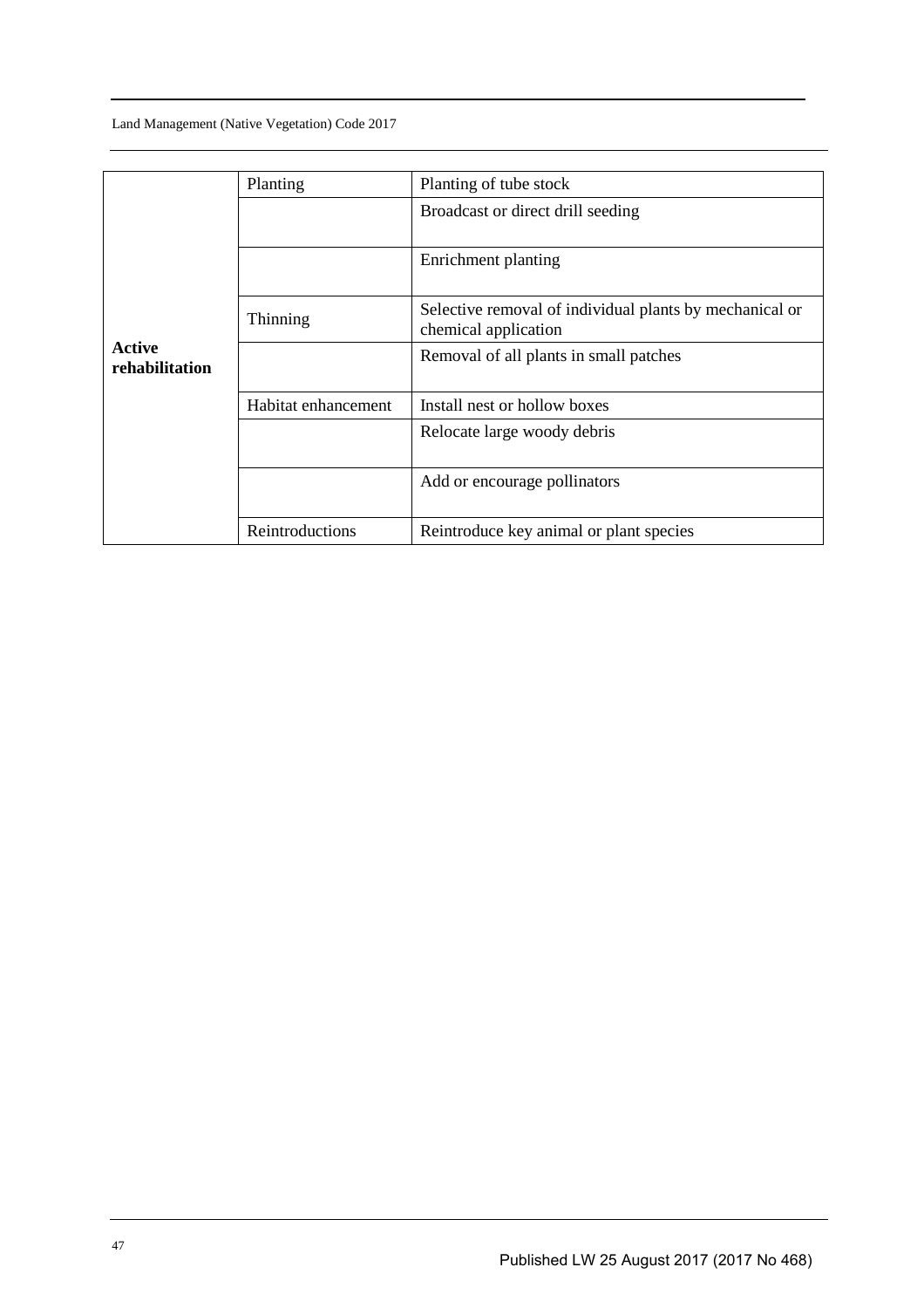| **Active rehabilitation** | Planting | Planting of tube stock |
|---|---|---|
| | | Broadcast or direct drill seeding |
| | | Enrichment planting |
| | Thinning | Selective removal of individual plants by mechanical or chemical application |
| | | Removal of all plants in small patches |
| | Habitat enhancement | Install nest or hollow boxes |
| | | Relocate large woody debris |
| | | Add or encourage pollinators |
| | Reintroductions | Reintroduce key animal or plant species |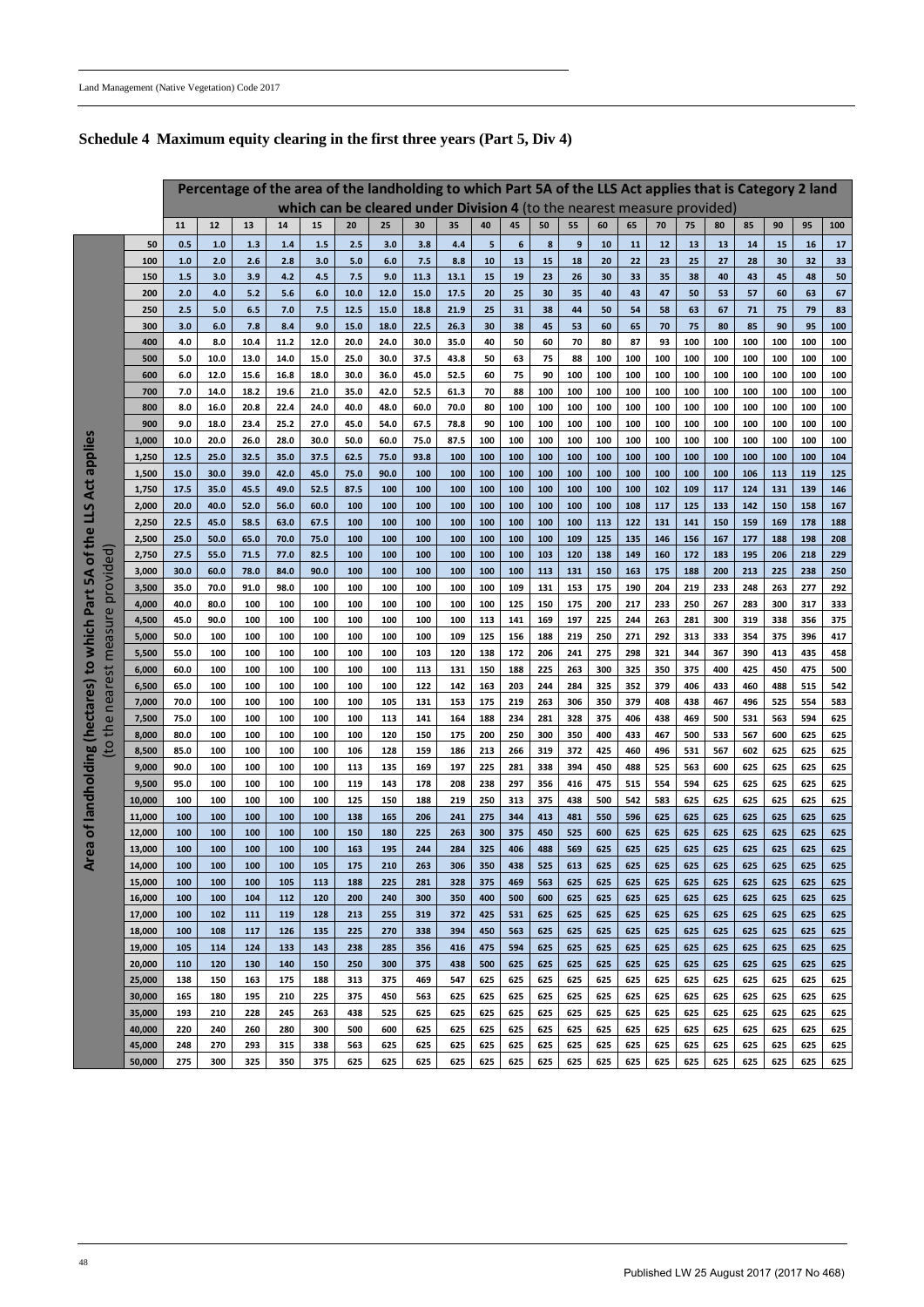## Schedule 4 Maximum equity clearing in the first three years (Part 5, Div 4)

| Area of landholding (hectares) to which Part 5A of the LLS Act applies (to the nearest measure provided) | Percentage of the area of the landholding to which Part 5A of the LLS Act applies that is Category 2 land which can be cleared under Division 4 (to the nearest measure provided) | | | | | | | | | | | | | | | | | | | | | |
|---|---|---|---|---|---|---|---|---|---|---|---|---|---|---|---|---|---|---|---|---|---|---|
| | 11 | 12 | 13 | 14 | 15 | 20 | 25 | 30 | 35 | 40 | 45 | 50 | 55 | 60 | 65 | 70 | 75 | 80 | 85 | 90 | 95 | 100 |
| 50 | 0.5 | 1.0 | 1.3 | 1.4 | 1.5 | 2.5 | 3.0 | 3.8 | 4.4 | 5 | 6 | 8 | 9 | 10 | 11 | 12 | 13 | 13 | 14 | 15 | 16 | 17 |
| 100 | 1.0 | 2.0 | 2.6 | 2.8 | 3.0 | 5.0 | 6.0 | 7.5 | 8.8 | 10 | 13 | 15 | 18 | 20 | 22 | 23 | 25 | 27 | 28 | 30 | 32 | 33 |
| 150 | 1.5 | 3.0 | 3.9 | 4.2 | 4.5 | 7.5 | 9.0 | 11.3 | 13.1 | 15 | 19 | 23 | 26 | 30 | 33 | 35 | 38 | 40 | 43 | 45 | 48 | 50 |
| 200 | 2.0 | 4.0 | 5.2 | 5.6 | 6.0 | 10.0 | 12.0 | 15.0 | 17.5 | 20 | 25 | 30 | 35 | 40 | 43 | 47 | 50 | 53 | 57 | 60 | 63 | 67 |
| 250 | 2.5 | 5.0 | 6.5 | 7.0 | 7.5 | 12.5 | 15.0 | 18.8 | 21.9 | 25 | 31 | 38 | 44 | 50 | 54 | 58 | 63 | 67 | 71 | 75 | 79 | 83 |
| 300 | 3.0 | 6.0 | 7.8 | 8.4 | 9.0 | 15.0 | 18.0 | 22.5 | 26.3 | 30 | 38 | 45 | 53 | 60 | 65 | 70 | 75 | 80 | 85 | 90 | 95 | 100 |
| 400 | 4.0 | 8.0 | 10.4 | 11.2 | 12.0 | 20.0 | 24.0 | 30.0 | 35.0 | 40 | 50 | 60 | 70 | 80 | 87 | 93 | 100 | 100 | 100 | 100 | 100 | 100 |
| 500 | 5.0 | 10.0 | 13.0 | 14.0 | 15.0 | 25.0 | 30.0 | 37.5 | 43.8 | 50 | 63 | 75 | 88 | 100 | 100 | 100 | 100 | 100 | 100 | 100 | 100 | 100 |
| 600 | 6.0 | 12.0 | 15.6 | 16.8 | 18.0 | 30.0 | 36.0 | 45.0 | 52.5 | 60 | 75 | 90 | 100 | 100 | 100 | 100 | 100 | 100 | 100 | 100 | 100 | 100 |
| 700 | 7.0 | 14.0 | 18.2 | 19.6 | 21.0 | 35.0 | 42.0 | 52.5 | 61.3 | 70 | 88 | 100 | 100 | 100 | 100 | 100 | 100 | 100 | 100 | 100 | 100 | 100 |
| 800 | 8.0 | 16.0 | 20.8 | 22.4 | 24.0 | 40.0 | 48.0 | 60.0 | 70.0 | 80 | 100 | 100 | 100 | 100 | 100 | 100 | 100 | 100 | 100 | 100 | 100 | 100 |
| 900 | 9.0 | 18.0 | 23.4 | 25.2 | 27.0 | 45.0 | 54.0 | 67.5 | 78.8 | 90 | 100 | 100 | 100 | 100 | 100 | 100 | 100 | 100 | 100 | 100 | 100 | 100 |
| 1,000 | 10.0 | 20.0 | 26.0 | 28.0 | 30.0 | 50.0 | 60.0 | 75.0 | 87.5 | 100 | 100 | 100 | 100 | 100 | 100 | 100 | 100 | 100 | 100 | 100 | 100 | 100 |
| 1,250 | 12.5 | 25.0 | 32.5 | 35.0 | 37.5 | 62.5 | 75.0 | 93.8 | 100 | 100 | 100 | 100 | 100 | 100 | 100 | 100 | 100 | 100 | 100 | 100 | 100 | 104 |
| 1,500 | 15.0 | 30.0 | 39.0 | 42.0 | 45.0 | 75.0 | 90.0 | 100 | 100 | 100 | 100 | 100 | 100 | 100 | 100 | 100 | 100 | 100 | 106 | 113 | 119 | 125 |
| 1,750 | 17.5 | 35.0 | 45.5 | 49.0 | 52.5 | 87.5 | 100 | 100 | 100 | 100 | 100 | 100 | 100 | 100 | 100 | 102 | 109 | 117 | 124 | 131 | 139 | 146 |
| 2,000 | 20.0 | 40.0 | 52.0 | 56.0 | 60.0 | 100 | 100 | 100 | 100 | 100 | 100 | 100 | 100 | 100 | 108 | 117 | 125 | 133 | 142 | 150 | 158 | 167 |
| 2,250 | 22.5 | 45.0 | 58.5 | 63.0 | 67.5 | 100 | 100 | 100 | 100 | 100 | 100 | 100 | 100 | 113 | 122 | 131 | 141 | 150 | 159 | 169 | 178 | 188 |
| 2,500 | 25.0 | 50.0 | 65.0 | 70.0 | 75.0 | 100 | 100 | 100 | 100 | 100 | 100 | 100 | 109 | 125 | 135 | 146 | 156 | 167 | 177 | 188 | 198 | 208 |
| 2,750 | 27.5 | 55.0 | 71.5 | 77.0 | 82.5 | 100 | 100 | 100 | 100 | 100 | 100 | 103 | 120 | 138 | 149 | 160 | 172 | 183 | 195 | 206 | 218 | 229 |
| 3,000 | 30.0 | 60.0 | 78.0 | 84.0 | 90.0 | 100 | 100 | 100 | 100 | 100 | 100 | 113 | 131 | 150 | 163 | 175 | 188 | 200 | 213 | 225 | 238 | 250 |
| 3,500 | 35.0 | 70.0 | 91.0 | 98.0 | 100 | 100 | 100 | 100 | 100 | 100 | 109 | 131 | 153 | 175 | 190 | 204 | 219 | 233 | 248 | 263 | 277 | 292 |
| 4,000 | 40.0 | 80.0 | 100 | 100 | 100 | 100 | 100 | 100 | 100 | 100 | 125 | 150 | 175 | 200 | 217 | 233 | 250 | 267 | 283 | 300 | 317 | 333 |
| 4,500 | 45.0 | 90.0 | 100 | 100 | 100 | 100 | 100 | 100 | 100 | 113 | 141 | 169 | 197 | 225 | 244 | 263 | 281 | 300 | 319 | 338 | 356 | 375 |
| 5,000 | 50.0 | 100 | 100 | 100 | 100 | 100 | 100 | 100 | 109 | 125 | 156 | 188 | 219 | 250 | 271 | 292 | 313 | 333 | 354 | 375 | 396 | 417 |
| 5,500 | 55.0 | 100 | 100 | 100 | 100 | 100 | 100 | 103 | 120 | 138 | 172 | 206 | 241 | 275 | 298 | 321 | 344 | 367 | 390 | 413 | 435 | 458 |
| 6,000 | 60.0 | 100 | 100 | 100 | 100 | 100 | 100 | 113 | 131 | 150 | 188 | 225 | 263 | 300 | 325 | 350 | 375 | 400 | 425 | 450 | 475 | 500 |
| 6,500 | 65.0 | 100 | 100 | 100 | 100 | 100 | 100 | 122 | 142 | 163 | 203 | 244 | 284 | 325 | 352 | 379 | 406 | 433 | 460 | 488 | 515 | 542 |
| 7,000 | 70.0 | 100 | 100 | 100 | 100 | 100 | 105 | 131 | 153 | 175 | 219 | 263 | 306 | 350 | 379 | 408 | 438 | 467 | 496 | 525 | 554 | 583 |
| 7,500 | 75.0 | 100 | 100 | 100 | 100 | 100 | 113 | 141 | 164 | 188 | 234 | 281 | 328 | 375 | 406 | 438 | 469 | 500 | 531 | 563 | 594 | 625 |
| 8,000 | 80.0 | 100 | 100 | 100 | 100 | 100 | 120 | 150 | 175 | 200 | 250 | 300 | 350 | 400 | 433 | 467 | 500 | 533 | 567 | 600 | 625 | 625 |
| 8,500 | 85.0 | 100 | 100 | 100 | 100 | 106 | 128 | 159 | 186 | 213 | 266 | 319 | 372 | 425 | 460 | 496 | 531 | 567 | 602 | 625 | 625 | 625 |
| 9,000 | 90.0 | 100 | 100 | 100 | 100 | 113 | 135 | 169 | 197 | 225 | 281 | 338 | 394 | 450 | 488 | 525 | 563 | 600 | 625 | 625 | 625 | 625 |
| 9,500 | 95.0 | 100 | 100 | 100 | 100 | 119 | 143 | 178 | 208 | 238 | 297 | 356 | 416 | 475 | 515 | 554 | 594 | 625 | 625 | 625 | 625 | 625 |
| 10,000 | 100 | 100 | 100 | 100 | 100 | 125 | 150 | 188 | 219 | 250 | 313 | 375 | 438 | 500 | 542 | 583 | 625 | 625 | 625 | 625 | 625 | 625 |
| 11,000 | 100 | 100 | 100 | 100 | 100 | 138 | 165 | 206 | 241 | 275 | 344 | 413 | 481 | 550 | 596 | 625 | 625 | 625 | 625 | 625 | 625 | 625 |
| 12,000 | 100 | 100 | 100 | 100 | 100 | 150 | 180 | 225 | 263 | 300 | 375 | 450 | 525 | 600 | 625 | 625 | 625 | 625 | 625 | 625 | 625 | 625 |
| 13,000 | 100 | 100 | 100 | 100 | 100 | 163 | 195 | 244 | 284 | 325 | 406 | 488 | 569 | 625 | 625 | 625 | 625 | 625 | 625 | 625 | 625 | 625 |
| 14,000 | 100 | 100 | 100 | 100 | 105 | 175 | 210 | 263 | 306 | 350 | 438 | 525 | 613 | 625 | 625 | 625 | 625 | 625 | 625 | 625 | 625 | 625 |
| 15,000 | 100 | 100 | 100 | 105 | 113 | 188 | 225 | 281 | 328 | 375 | 469 | 563 | 625 | 625 | 625 | 625 | 625 | 625 | 625 | 625 | 625 | 625 |
| 16,000 | 100 | 100 | 104 | 112 | 120 | 200 | 240 | 300 | 350 | 400 | 500 | 600 | 625 | 625 | 625 | 625 | 625 | 625 | 625 | 625 | 625 | 625 |
| 17,000 | 100 | 102 | 111 | 119 | 128 | 213 | 255 | 319 | 372 | 425 | 531 | 625 | 625 | 625 | 625 | 625 | 625 | 625 | 625 | 625 | 625 | 625 |
| 18,000 | 100 | 108 | 117 | 126 | 135 | 225 | 270 | 338 | 394 | 450 | 563 | 625 | 625 | 625 | 625 | 625 | 625 | 625 | 625 | 625 | 625 | 625 |
| 19,000 | 105 | 114 | 124 | 133 | 143 | 238 | 285 | 356 | 416 | 475 | 594 | 625 | 625 | 625 | 625 | 625 | 625 | 625 | 625 | 625 | 625 | 625 |
| 20,000 | 110 | 120 | 130 | 140 | 150 | 250 | 300 | 375 | 438 | 500 | 625 | 625 | 625 | 625 | 625 | 625 | 625 | 625 | 625 | 625 | 625 | 625 |
| 25,000 | 138 | 150 | 163 | 175 | 188 | 313 | 375 | 469 | 547 | 625 | 625 | 625 | 625 | 625 | 625 | 625 | 625 | 625 | 625 | 625 | 625 | 625 |
| 30,000 | 165 | 180 | 195 | 210 | 225 | 375 | 450 | 563 | 625 | 625 | 625 | 625 | 625 | 625 | 625 | 625 | 625 | 625 | 625 | 625 | 625 | 625 |
| 35,000 | 193 | 210 | 228 | 245 | 263 | 438 | 525 | 625 | 625 | 625 | 625 | 625 | 625 | 625 | 625 | 625 | 625 | 625 | 625 | 625 | 625 | 625 |
| 40,000 | 220 | 240 | 260 | 280 | 300 | 500 | 600 | 625 | 625 | 625 | 625 | 625 | 625 | 625 | 625 | 625 | 625 | 625 | 625 | 625 | 625 | 625 |
| 45,000 | 248 | 270 | 293 | 315 | 338 | 563 | 625 | 625 | 625 | 625 | 625 | 625 | 625 | 625 | 625 | 625 | 625 | 625 | 625 | 625 | 625 | 625 |
| 50,000 | 275 | 300 | 325 | 350 | 375 | 625 | 625 | 625 | 625 | 625 | 625 | 625 | 625 | 625 | 625 | 625 | 625 | 625 | 625 | 625 | 625 | 625 |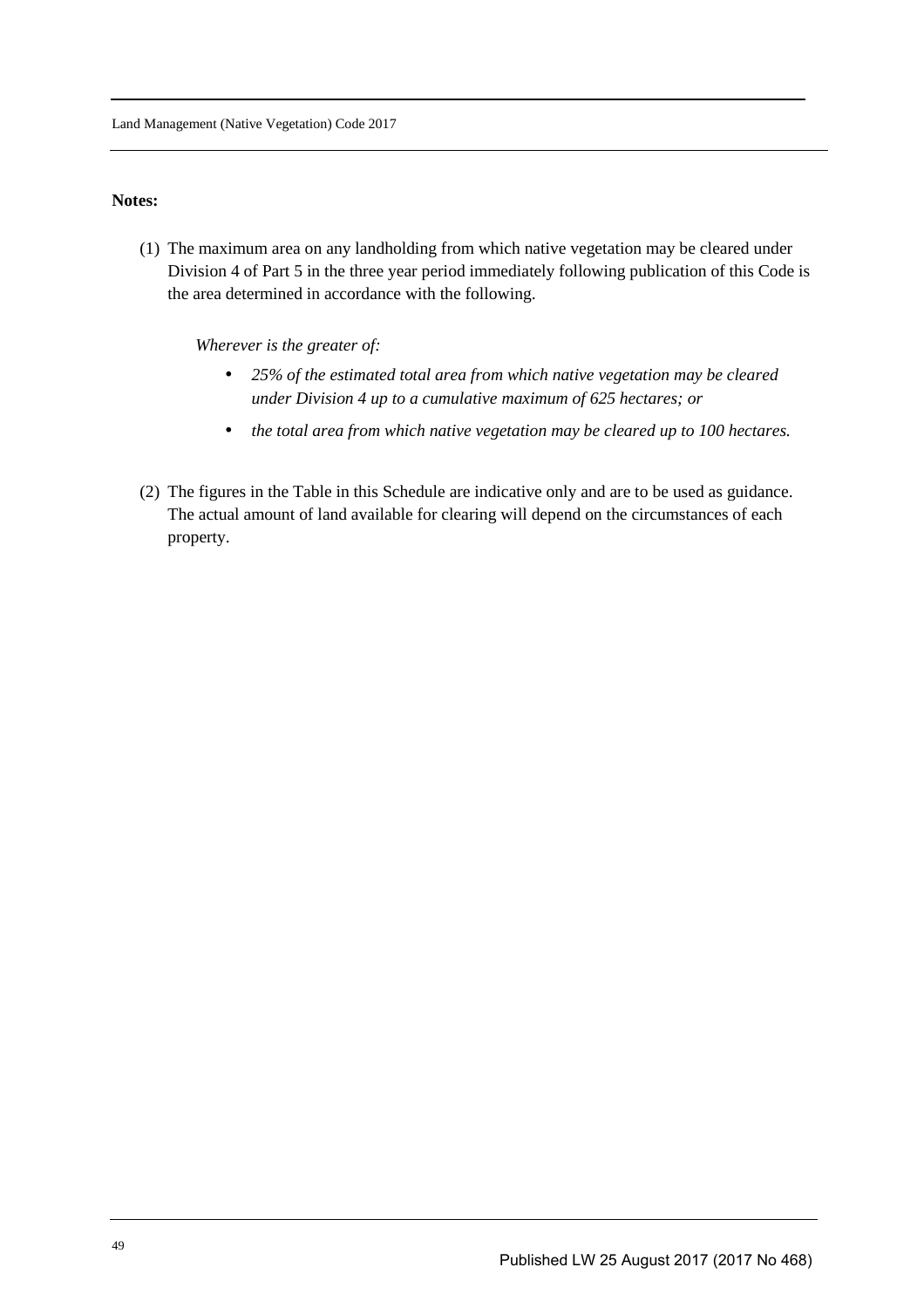**Notes:**

(1) The maximum area on any landholding from which native vegetation may be cleared under Division 4 of Part 5 in the three year period immediately following publication of this Code is the area determined in accordance with the following.

*Wherever is the greater of:*

- *25% of the estimated total area from which native vegetation may be cleared under Division 4 up to a cumulative maximum of 625 hectares; or*
- *the total area from which native vegetation may be cleared up to 100 hectares.*

(2) The figures in the Table in this Schedule are indicative only and are to be used as guidance. The actual amount of land available for clearing will depend on the circumstances of each property.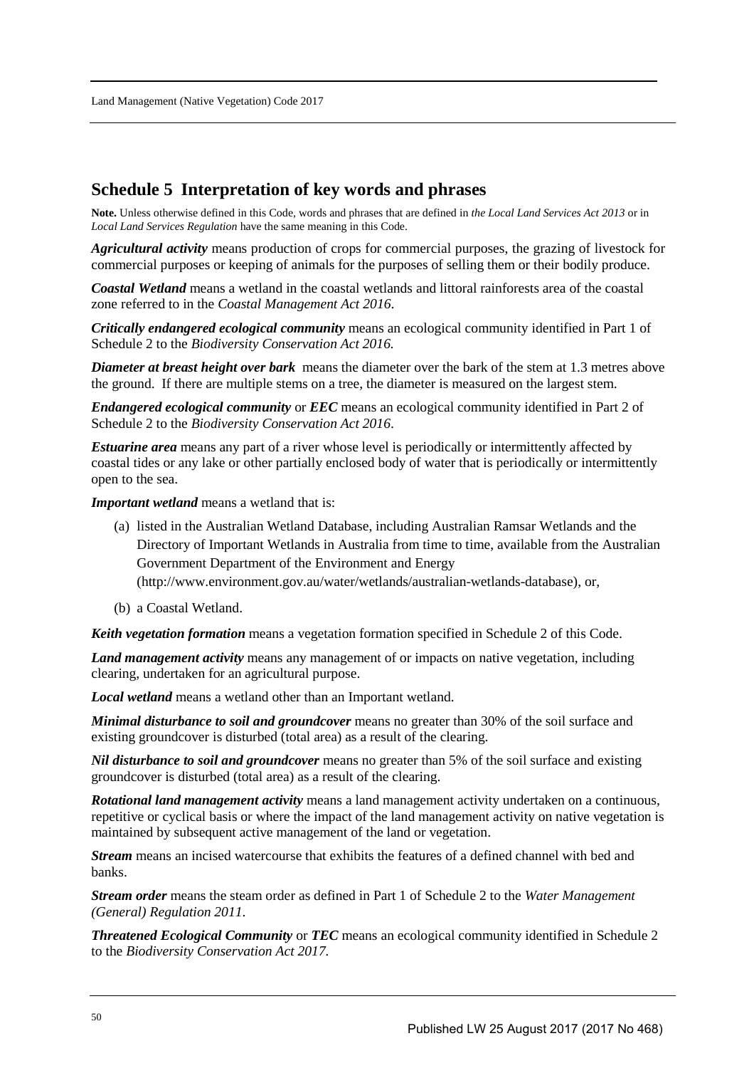## Schedule 5 Interpretation of key words and phrases

**Note.** Unless otherwise defined in this Code, words and phrases that are defined in *the Local Land Services Act 2013* or in *Local Land Services Regulation* have the same meaning in this Code.

***Agricultural activity*** means production of crops for commercial purposes, the grazing of livestock for commercial purposes or keeping of animals for the purposes of selling them or their bodily produce.

***Coastal Wetland*** means a wetland in the coastal wetlands and littoral rainforests area of the coastal zone referred to in the *Coastal Management Act 2016*.

***Critically endangered ecological community*** means an ecological community identified in Part 1 of Schedule 2 to the *Biodiversity Conservation Act 2016.*

***Diameter at breast height over bark*** means the diameter over the bark of the stem at 1.3 metres above the ground. If there are multiple stems on a tree, the diameter is measured on the largest stem.

***Endangered ecological community*** or ***EEC*** means an ecological community identified in Part 2 of Schedule 2 to the *Biodiversity Conservation Act 2016*.

***Estuarine area*** means any part of a river whose level is periodically or intermittently affected by coastal tides or any lake or other partially enclosed body of water that is periodically or intermittently open to the sea.

***Important wetland*** means a wetland that is:

(a) listed in the Australian Wetland Database, including Australian Ramsar Wetlands and the Directory of Important Wetlands in Australia from time to time, available from the Australian Government Department of the Environment and Energy (http://www.environment.gov.au/water/wetlands/australian-wetlands-database), or,

(b) a Coastal Wetland.

***Keith vegetation formation*** means a vegetation formation specified in Schedule 2 of this Code.

***Land management activity*** means any management of or impacts on native vegetation, including clearing, undertaken for an agricultural purpose.

***Local wetland*** means a wetland other than an Important wetland.

***Minimal disturbance to soil and groundcover*** means no greater than 30% of the soil surface and existing groundcover is disturbed (total area) as a result of the clearing.

***Nil disturbance to soil and groundcover*** means no greater than 5% of the soil surface and existing groundcover is disturbed (total area) as a result of the clearing.

***Rotational land management activity*** means a land management activity undertaken on a continuous, repetitive or cyclical basis or where the impact of the land management activity on native vegetation is maintained by subsequent active management of the land or vegetation.

***Stream*** means an incised watercourse that exhibits the features of a defined channel with bed and banks.

***Stream order*** means the steam order as defined in Part 1 of Schedule 2 to the *Water Management (General) Regulation 2011*.

***Threatened Ecological Community*** or ***TEC*** means an ecological community identified in Schedule 2 to the *Biodiversity Conservation Act 2017.*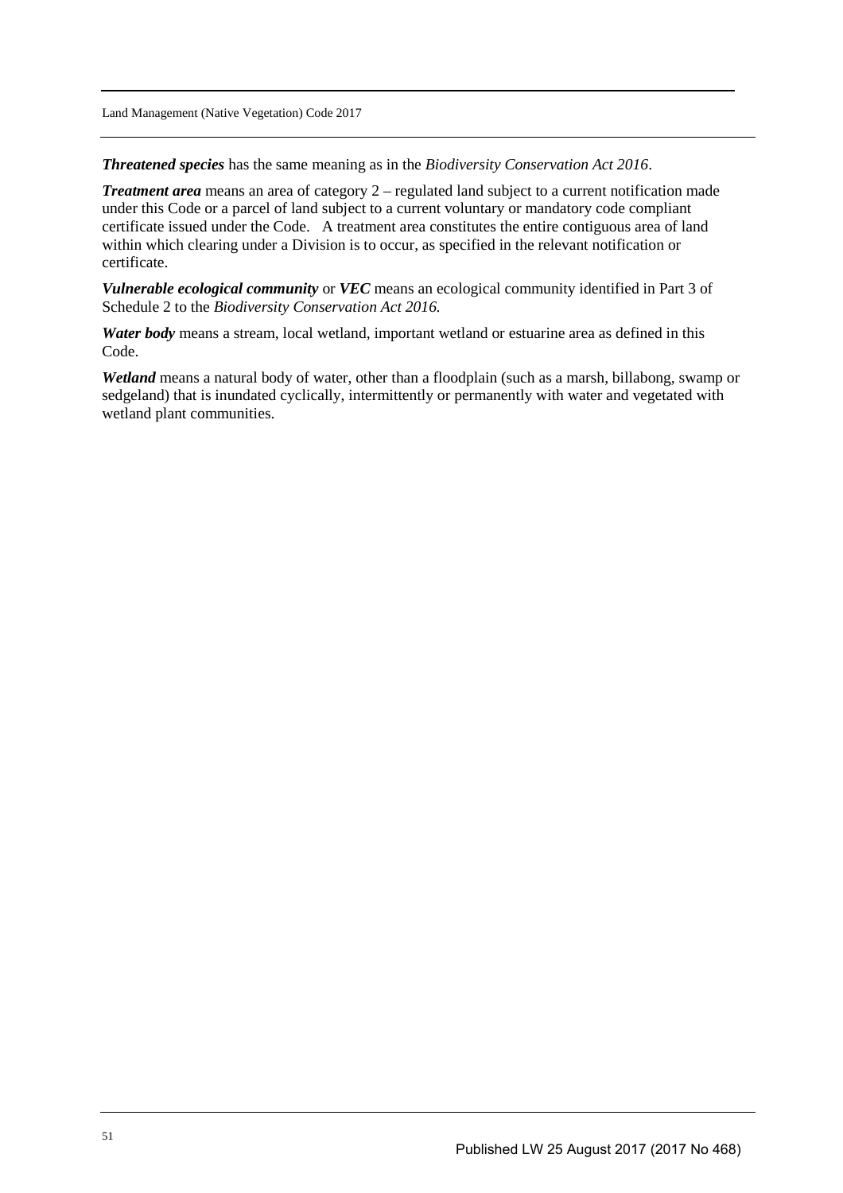***Threatened species*** has the same meaning as in the *Biodiversity Conservation Act 2016*.

***Treatment area*** means an area of category 2 – regulated land subject to a current notification made under this Code or a parcel of land subject to a current voluntary or mandatory code compliant certificate issued under the Code. A treatment area constitutes the entire contiguous area of land within which clearing under a Division is to occur, as specified in the relevant notification or certificate.

***Vulnerable ecological community*** or ***VEC*** means an ecological community identified in Part 3 of Schedule 2 to the *Biodiversity Conservation Act 2016.*

***Water body*** means a stream, local wetland, important wetland or estuarine area as defined in this Code.

***Wetland*** means a natural body of water, other than a floodplain (such as a marsh, billabong, swamp or sedgeland) that is inundated cyclically, intermittently or permanently with water and vegetated with wetland plant communities.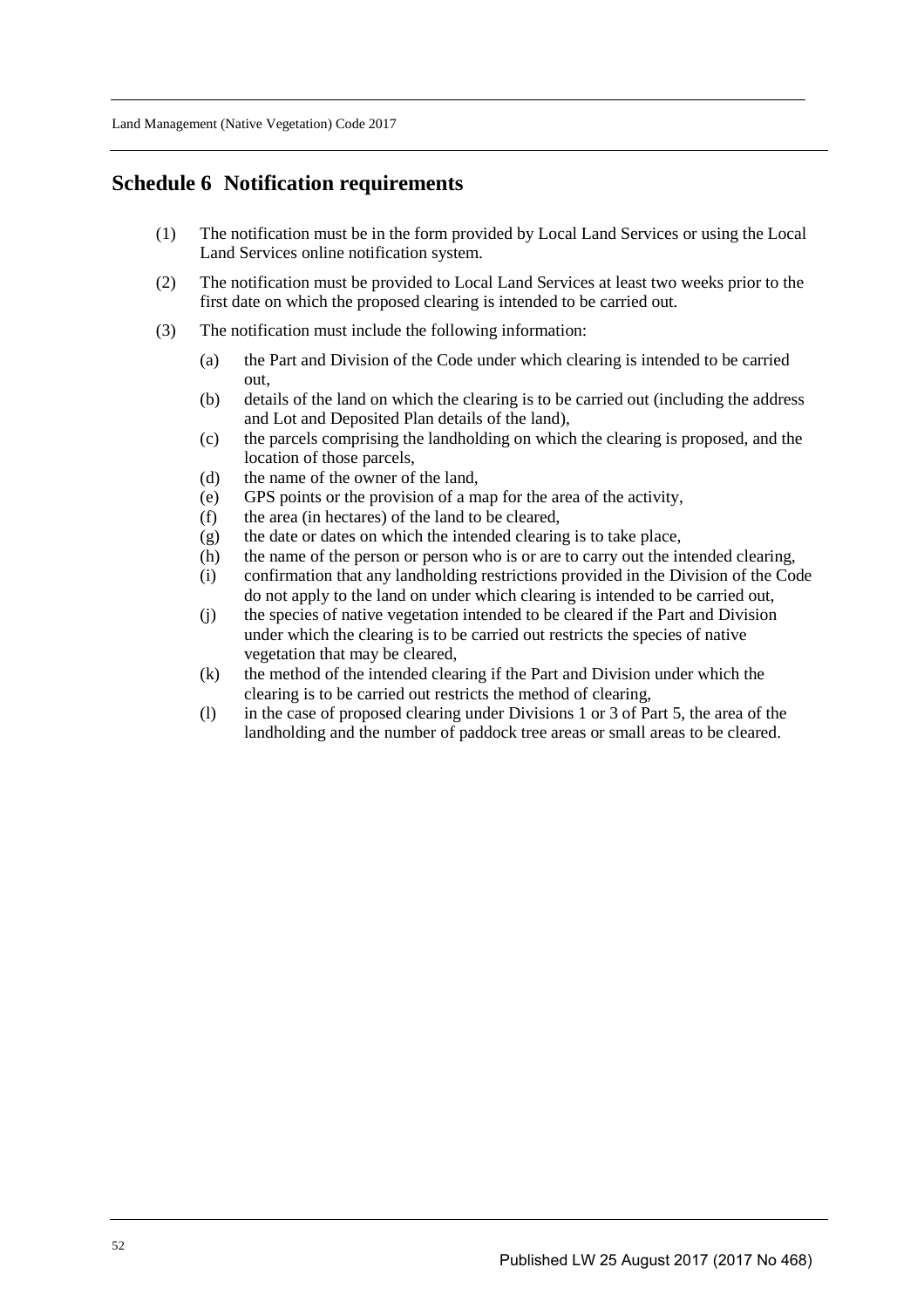## Schedule 6 Notification requirements

(1) The notification must be in the form provided by Local Land Services or using the Local Land Services online notification system.

(2) The notification must be provided to Local Land Services at least two weeks prior to the first date on which the proposed clearing is intended to be carried out.

(3) The notification must include the following information:

(a) the Part and Division of the Code under which clearing is intended to be carried out,

(b) details of the land on which the clearing is to be carried out (including the address and Lot and Deposited Plan details of the land),

(c) the parcels comprising the landholding on which the clearing is proposed, and the location of those parcels,

(d) the name of the owner of the land,

(e) GPS points or the provision of a map for the area of the activity,

(f) the area (in hectares) of the land to be cleared,

(g) the date or dates on which the intended clearing is to take place,

(h) the name of the person or person who is or are to carry out the intended clearing,

(i) confirmation that any landholding restrictions provided in the Division of the Code do not apply to the land on under which clearing is intended to be carried out,

(j) the species of native vegetation intended to be cleared if the Part and Division under which the clearing is to be carried out restricts the species of native vegetation that may be cleared,

(k) the method of the intended clearing if the Part and Division under which the clearing is to be carried out restricts the method of clearing,

(l) in the case of proposed clearing under Divisions 1 or 3 of Part 5, the area of the landholding and the number of paddock tree areas or small areas to be cleared.